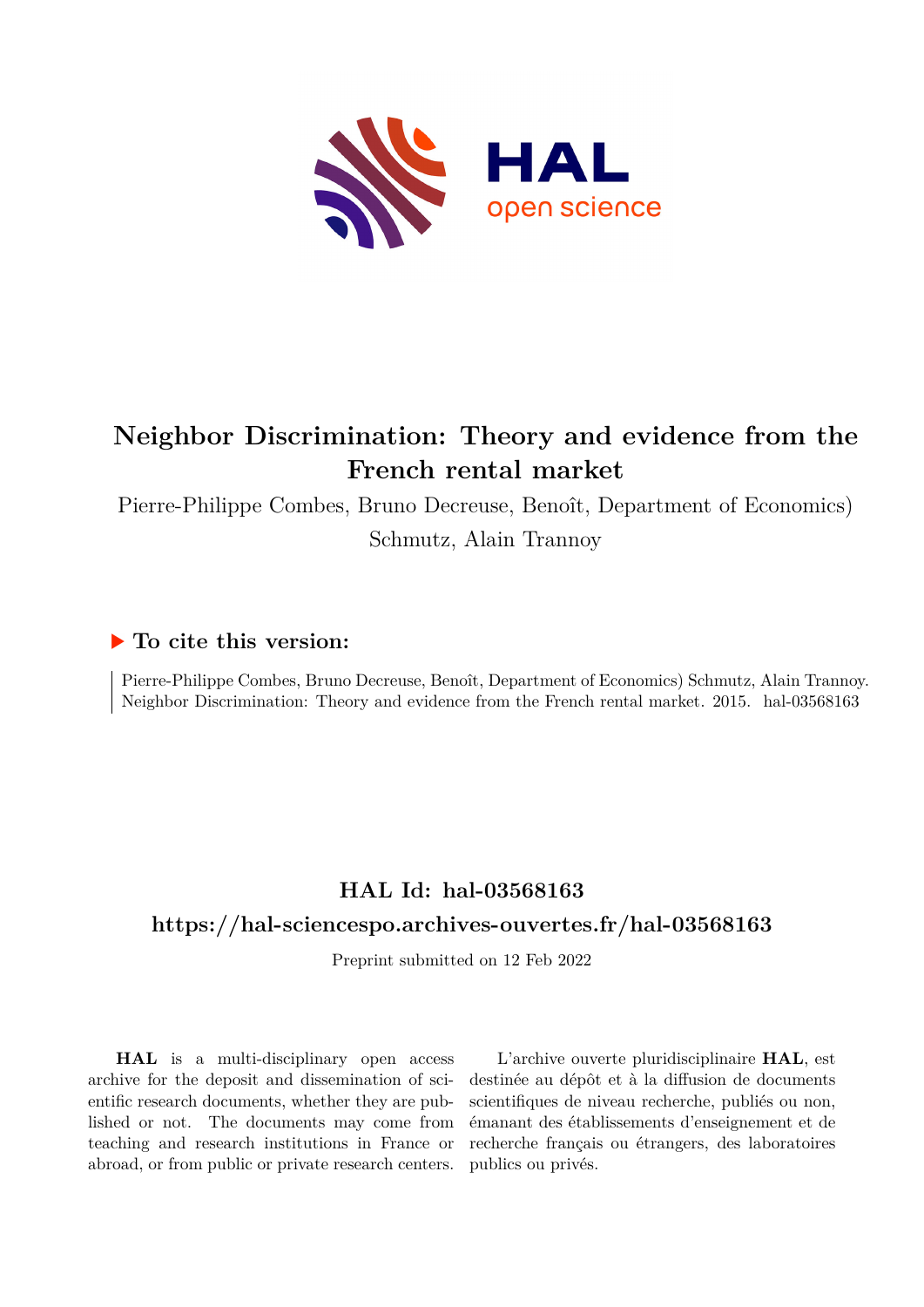# Neighbor Discrimination: Theory and evidence from the French rental market

Pierre-Philippe Combes, Bruno Decreuse, Benoît, Department of Economics) Schmutz, Alain Trannoy

## ▶ To cite this version:

Pierre-Philippe Combes, Bruno Decreuse, Benoît, Department of Economics) Schmutz, Alain Trannoy. Neighbor Discrimination: Theory and evidence from the French rental market. 2015. hal-03568163

## HAL Id: hal-03568163

## https://hal-sciencespo.archives-ouvertes.fr/hal-03568163

Preprint submitted on 12 Feb 2022

**HAL** is a multi-disciplinary open access archive for the deposit and dissemination of scientific research documents, whether they are published or not. The documents may come from teaching and research institutions in France or abroad, or from public or private research centers.

L'archive ouverte pluridisciplinaire **HAL**, est destinée au dépôt et à la diffusion de documents scientifiques de niveau recherche, publiés ou non, émanant des établissements d'enseignement et de recherche français ou étrangers, des laboratoires publics ou privés.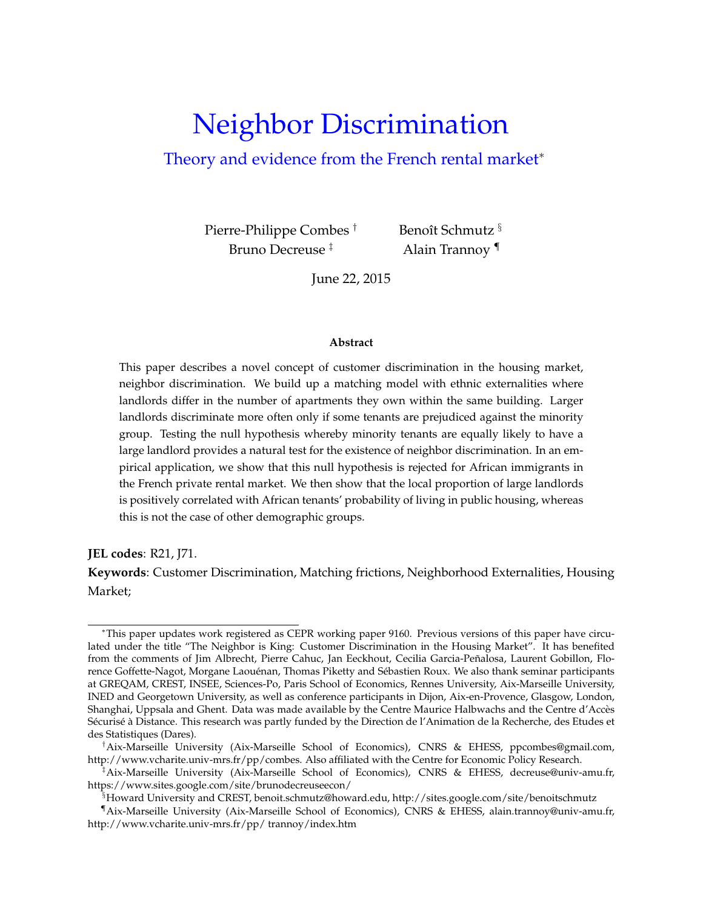# Neighbor Discrimination

## Theory and evidence from the French rental market*

Pierre-Philippe Combes †
Benoît Schmutz §
Bruno Decreuse ‡
Alain Trannoy ¶

June 22, 2015

**Abstract**

This paper describes a novel concept of customer discrimination in the housing market, neighbor discrimination. We build up a matching model with ethnic externalities where landlords differ in the number of apartments they own within the same building. Larger landlords discriminate more often only if some tenants are prejudiced against the minority group. Testing the null hypothesis whereby minority tenants are equally likely to have a large landlord provides a natural test for the existence of neighbor discrimination. In an empirical application, we show that this null hypothesis is rejected for African immigrants in the French private rental market. We then show that the local proportion of large landlords is positively correlated with African tenants' probability of living in public housing, whereas this is not the case of other demographic groups.

**JEL codes**: R21, J71.

**Keywords**: Customer Discrimination, Matching frictions, Neighborhood Externalities, Housing Market;

---

*This paper updates work registered as CEPR working paper 9160. Previous versions of this paper have circulated under the title "The Neighbor is King: Customer Discrimination in the Housing Market". It has benefited from the comments of Jim Albrecht, Pierre Cahuc, Jan Eeckhout, Cecilia Garcia-Peñalosa, Laurent Gobillon, Florence Goffette-Nagot, Morgane Laouénan, Thomas Piketty and Sébastien Roux. We also thank seminar participants at GREQAM, CREST, INSEE, Sciences-Po, Paris School of Economics, Rennes University, Aix-Marseille University, INED and Georgetown University, as well as conference participants in Dijon, Aix-en-Provence, Glasgow, London, Shanghai, Uppsala and Ghent. Data was made available by the Centre Maurice Halbwachs and the Centre d'Accès Sécurisé à Distance. This research was partly funded by the Direction de l'Animation de la Recherche, des Etudes et des Statistiques (Dares).

†Aix-Marseille University (Aix-Marseille School of Economics), CNRS & EHESS, ppcombes@gmail.com, http://www.vcharite.univ-mrs.fr/pp/combes. Also affiliated with the Centre for Economic Policy Research.

‡Aix-Marseille University (Aix-Marseille School of Economics), CNRS & EHESS, decreuse@univ-amu.fr, https://www.sites.google.com/site/brunodecreuseecon/

§Howard University and CREST, benoit.schmutz@howard.edu, http://sites.google.com/site/benoitschmutz

¶Aix-Marseille University (Aix-Marseille School of Economics), CNRS & EHESS, alain.trannoy@univ-amu.fr, http://www.vcharite.univ-mrs.fr/pp/ trannoy/index.htm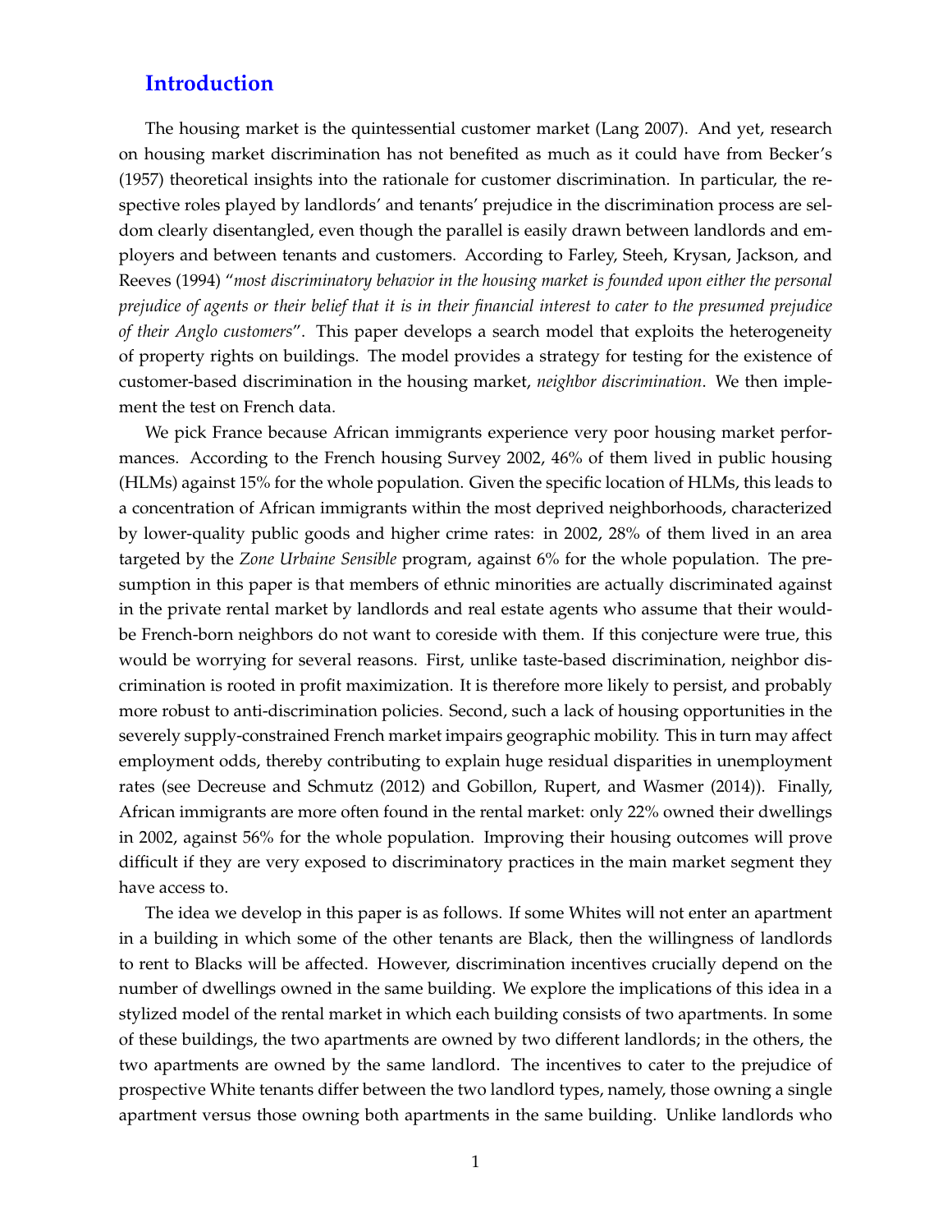## Introduction

The housing market is the quintessential customer market (Lang 2007). And yet, research on housing market discrimination has not benefited as much as it could have from Becker's (1957) theoretical insights into the rationale for customer discrimination. In particular, the respective roles played by landlords' and tenants' prejudice in the discrimination process are seldom clearly disentangled, even though the parallel is easily drawn between landlords and employers and between tenants and customers. According to Farley, Steeh, Krysan, Jackson, and Reeves (1994) "*most discriminatory behavior in the housing market is founded upon either the personal prejudice of agents or their belief that it is in their financial interest to cater to the presumed prejudice of their Anglo customers*". This paper develops a search model that exploits the heterogeneity of property rights on buildings. The model provides a strategy for testing for the existence of customer-based discrimination in the housing market, *neighbor discrimination*. We then implement the test on French data.

We pick France because African immigrants experience very poor housing market performances. According to the French housing Survey 2002, 46% of them lived in public housing (HLMs) against 15% for the whole population. Given the specific location of HLMs, this leads to a concentration of African immigrants within the most deprived neighborhoods, characterized by lower-quality public goods and higher crime rates: in 2002, 28% of them lived in an area targeted by the *Zone Urbaine Sensible* program, against 6% for the whole population. The presumption in this paper is that members of ethnic minorities are actually discriminated against in the private rental market by landlords and real estate agents who assume that their would-be French-born neighbors do not want to coreside with them. If this conjecture were true, this would be worrying for several reasons. First, unlike taste-based discrimination, neighbor discrimination is rooted in profit maximization. It is therefore more likely to persist, and probably more robust to anti-discrimination policies. Second, such a lack of housing opportunities in the severely supply-constrained French market impairs geographic mobility. This in turn may affect employment odds, thereby contributing to explain huge residual disparities in unemployment rates (see Decreuse and Schmutz (2012) and Gobillon, Rupert, and Wasmer (2014)). Finally, African immigrants are more often found in the rental market: only 22% owned their dwellings in 2002, against 56% for the whole population. Improving their housing outcomes will prove difficult if they are very exposed to discriminatory practices in the main market segment they have access to.

The idea we develop in this paper is as follows. If some Whites will not enter an apartment in a building in which some of the other tenants are Black, then the willingness of landlords to rent to Blacks will be affected. However, discrimination incentives crucially depend on the number of dwellings owned in the same building. We explore the implications of this idea in a stylized model of the rental market in which each building consists of two apartments. In some of these buildings, the two apartments are owned by two different landlords; in the others, the two apartments are owned by the same landlord. The incentives to cater to the prejudice of prospective White tenants differ between the two landlord types, namely, those owning a single apartment versus those owning both apartments in the same building. Unlike landlords who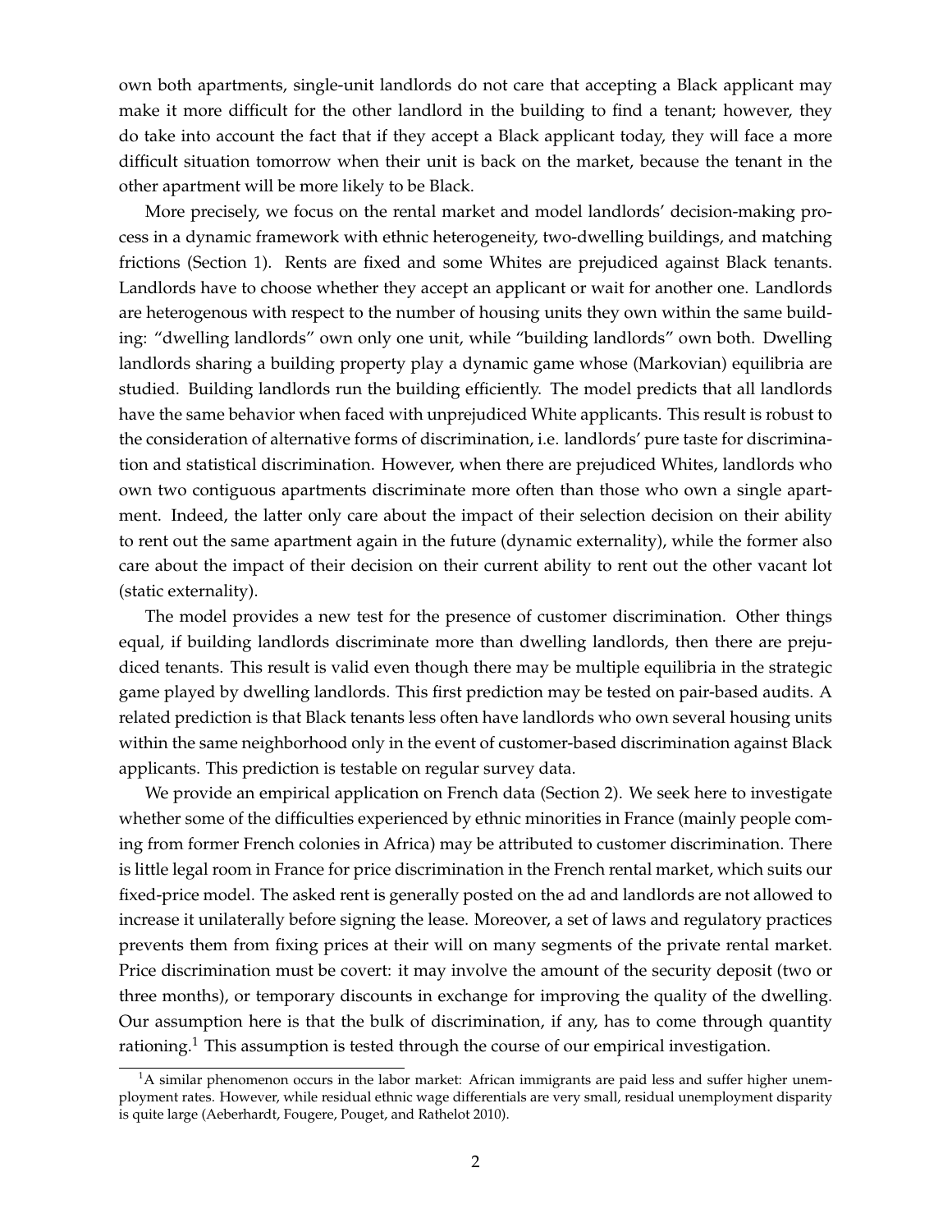own both apartments, single-unit landlords do not care that accepting a Black applicant may make it more difficult for the other landlord in the building to find a tenant; however, they do take into account the fact that if they accept a Black applicant today, they will face a more difficult situation tomorrow when their unit is back on the market, because the tenant in the other apartment will be more likely to be Black.

More precisely, we focus on the rental market and model landlords' decision-making process in a dynamic framework with ethnic heterogeneity, two-dwelling buildings, and matching frictions (Section 1). Rents are fixed and some Whites are prejudiced against Black tenants. Landlords have to choose whether they accept an applicant or wait for another one. Landlords are heterogenous with respect to the number of housing units they own within the same building: "dwelling landlords" own only one unit, while "building landlords" own both. Dwelling landlords sharing a building property play a dynamic game whose (Markovian) equilibria are studied. Building landlords run the building efficiently. The model predicts that all landlords have the same behavior when faced with unprejudiced White applicants. This result is robust to the consideration of alternative forms of discrimination, i.e. landlords' pure taste for discrimination and statistical discrimination. However, when there are prejudiced Whites, landlords who own two contiguous apartments discriminate more often than those who own a single apartment. Indeed, the latter only care about the impact of their selection decision on their ability to rent out the same apartment again in the future (dynamic externality), while the former also care about the impact of their decision on their current ability to rent out the other vacant lot (static externality).

The model provides a new test for the presence of customer discrimination. Other things equal, if building landlords discriminate more than dwelling landlords, then there are prejudiced tenants. This result is valid even though there may be multiple equilibria in the strategic game played by dwelling landlords. This first prediction may be tested on pair-based audits. A related prediction is that Black tenants less often have landlords who own several housing units within the same neighborhood only in the event of customer-based discrimination against Black applicants. This prediction is testable on regular survey data.

We provide an empirical application on French data (Section 2). We seek here to investigate whether some of the difficulties experienced by ethnic minorities in France (mainly people coming from former French colonies in Africa) may be attributed to customer discrimination. There is little legal room in France for price discrimination in the French rental market, which suits our fixed-price model. The asked rent is generally posted on the ad and landlords are not allowed to increase it unilaterally before signing the lease. Moreover, a set of laws and regulatory practices prevents them from fixing prices at their will on many segments of the private rental market. Price discrimination must be covert: it may involve the amount of the security deposit (two or three months), or temporary discounts in exchange for improving the quality of the dwelling. Our assumption here is that the bulk of discrimination, if any, has to come through quantity rationing.[1] This assumption is tested through the course of our empirical investigation.

[1] A similar phenomenon occurs in the labor market: African immigrants are paid less and suffer higher unemployment rates. However, while residual ethnic wage differentials are very small, residual unemployment disparity is quite large (Aeberhardt, Fougere, Pouget, and Rathelot 2010).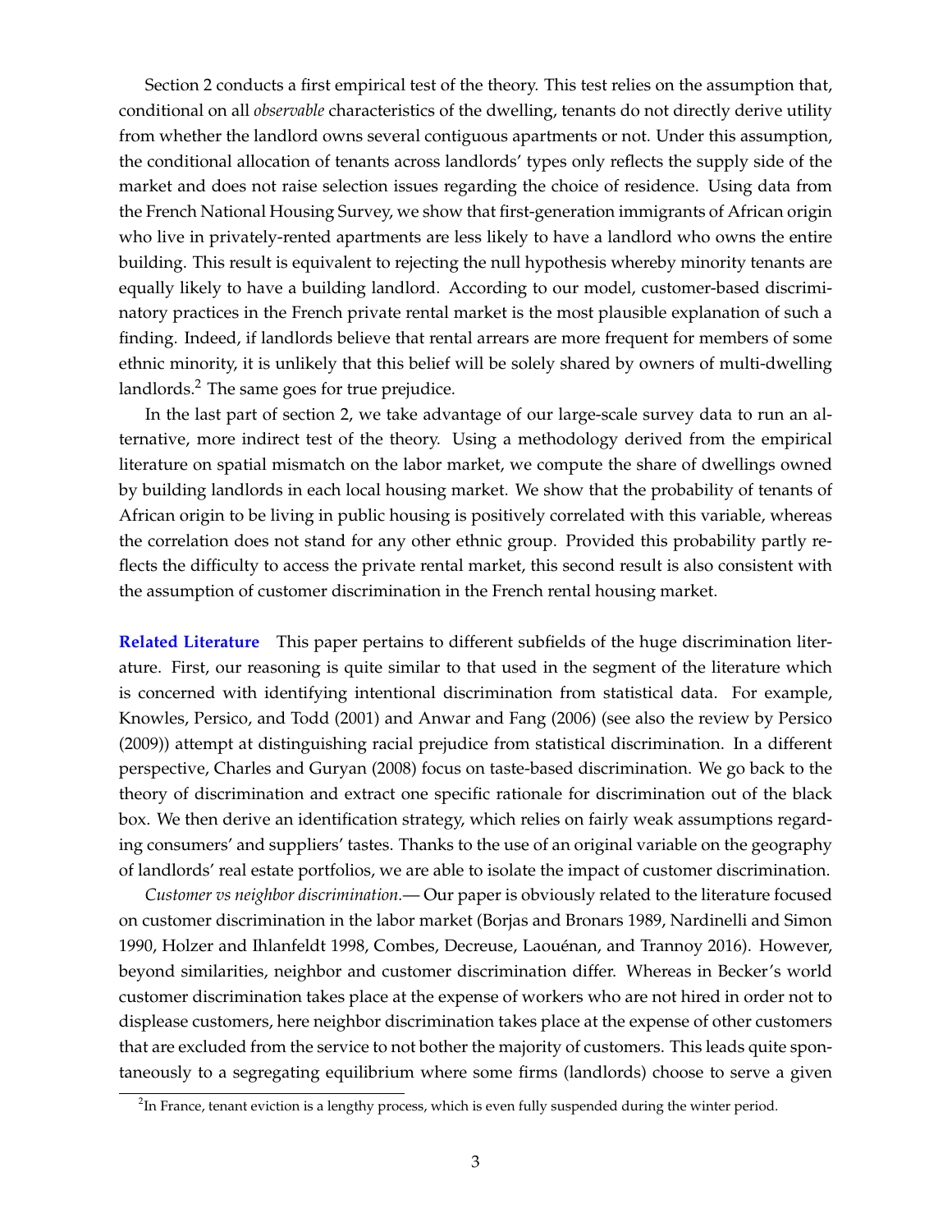Section 2 conducts a first empirical test of the theory. This test relies on the assumption that, conditional on all *observable* characteristics of the dwelling, tenants do not directly derive utility from whether the landlord owns several contiguous apartments or not. Under this assumption, the conditional allocation of tenants across landlords' types only reflects the supply side of the market and does not raise selection issues regarding the choice of residence. Using data from the French National Housing Survey, we show that first-generation immigrants of African origin who live in privately-rented apartments are less likely to have a landlord who owns the entire building. This result is equivalent to rejecting the null hypothesis whereby minority tenants are equally likely to have a building landlord. According to our model, customer-based discriminatory practices in the French private rental market is the most plausible explanation of such a finding. Indeed, if landlords believe that rental arrears are more frequent for members of some ethnic minority, it is unlikely that this belief will be solely shared by owners of multi-dwelling landlords.[2] The same goes for true prejudice.

In the last part of section 2, we take advantage of our large-scale survey data to run an alternative, more indirect test of the theory. Using a methodology derived from the empirical literature on spatial mismatch on the labor market, we compute the share of dwellings owned by building landlords in each local housing market. We show that the probability of tenants of African origin to be living in public housing is positively correlated with this variable, whereas the correlation does not stand for any other ethnic group. Provided this probability partly reflects the difficulty to access the private rental market, this second result is also consistent with the assumption of customer discrimination in the French rental housing market.

**Related Literature** This paper pertains to different subfields of the huge discrimination literature. First, our reasoning is quite similar to that used in the segment of the literature which is concerned with identifying intentional discrimination from statistical data. For example, Knowles, Persico, and Todd (2001) and Anwar and Fang (2006) (see also the review by Persico (2009)) attempt at distinguishing racial prejudice from statistical discrimination. In a different perspective, Charles and Guryan (2008) focus on taste-based discrimination. We go back to the theory of discrimination and extract one specific rationale for discrimination out of the black box. We then derive an identification strategy, which relies on fairly weak assumptions regarding consumers' and suppliers' tastes. Thanks to the use of an original variable on the geography of landlords' real estate portfolios, we are able to isolate the impact of customer discrimination.

*Customer vs neighbor discrimination.*— Our paper is obviously related to the literature focused on customer discrimination in the labor market (Borjas and Bronars 1989, Nardinelli and Simon 1990, Holzer and Ihlanfeldt 1998, Combes, Decreuse, Laouénan, and Trannoy 2016). However, beyond similarities, neighbor and customer discrimination differ. Whereas in Becker's world customer discrimination takes place at the expense of workers who are not hired in order not to displease customers, here neighbor discrimination takes place at the expense of other customers that are excluded from the service to not bother the majority of customers. This leads quite spontaneously to a segregating equilibrium where some firms (landlords) choose to serve a given

[2]In France, tenant eviction is a lengthy process, which is even fully suspended during the winter period.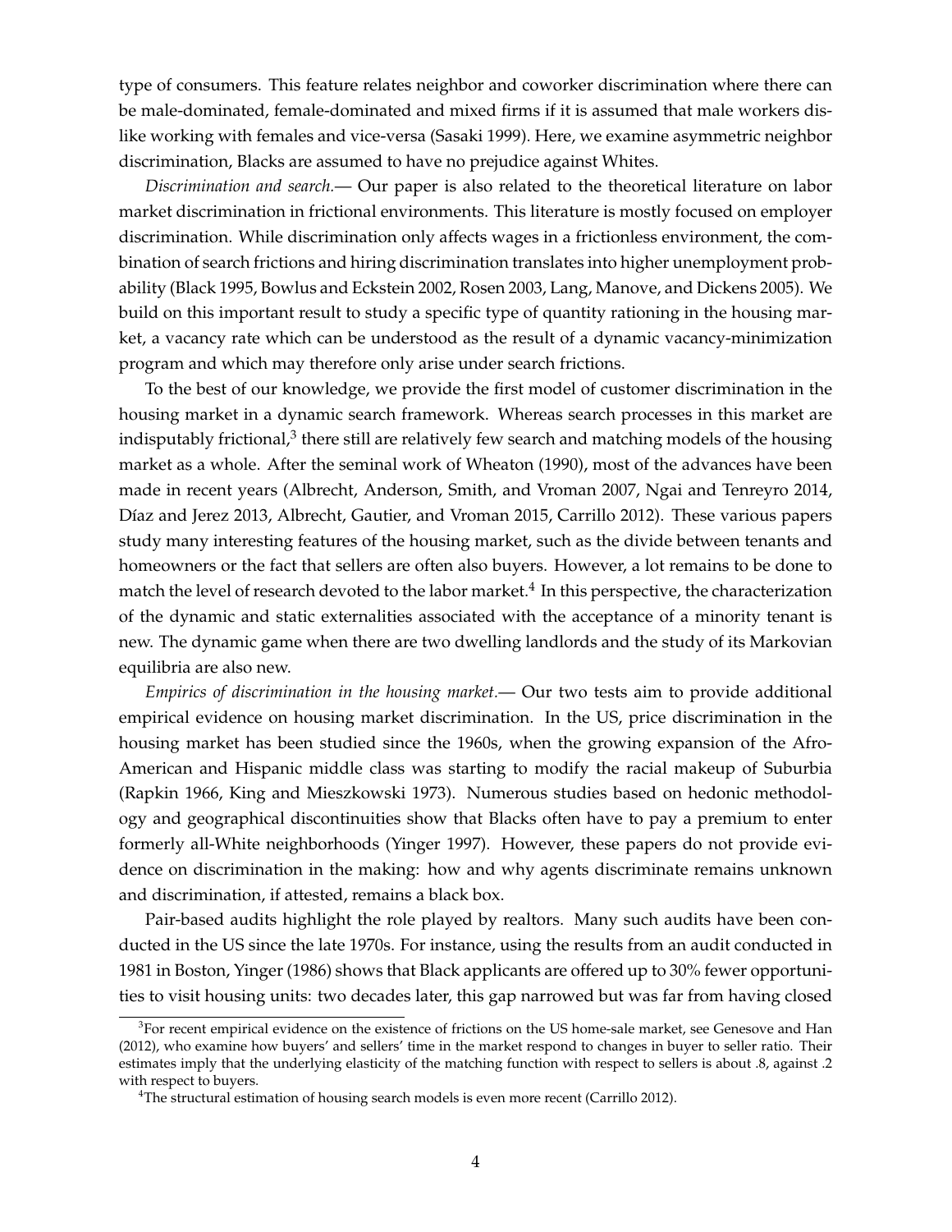type of consumers. This feature relates neighbor and coworker discrimination where there can be male-dominated, female-dominated and mixed firms if it is assumed that male workers dislike working with females and vice-versa (Sasaki 1999). Here, we examine asymmetric neighbor discrimination, Blacks are assumed to have no prejudice against Whites.

*Discrimination and search.*— Our paper is also related to the theoretical literature on labor market discrimination in frictional environments. This literature is mostly focused on employer discrimination. While discrimination only affects wages in a frictionless environment, the combination of search frictions and hiring discrimination translates into higher unemployment probability (Black 1995, Bowlus and Eckstein 2002, Rosen 2003, Lang, Manove, and Dickens 2005). We build on this important result to study a specific type of quantity rationing in the housing market, a vacancy rate which can be understood as the result of a dynamic vacancy-minimization program and which may therefore only arise under search frictions.

To the best of our knowledge, we provide the first model of customer discrimination in the housing market in a dynamic search framework. Whereas search processes in this market are indisputably frictional,[3] there still are relatively few search and matching models of the housing market as a whole. After the seminal work of Wheaton (1990), most of the advances have been made in recent years (Albrecht, Anderson, Smith, and Vroman 2007, Ngai and Tenreyro 2014, Díaz and Jerez 2013, Albrecht, Gautier, and Vroman 2015, Carrillo 2012). These various papers study many interesting features of the housing market, such as the divide between tenants and homeowners or the fact that sellers are often also buyers. However, a lot remains to be done to match the level of research devoted to the labor market.[4] In this perspective, the characterization of the dynamic and static externalities associated with the acceptance of a minority tenant is new. The dynamic game when there are two dwelling landlords and the study of its Markovian equilibria are also new.

*Empirics of discrimination in the housing market.*— Our two tests aim to provide additional empirical evidence on housing market discrimination. In the US, price discrimination in the housing market has been studied since the 1960s, when the growing expansion of the Afro-American and Hispanic middle class was starting to modify the racial makeup of Suburbia (Rapkin 1966, King and Mieszkowski 1973). Numerous studies based on hedonic methodology and geographical discontinuities show that Blacks often have to pay a premium to enter formerly all-White neighborhoods (Yinger 1997). However, these papers do not provide evidence on discrimination in the making: how and why agents discriminate remains unknown and discrimination, if attested, remains a black box.

Pair-based audits highlight the role played by realtors. Many such audits have been conducted in the US since the late 1970s. For instance, using the results from an audit conducted in 1981 in Boston, Yinger (1986) shows that Black applicants are offered up to 30% fewer opportunities to visit housing units: two decades later, this gap narrowed but was far from having closed

[3] For recent empirical evidence on the existence of frictions on the US home-sale market, see Genesove and Han (2012), who examine how buyers' and sellers' time in the market respond to changes in buyer to seller ratio. Their estimates imply that the underlying elasticity of the matching function with respect to sellers is about .8, against .2 with respect to buyers.

[4] The structural estimation of housing search models is even more recent (Carrillo 2012).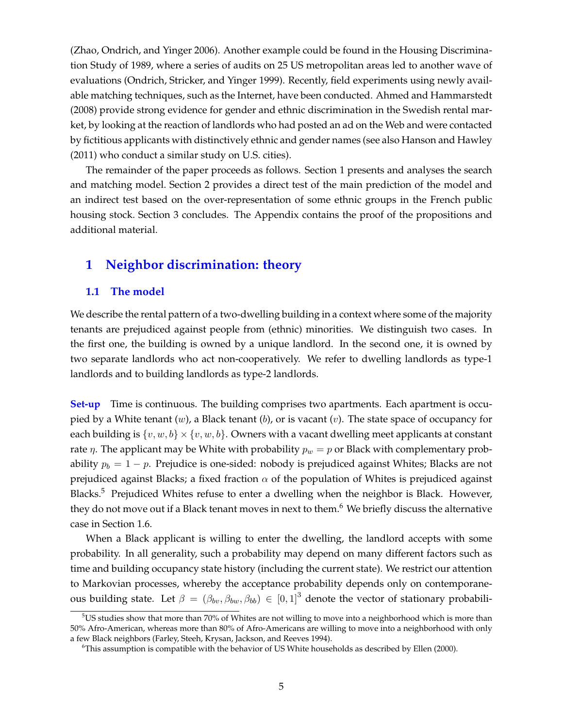(Zhao, Ondrich, and Yinger 2006). Another example could be found in the Housing Discrimination Study of 1989, where a series of audits on 25 US metropolitan areas led to another wave of evaluations (Ondrich, Stricker, and Yinger 1999). Recently, field experiments using newly available matching techniques, such as the Internet, have been conducted. Ahmed and Hammarstedt (2008) provide strong evidence for gender and ethnic discrimination in the Swedish rental market, by looking at the reaction of landlords who had posted an ad on the Web and were contacted by fictitious applicants with distinctively ethnic and gender names (see also Hanson and Hawley (2011) who conduct a similar study on U.S. cities).

The remainder of the paper proceeds as follows. Section 1 presents and analyses the search and matching model. Section 2 provides a direct test of the main prediction of the model and an indirect test based on the over-representation of some ethnic groups in the French public housing stock. Section 3 concludes. The Appendix contains the proof of the propositions and additional material.

# 1 Neighbor discrimination: theory

## 1.1 The model

We describe the rental pattern of a two-dwelling building in a context where some of the majority tenants are prejudiced against people from (ethnic) minorities. We distinguish two cases. In the first one, the building is owned by a unique landlord. In the second one, it is owned by two separate landlords who act non-cooperatively. We refer to dwelling landlords as type-1 landlords and to building landlords as type-2 landlords.

**Set-up** Time is continuous. The building comprises two apartments. Each apartment is occupied by a White tenant ($w$), a Black tenant ($b$), or is vacant ($v$). The state space of occupancy for each building is $\{v, w, b\} \times \{v, w, b\}$. Owners with a vacant dwelling meet applicants at constant rate $\eta$. The applicant may be White with probability $p_w = p$ or Black with complementary probability $p_b = 1 - p$. Prejudice is one-sided: nobody is prejudiced against Whites; Blacks are not prejudiced against Blacks; a fixed fraction $\alpha$ of the population of Whites is prejudiced against Blacks.[5] Prejudiced Whites refuse to enter a dwelling when the neighbor is Black. However, they do not move out if a Black tenant moves in next to them.[6] We briefly discuss the alternative case in Section 1.6.

When a Black applicant is willing to enter the dwelling, the landlord accepts with some probability. In all generality, such a probability may depend on many different factors such as time and building occupancy state history (including the current state). We restrict our attention to Markovian processes, whereby the acceptance probability depends only on contemporaneous building state. Let $\beta = (\beta_{bv}, \beta_{bw}, \beta_{bb}) \in [0, 1]^3$ denote the vector of stationary probabili-

[5] US studies show that more than 70% of Whites are not willing to move into a neighborhood which is more than 50% Afro-American, whereas more than 80% of Afro-Americans are willing to move into a neighborhood with only a few Black neighbors (Farley, Steeh, Krysan, Jackson, and Reeves 1994).

[6] This assumption is compatible with the behavior of US White households as described by Ellen (2000).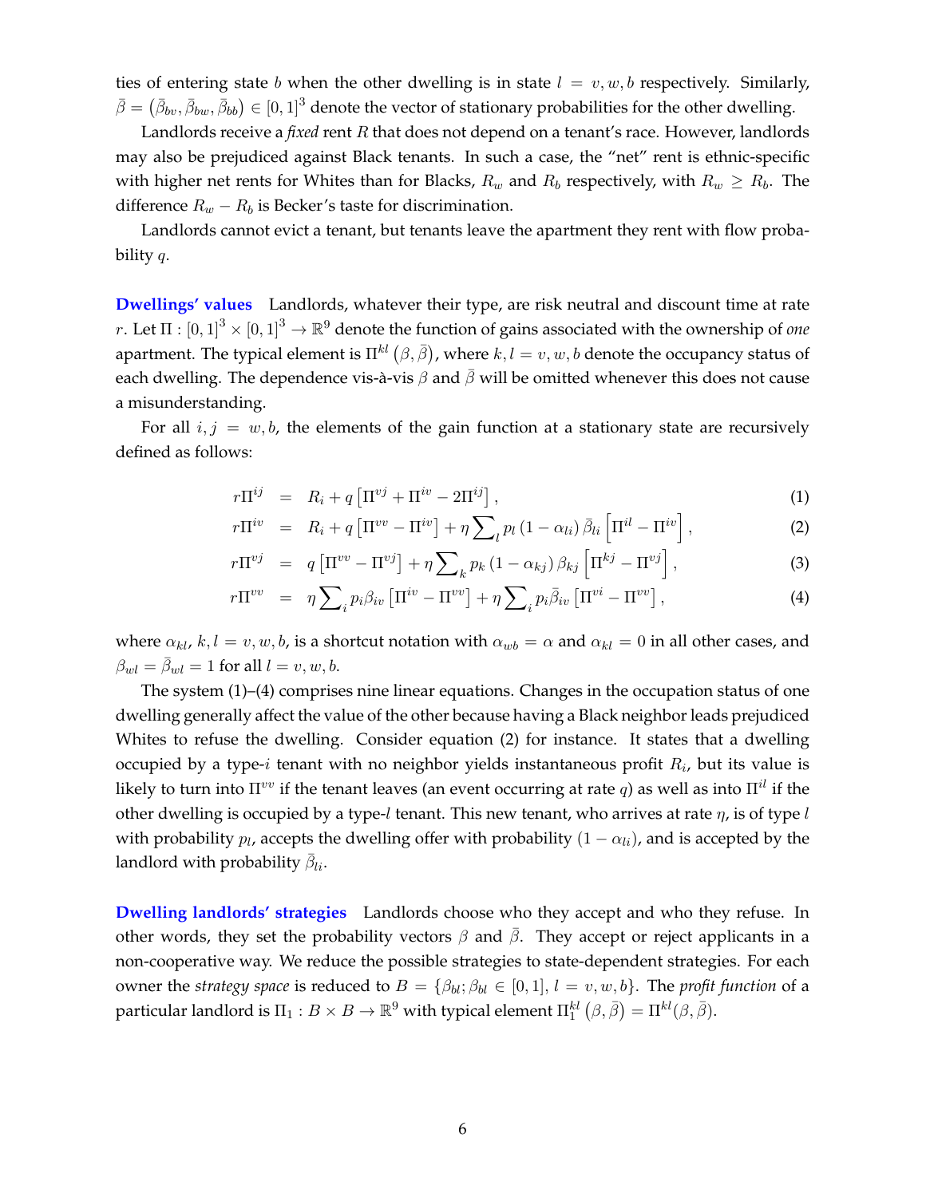ties of entering state $b$ when the other dwelling is in state $l = v, w, b$ respectively. Similarly, $\bar{\beta} = (\bar{\beta}_{bv}, \bar{\beta}_{bw}, \bar{\beta}_{bb}) \in [0,1]^3$ denote the vector of stationary probabilities for the other dwelling.

Landlords receive a *fixed* rent $R$ that does not depend on a tenant's race. However, landlords may also be prejudiced against Black tenants. In such a case, the "net" rent is ethnic-specific with higher net rents for Whites than for Blacks, $R_w$ and $R_b$ respectively, with $R_w \geq R_b$. The difference $R_w - R_b$ is Becker's taste for discrimination.

Landlords cannot evict a tenant, but tenants leave the apartment they rent with flow probability $q$.

**Dwellings' values** Landlords, whatever their type, are risk neutral and discount time at rate $r$. Let $\Pi : [0,1]^3 \times [0,1]^3 \to \mathbb{R}^9$ denote the function of gains associated with the ownership of *one* apartment. The typical element is $\Pi^{kl}(\beta, \bar{\beta})$, where $k, l = v, w, b$ denote the occupancy status of each dwelling. The dependence vis-à-vis $\beta$ and $\bar{\beta}$ will be omitted whenever this does not cause a misunderstanding.

For all $i, j = w, b$, the elements of the gain function at a stationary state are recursively defined as follows:

$$r\Pi^{ij} = R_i + q\left[\Pi^{vj} + \Pi^{iv} - 2\Pi^{ij}\right], \tag{1}$$

$$r\Pi^{iv} = R_i + q\left[\Pi^{vv} - \Pi^{iv}\right] + \eta \sum_l p_l (1 - \alpha_{li}) \bar{\beta}_{li} \left[\Pi^{il} - \Pi^{iv}\right], \tag{2}$$

$$r\Pi^{vj} = q\left[\Pi^{vv} - \Pi^{vj}\right] + \eta \sum_k p_k (1 - \alpha_{kj}) \beta_{kj} \left[\Pi^{kj} - \Pi^{vj}\right], \tag{3}$$

$$r\Pi^{vv} = \eta \sum_i p_i \beta_{iv} \left[\Pi^{iv} - \Pi^{vv}\right] + \eta \sum_i p_i \bar{\beta}_{iv} \left[\Pi^{vi} - \Pi^{vv}\right], \tag{4}$$

where $\alpha_{kl}$, $k, l = v, w, b$, is a shortcut notation with $\alpha_{wb} = \alpha$ and $\alpha_{kl} = 0$ in all other cases, and $\beta_{wl} = \bar{\beta}_{wl} = 1$ for all $l = v, w, b$.

The system (1)–(4) comprises nine linear equations. Changes in the occupation status of one dwelling generally affect the value of the other because having a Black neighbor leads prejudiced Whites to refuse the dwelling. Consider equation (2) for instance. It states that a dwelling occupied by a type-$i$ tenant with no neighbor yields instantaneous profit $R_i$, but its value is likely to turn into $\Pi^{vv}$ if the tenant leaves (an event occurring at rate $q$) as well as into $\Pi^{il}$ if the other dwelling is occupied by a type-$l$ tenant. This new tenant, who arrives at rate $\eta$, is of type $l$ with probability $p_l$, accepts the dwelling offer with probability $(1 - \alpha_{li})$, and is accepted by the landlord with probability $\bar{\beta}_{li}$.

**Dwelling landlords' strategies** Landlords choose who they accept and who they refuse. In other words, they set the probability vectors $\beta$ and $\bar{\beta}$. They accept or reject applicants in a non-cooperative way. We reduce the possible strategies to state-dependent strategies. For each owner the *strategy space* is reduced to $B = \{\beta_{bl}; \beta_{bl} \in [0,1], l = v, w, b\}$. The *profit function* of a particular landlord is $\Pi_1 : B \times B \to \mathbb{R}^9$ with typical element $\Pi_1^{kl}(\beta, \bar{\beta}) = \Pi^{kl}(\beta, \bar{\beta})$.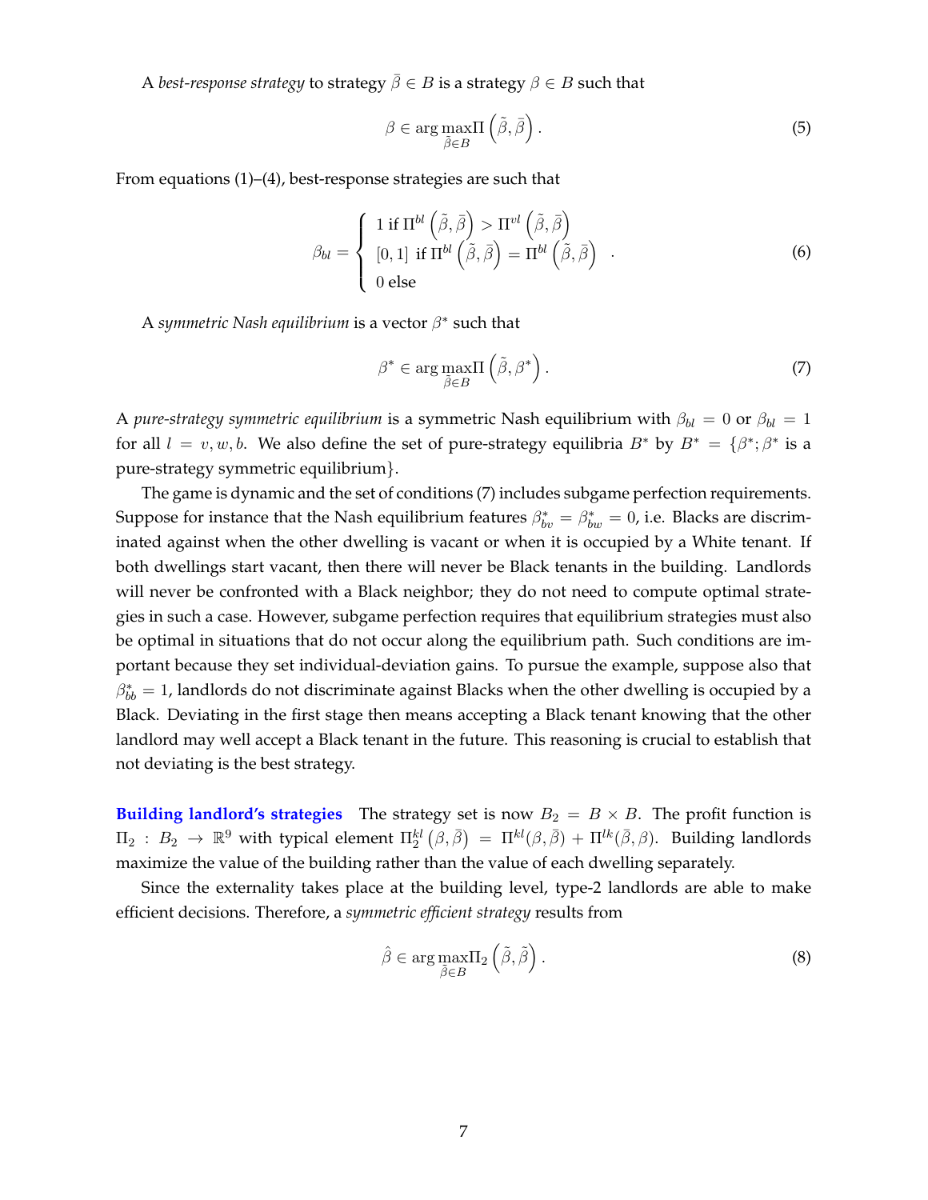A *best-response strategy* to strategy $\bar{\beta} \in B$ is a strategy $\beta \in B$ such that

$$\beta \in \arg\max_{\tilde{\beta} \in B} \Pi\left(\tilde{\beta}, \bar{\beta}\right). \tag{5}$$

From equations (1)–(4), best-response strategies are such that

$$\beta_{bl} = \begin{cases} 1 \text{ if } \Pi^{bl}\left(\tilde{\beta}, \bar{\beta}\right) > \Pi^{vl}\left(\tilde{\beta}, \bar{\beta}\right) \\ [0,1] \text{ if } \Pi^{bl}\left(\tilde{\beta}, \bar{\beta}\right) = \Pi^{bl}\left(\tilde{\beta}, \bar{\beta}\right) \\ 0 \text{ else} \end{cases}. \tag{6}$$

A *symmetric Nash equilibrium* is a vector $\beta^*$ such that

$$\beta^* \in \arg\max_{\tilde{\beta} \in B} \Pi\left(\tilde{\beta}, \beta^*\right). \tag{7}$$

A *pure-strategy symmetric equilibrium* is a symmetric Nash equilibrium with $\beta_{bl} = 0$ or $\beta_{bl} = 1$ for all $l = v, w, b$. We also define the set of pure-strategy equilibria $B^*$ by $B^* = \{\beta^*; \beta^*$ is a pure-strategy symmetric equilibrium$\}$.

The game is dynamic and the set of conditions (7) includes subgame perfection requirements. Suppose for instance that the Nash equilibrium features $\beta^*_{bv} = \beta^*_{bw} = 0$, i.e. Blacks are discriminated against when the other dwelling is vacant or when it is occupied by a White tenant. If both dwellings start vacant, then there will never be Black tenants in the building. Landlords will never be confronted with a Black neighbor; they do not need to compute optimal strategies in such a case. However, subgame perfection requires that equilibrium strategies must also be optimal in situations that do not occur along the equilibrium path. Such conditions are important because they set individual-deviation gains. To pursue the example, suppose also that $\beta^*_{bb} = 1$, landlords do not discriminate against Blacks when the other dwelling is occupied by a Black. Deviating in the first stage then means accepting a Black tenant knowing that the other landlord may well accept a Black tenant in the future. This reasoning is crucial to establish that not deviating is the best strategy.

**Building landlord's strategies** The strategy set is now $B_2 = B \times B$. The profit function is $\Pi_2 : B_2 \rightarrow \mathbb{R}^9$ with typical element $\Pi_2^{kl}\left(\beta, \bar{\beta}\right) = \Pi^{kl}(\beta, \bar{\beta}) + \Pi^{lk}(\bar{\beta}, \beta)$. Building landlords maximize the value of the building rather than the value of each dwelling separately.

Since the externality takes place at the building level, type-2 landlords are able to make efficient decisions. Therefore, a *symmetric efficient strategy* results from

$$\hat{\beta} \in \arg\max_{\tilde{\beta} \in B} \Pi_2\left(\tilde{\beta}, \tilde{\beta}\right). \tag{8}$$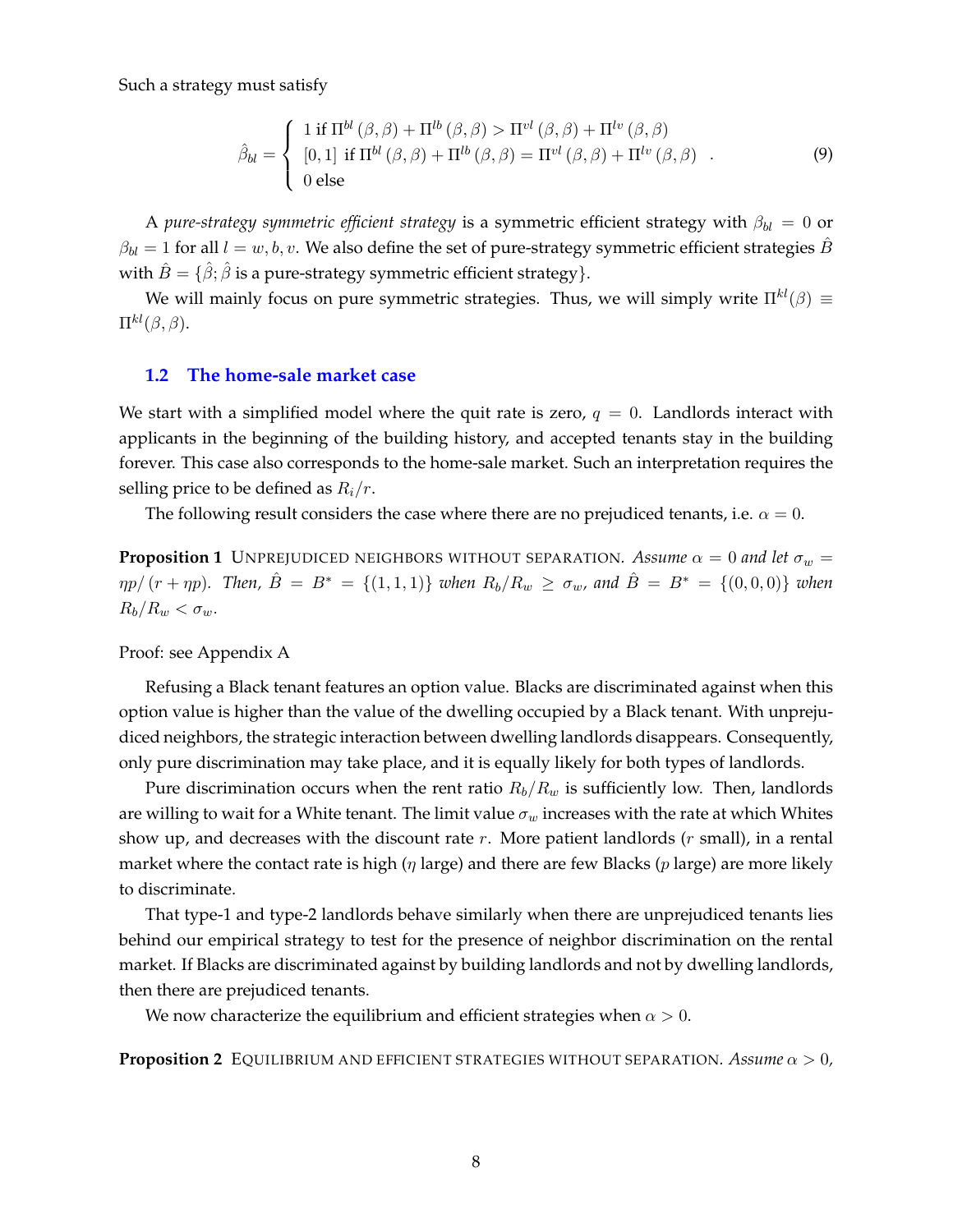Such a strategy must satisfy

$$\hat{\beta}_{bl} = \left\{ \begin{array}{l} 1 \text{ if } \Pi^{bl}(\beta,\beta) + \Pi^{lb}(\beta,\beta) > \Pi^{vl}(\beta,\beta) + \Pi^{lv}(\beta,\beta) \\ [0,1] \text{ if } \Pi^{bl}(\beta,\beta) + \Pi^{lb}(\beta,\beta) = \Pi^{vl}(\beta,\beta) + \Pi^{lv}(\beta,\beta) \\ 0 \text{ else} \end{array} \right. . \tag{9}$$

A *pure-strategy symmetric efficient strategy* is a symmetric efficient strategy with $\beta_{bl} = 0$ or $\beta_{bl} = 1$ for all $l = w, b, v$. We also define the set of pure-strategy symmetric efficient strategies $\hat{B}$ with $\hat{B} = \{\hat{\beta}; \hat{\beta}$ is a pure-strategy symmetric efficient strategy$\}$.

We will mainly focus on pure symmetric strategies. Thus, we will simply write $\Pi^{kl}(\beta) \equiv \Pi^{kl}(\beta,\beta)$.

## 1.2 The home-sale market case

We start with a simplified model where the quit rate is zero, $q = 0$. Landlords interact with applicants in the beginning of the building history, and accepted tenants stay in the building forever. This case also corresponds to the home-sale market. Such an interpretation requires the selling price to be defined as $R_i/r$.

The following result considers the case where there are no prejudiced tenants, i.e. $\alpha = 0$.

**Proposition 1** UNPREJUDICED NEIGHBORS WITHOUT SEPARATION. *Assume $\alpha = 0$ and let $\sigma_w = \eta p/(r + \eta p)$. Then, $\hat{B} = B^* = \{(1,1,1)\}$ when $R_b/R_w \geq \sigma_w$, and $\hat{B} = B^* = \{(0,0,0)\}$ when $R_b/R_w < \sigma_w$.*

Proof: see Appendix A

Refusing a Black tenant features an option value. Blacks are discriminated against when this option value is higher than the value of the dwelling occupied by a Black tenant. With unprejudiced neighbors, the strategic interaction between dwelling landlords disappears. Consequently, only pure discrimination may take place, and it is equally likely for both types of landlords.

Pure discrimination occurs when the rent ratio $R_b/R_w$ is sufficiently low. Then, landlords are willing to wait for a White tenant. The limit value $\sigma_w$ increases with the rate at which Whites show up, and decreases with the discount rate $r$. More patient landlords ($r$ small), in a rental market where the contact rate is high ($\eta$ large) and there are few Blacks ($p$ large) are more likely to discriminate.

That type-1 and type-2 landlords behave similarly when there are unprejudiced tenants lies behind our empirical strategy to test for the presence of neighbor discrimination on the rental market. If Blacks are discriminated against by building landlords and not by dwelling landlords, then there are prejudiced tenants.

We now characterize the equilibrium and efficient strategies when $\alpha > 0$.

**Proposition 2** EQUILIBRIUM AND EFFICIENT STRATEGIES WITHOUT SEPARATION. *Assume $\alpha > 0$,*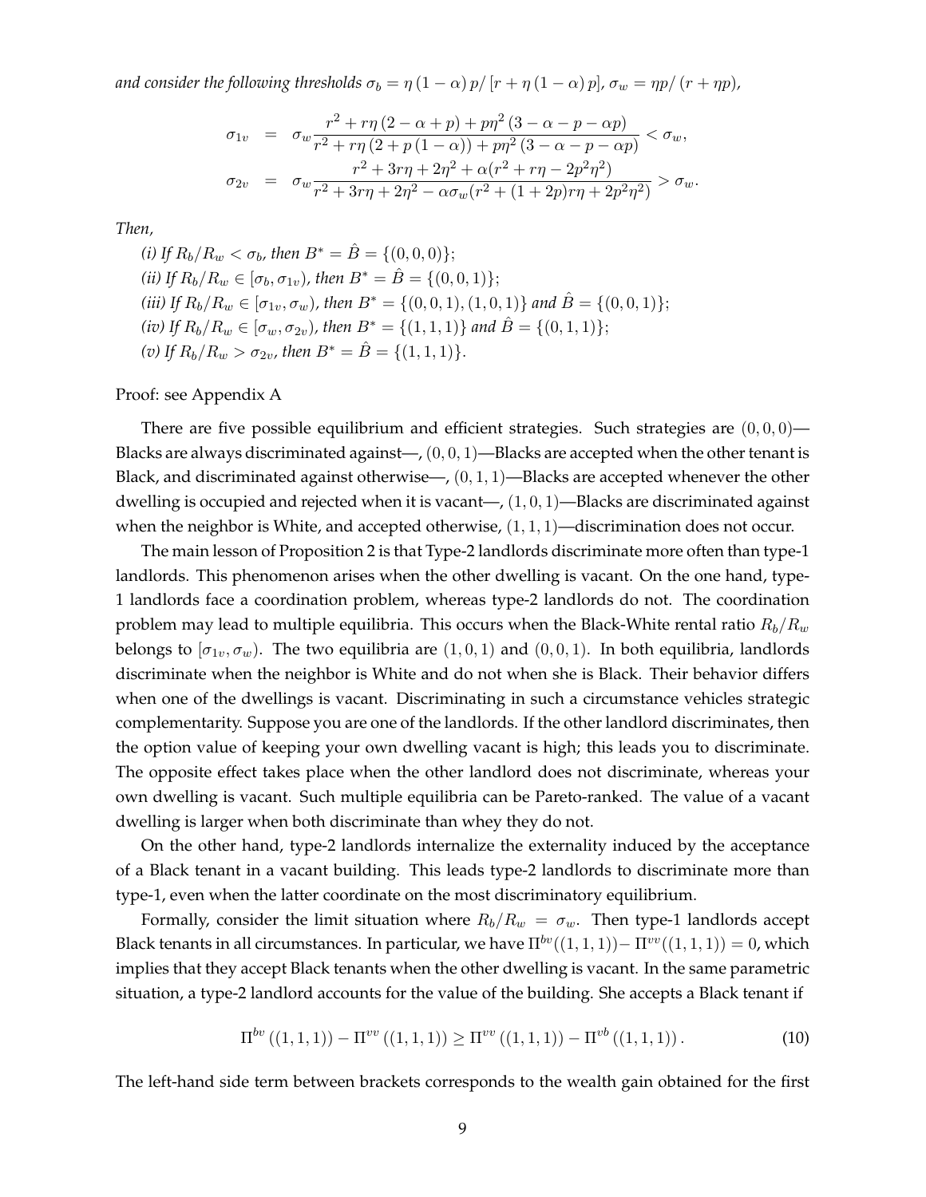*and consider the following thresholds $\sigma_b = \eta(1-\alpha)p/[r+\eta(1-\alpha)p]$, $\sigma_w = \eta p/(r+\eta p)$,*

$$
\begin{aligned}
\sigma_{1v} &= \sigma_w \frac{r^2 + r\eta(2-\alpha+p) + p\eta^2(3-\alpha-p-\alpha p)}{r^2 + r\eta(2+p(1-\alpha)) + p\eta^2(3-\alpha-p-\alpha p)} < \sigma_w, \\
\sigma_{2v} &= \sigma_w \frac{r^2 + 3r\eta + 2\eta^2 + \alpha(r^2 + r\eta - 2p^2\eta^2)}{r^2 + 3r\eta + 2\eta^2 - \alpha\sigma_w(r^2 + (1+2p)r\eta + 2p^2\eta^2)} > \sigma_w.
\end{aligned}
$$

*Then,*

*(i) If $R_b/R_w < \sigma_b$, then $B^* = \hat{B} = \{(0,0,0)\}$;*
*(ii) If $R_b/R_w \in [\sigma_b, \sigma_{1v})$, then $B^* = \hat{B} = \{(0,0,1)\}$;*
*(iii) If $R_b/R_w \in [\sigma_{1v}, \sigma_w)$, then $B^* = \{(0,0,1),(1,0,1)\}$ and $\hat{B} = \{(0,0,1)\}$;*
*(iv) If $R_b/R_w \in [\sigma_w, \sigma_{2v})$, then $B^* = \{(1,1,1)\}$ and $\hat{B} = \{(0,1,1)\}$;*
*(v) If $R_b/R_w > \sigma_{2v}$, then $B^* = \hat{B} = \{(1,1,1)\}$.*

Proof: see Appendix A

There are five possible equilibrium and efficient strategies. Such strategies are $(0,0,0)$—Blacks are always discriminated against—, $(0,0,1)$—Blacks are accepted when the other tenant is Black, and discriminated against otherwise—, $(0,1,1)$—Blacks are accepted whenever the other dwelling is occupied and rejected when it is vacant—, $(1,0,1)$—Blacks are discriminated against when the neighbor is White, and accepted otherwise, $(1,1,1)$—discrimination does not occur.

The main lesson of Proposition 2 is that Type-2 landlords discriminate more often than type-1 landlords. This phenomenon arises when the other dwelling is vacant. On the one hand, type-1 landlords face a coordination problem, whereas type-2 landlords do not. The coordination problem may lead to multiple equilibria. This occurs when the Black-White rental ratio $R_b/R_w$ belongs to $[\sigma_{1v}, \sigma_w)$. The two equilibria are $(1,0,1)$ and $(0,0,1)$. In both equilibria, landlords discriminate when the neighbor is White and do not when she is Black. Their behavior differs when one of the dwellings is vacant. Discriminating in such a circumstance vehicles strategic complementarity. Suppose you are one of the landlords. If the other landlord discriminates, then the option value of keeping your own dwelling vacant is high; this leads you to discriminate. The opposite effect takes place when the other landlord does not discriminate, whereas your own dwelling is vacant. Such multiple equilibria can be Pareto-ranked. The value of a vacant dwelling is larger when both discriminate than whey they do not.

On the other hand, type-2 landlords internalize the externality induced by the acceptance of a Black tenant in a vacant building. This leads type-2 landlords to discriminate more than type-1, even when the latter coordinate on the most discriminatory equilibrium.

Formally, consider the limit situation where $R_b/R_w = \sigma_w$. Then type-1 landlords accept Black tenants in all circumstances. In particular, we have $\Pi^{bv}((1,1,1)) - \Pi^{vv}((1,1,1)) = 0$, which implies that they accept Black tenants when the other dwelling is vacant. In the same parametric situation, a type-2 landlord accounts for the value of the building. She accepts a Black tenant if

$$
\Pi^{bv}((1,1,1)) - \Pi^{vv}((1,1,1)) \geq \Pi^{vv}((1,1,1)) - \Pi^{vb}((1,1,1)). \tag{10}
$$

The left-hand side term between brackets corresponds to the wealth gain obtained for the first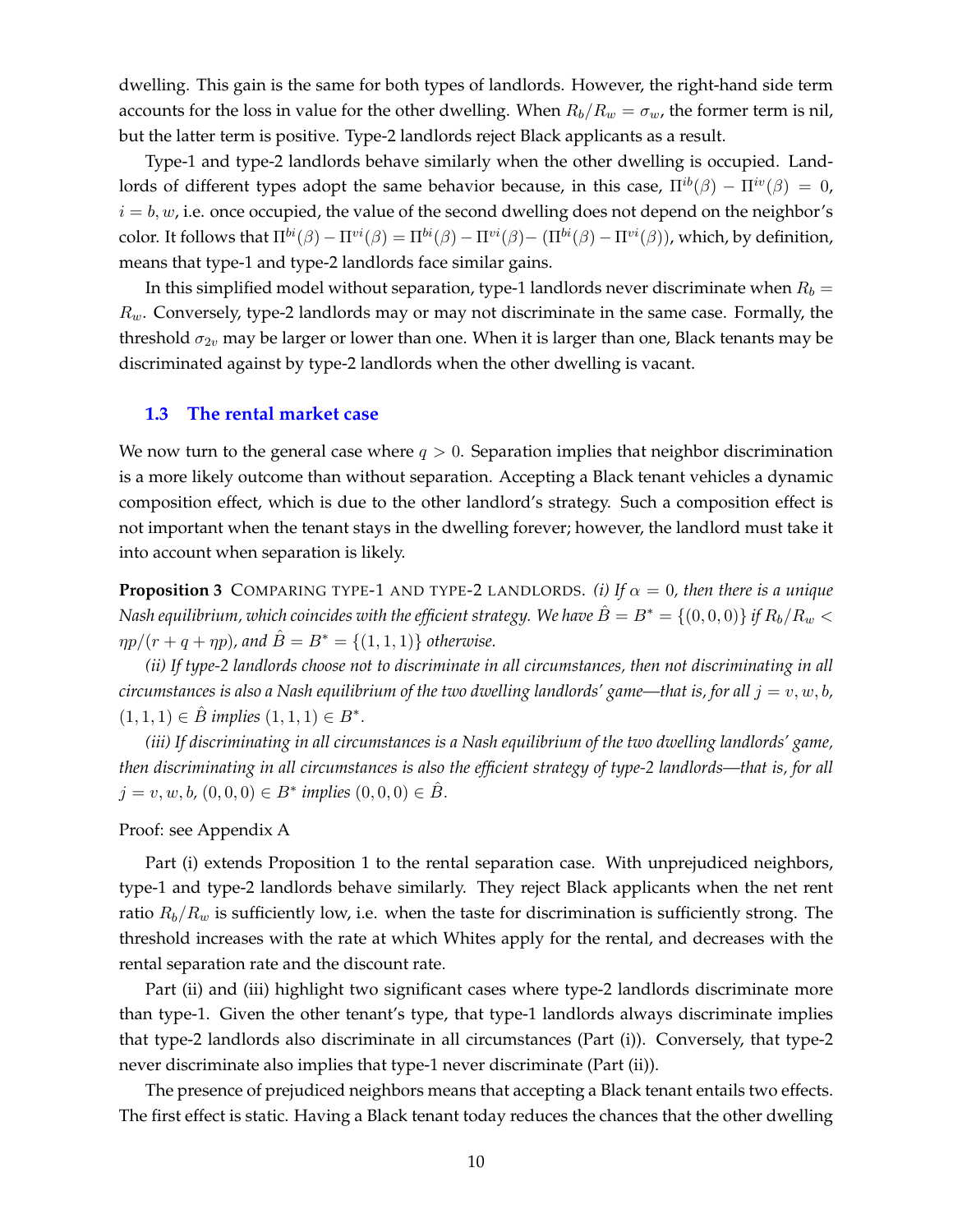dwelling. This gain is the same for both types of landlords. However, the right-hand side term accounts for the loss in value for the other dwelling. When $R_b/R_w = \sigma_w$, the former term is nil, but the latter term is positive. Type-2 landlords reject Black applicants as a result.

Type-1 and type-2 landlords behave similarly when the other dwelling is occupied. Landlords of different types adopt the same behavior because, in this case, $\Pi^{ib}(\beta) - \Pi^{iv}(\beta) = 0$, $i = b, w$, i.e. once occupied, the value of the second dwelling does not depend on the neighbor's color. It follows that $\Pi^{bi}(\beta) - \Pi^{vi}(\beta) = \Pi^{bi}(\beta) - \Pi^{vi}(\beta) - (\Pi^{bi}(\beta) - \Pi^{vi}(\beta))$, which, by definition, means that type-1 and type-2 landlords face similar gains.

In this simplified model without separation, type-1 landlords never discriminate when $R_b = R_w$. Conversely, type-2 landlords may or may not discriminate in the same case. Formally, the threshold $\sigma_{2v}$ may be larger or lower than one. When it is larger than one, Black tenants may be discriminated against by type-2 landlords when the other dwelling is vacant.

### 1.3 The rental market case

We now turn to the general case where $q > 0$. Separation implies that neighbor discrimination is a more likely outcome than without separation. Accepting a Black tenant vehicles a dynamic composition effect, which is due to the other landlord's strategy. Such a composition effect is not important when the tenant stays in the dwelling forever; however, the landlord must take it into account when separation is likely.

**Proposition 3** COMPARING TYPE-1 AND TYPE-2 LANDLORDS. *(i) If $\alpha = 0$, then there is a unique Nash equilibrium, which coincides with the efficient strategy. We have $\hat{B} = B^* = \{(0,0,0)\}$ if $R_b/R_w < \eta p/(r + q + \eta p)$, and $\hat{B} = B^* = \{(1,1,1)\}$ otherwise.*

*(ii) If type-2 landlords choose not to discriminate in all circumstances, then not discriminating in all circumstances is also a Nash equilibrium of the two dwelling landlords' game—that is, for all $j = v, w, b$, $(1,1,1) \in \hat{B}$ implies $(1,1,1) \in B^*$.*

*(iii) If discriminating in all circumstances is a Nash equilibrium of the two dwelling landlords' game, then discriminating in all circumstances is also the efficient strategy of type-2 landlords—that is, for all $j = v, w, b$, $(0,0,0) \in B^*$ implies $(0,0,0) \in \hat{B}$.*

Proof: see Appendix A

Part (i) extends Proposition 1 to the rental separation case. With unprejudiced neighbors, type-1 and type-2 landlords behave similarly. They reject Black applicants when the net rent ratio $R_b/R_w$ is sufficiently low, i.e. when the taste for discrimination is sufficiently strong. The threshold increases with the rate at which Whites apply for the rental, and decreases with the rental separation rate and the discount rate.

Part (ii) and (iii) highlight two significant cases where type-2 landlords discriminate more than type-1. Given the other tenant's type, that type-1 landlords always discriminate implies that type-2 landlords also discriminate in all circumstances (Part (i)). Conversely, that type-2 never discriminate also implies that type-1 never discriminate (Part (ii)).

The presence of prejudiced neighbors means that accepting a Black tenant entails two effects. The first effect is static. Having a Black tenant today reduces the chances that the other dwelling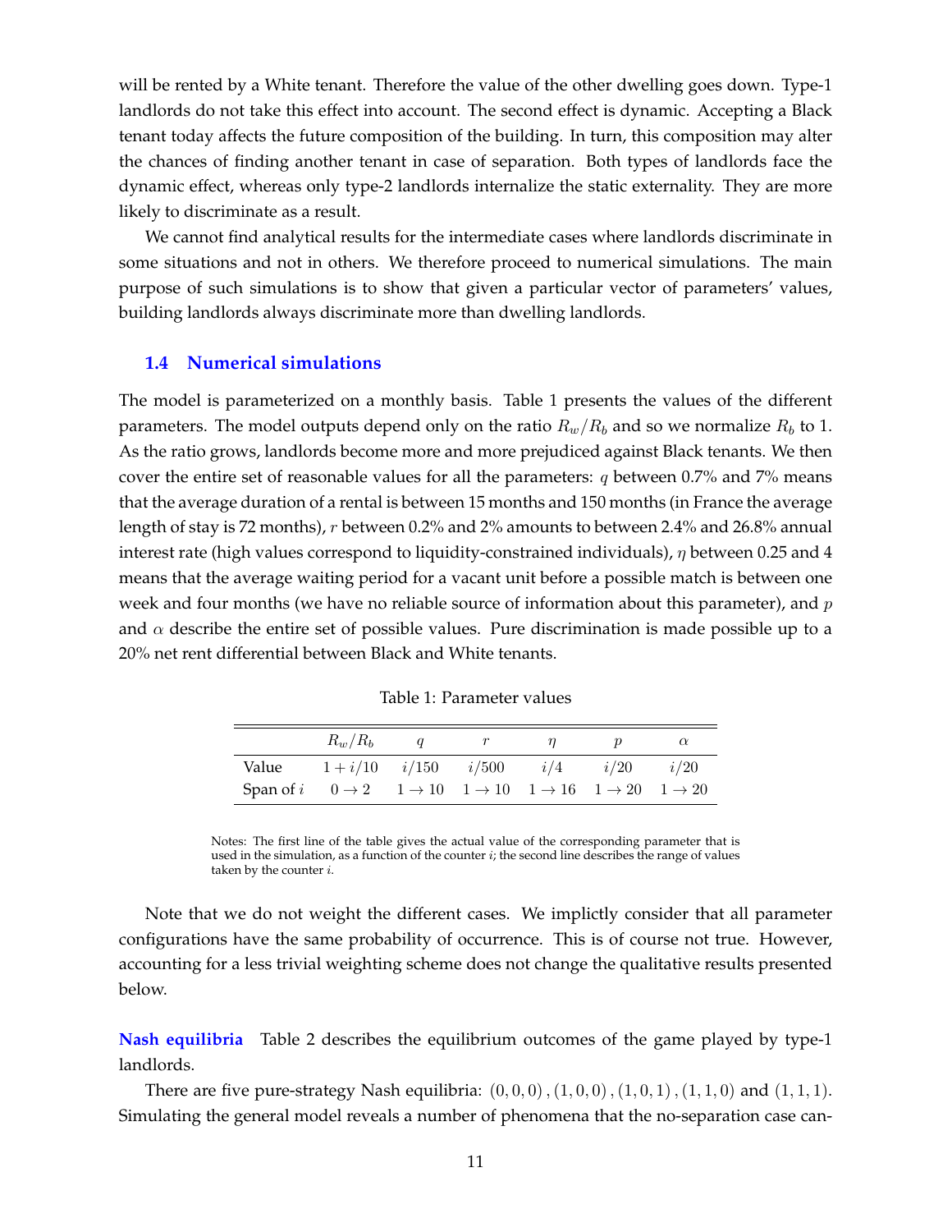will be rented by a White tenant. Therefore the value of the other dwelling goes down. Type-1 landlords do not take this effect into account. The second effect is dynamic. Accepting a Black tenant today affects the future composition of the building. In turn, this composition may alter the chances of finding another tenant in case of separation. Both types of landlords face the dynamic effect, whereas only type-2 landlords internalize the static externality. They are more likely to discriminate as a result.

We cannot find analytical results for the intermediate cases where landlords discriminate in some situations and not in others. We therefore proceed to numerical simulations. The main purpose of such simulations is to show that given a particular vector of parameters' values, building landlords always discriminate more than dwelling landlords.

### 1.4 Numerical simulations

The model is parameterized on a monthly basis. Table 1 presents the values of the different parameters. The model outputs depend only on the ratio $R_w/R_b$ and so we normalize $R_b$ to 1. As the ratio grows, landlords become more and more prejudiced against Black tenants. We then cover the entire set of reasonable values for all the parameters: $q$ between 0.7% and 7% means that the average duration of a rental is between 15 months and 150 months (in France the average length of stay is 72 months), $r$ between 0.2% and 2% amounts to between 2.4% and 26.8% annual interest rate (high values correspond to liquidity-constrained individuals), $\eta$ between 0.25 and 4 means that the average waiting period for a vacant unit before a possible match is between one week and four months (we have no reliable source of information about this parameter), and $p$ and $\alpha$ describe the entire set of possible values. Pure discrimination is made possible up to a 20% net rent differential between Black and White tenants.

Table 1: Parameter values

| | $R_w/R_b$ | $q$ | $r$ | $\eta$ | $p$ | $\alpha$ |
|---|---|---|---|---|---|---|
| Value | $1 + i/10$ | $i/150$ | $i/500$ | $i/4$ | $i/20$ | $i/20$ |
| Span of $i$ | $0 \to 2$ | $1 \to 10$ | $1 \to 10$ | $1 \to 16$ | $1 \to 20$ | $1 \to 20$ |

Notes: The first line of the table gives the actual value of the corresponding parameter that is used in the simulation, as a function of the counter $i$; the second line describes the range of values taken by the counter $i$.

Note that we do not weight the different cases. We implictly consider that all parameter configurations have the same probability of occurrence. This is of course not true. However, accounting for a less trivial weighting scheme does not change the qualitative results presented below.

**Nash equilibria** Table 2 describes the equilibrium outcomes of the game played by type-1 landlords.

There are five pure-strategy Nash equilibria: $(0,0,0)$, $(1,0,0)$, $(1,0,1)$, $(1,1,0)$ and $(1,1,1)$. Simulating the general model reveals a number of phenomena that the no-separation case can-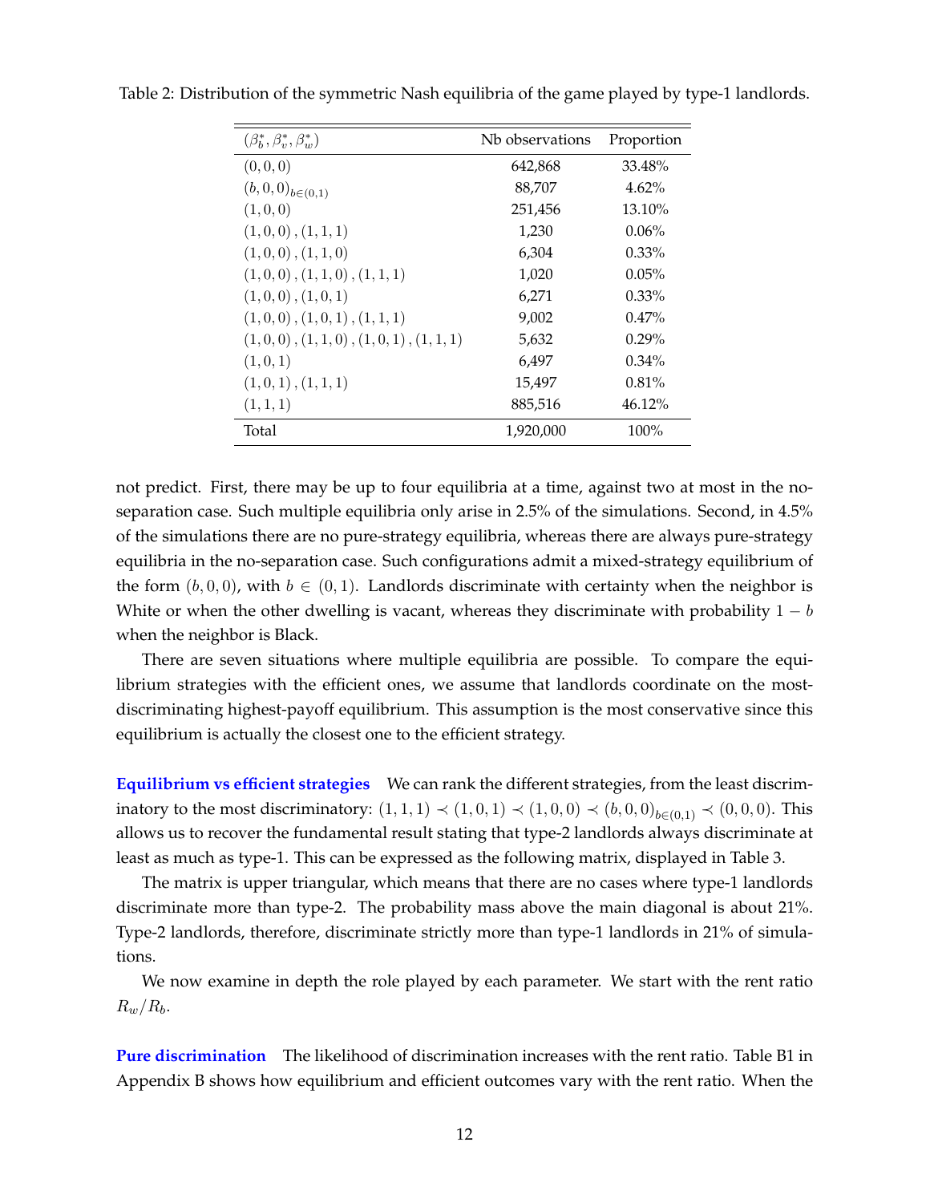Table 2: Distribution of the symmetric Nash equilibria of the game played by type-1 landlords.

| $(\beta_b^*, \beta_v^*, \beta_w^*)$ | Nb observations | Proportion |
|---|---|---|
| $(0,0,0)$ | 642,868 | 33.48% |
| $(b,0,0)_{b\in(0,1)}$ | 88,707 | 4.62% |
| $(1,0,0)$ | 251,456 | 13.10% |
| $(1,0,0)\,,(1,1,1)$ | 1,230 | 0.06% |
| $(1,0,0)\,,(1,1,0)$ | 6,304 | 0.33% |
| $(1,0,0)\,,(1,1,0)\,,(1,1,1)$ | 1,020 | 0.05% |
| $(1,0,0)\,,(1,0,1)$ | 6,271 | 0.33% |
| $(1,0,0)\,,(1,0,1)\,,(1,1,1)$ | 9,002 | 0.47% |
| $(1,0,0)\,,(1,1,0)\,,(1,0,1)\,,(1,1,1)$ | 5,632 | 0.29% |
| $(1,0,1)$ | 6,497 | 0.34% |
| $(1,0,1)\,,(1,1,1)$ | 15,497 | 0.81% |
| $(1,1,1)$ | 885,516 | 46.12% |
| Total | 1,920,000 | 100% |

not predict. First, there may be up to four equilibria at a time, against two at most in the no-separation case. Such multiple equilibria only arise in 2.5% of the simulations. Second, in 4.5% of the simulations there are no pure-strategy equilibria, whereas there are always pure-strategy equilibria in the no-separation case. Such configurations admit a mixed-strategy equilibrium of the form $(b, 0, 0)$, with $b \in (0, 1)$. Landlords discriminate with certainty when the neighbor is White or when the other dwelling is vacant, whereas they discriminate with probability $1 - b$ when the neighbor is Black.

There are seven situations where multiple equilibria are possible. To compare the equilibrium strategies with the efficient ones, we assume that landlords coordinate on the most-discriminating highest-payoff equilibrium. This assumption is the most conservative since this equilibrium is actually the closest one to the efficient strategy.

**Equilibrium vs efficient strategies** We can rank the different strategies, from the least discriminatory to the most discriminatory: $(1, 1, 1) \prec (1, 0, 1) \prec (1, 0, 0) \prec (b, 0, 0)_{b\in(0,1)} \prec (0, 0, 0)$. This allows us to recover the fundamental result stating that type-2 landlords always discriminate at least as much as type-1. This can be expressed as the following matrix, displayed in Table 3.

The matrix is upper triangular, which means that there are no cases where type-1 landlords discriminate more than type-2. The probability mass above the main diagonal is about 21%. Type-2 landlords, therefore, discriminate strictly more than type-1 landlords in 21% of simulations.

We now examine in depth the role played by each parameter. We start with the rent ratio $R_w/R_b$.

**Pure discrimination** The likelihood of discrimination increases with the rent ratio. Table B1 in Appendix B shows how equilibrium and efficient outcomes vary with the rent ratio. When the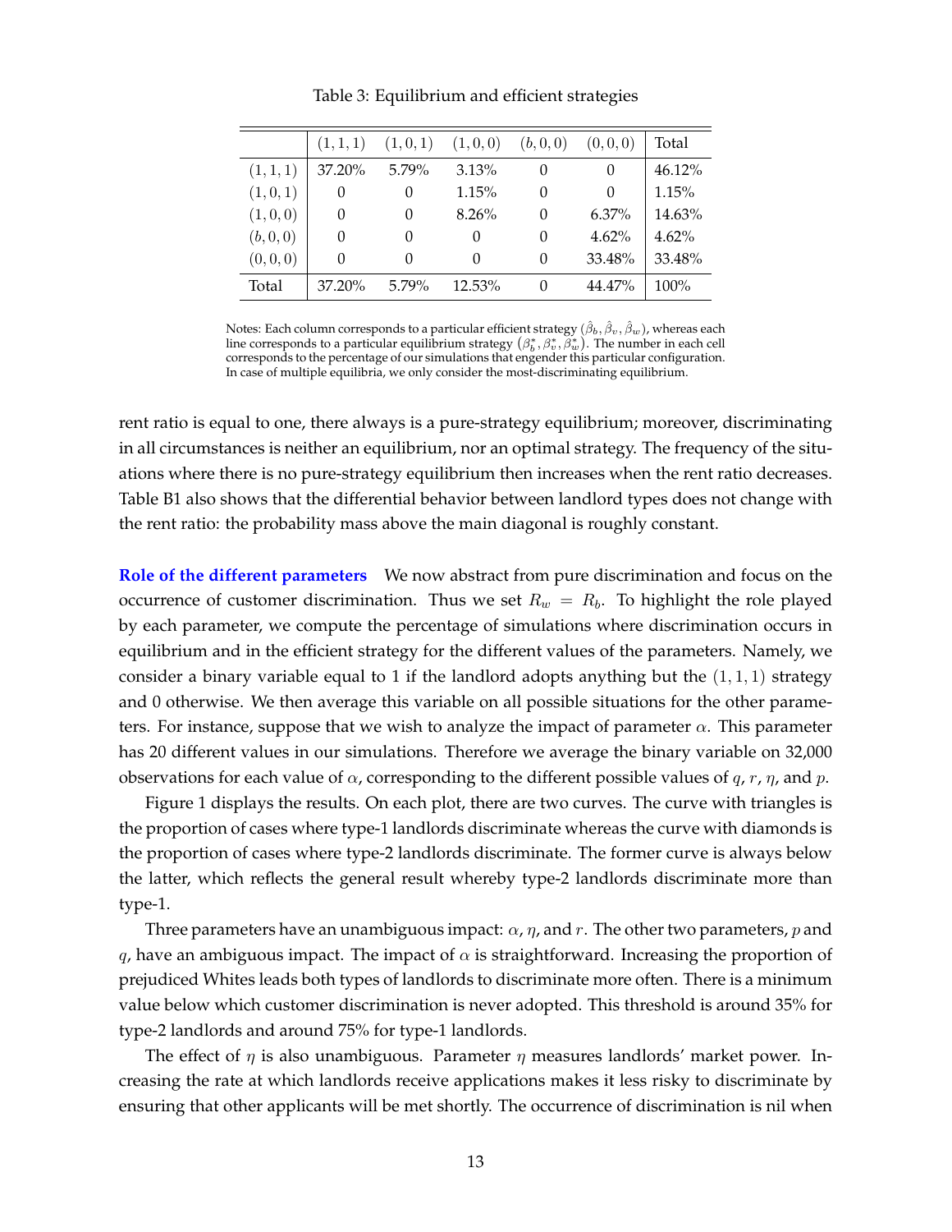Table 3: Equilibrium and efficient strategies

| | $(1,1,1)$ | $(1,0,1)$ | $(1,0,0)$ | $(b,0,0)$ | $(0,0,0)$ | Total |
|---|---|---|---|---|---|---|
| $(1,1,1)$ | 37.20% | 5.79% | 3.13% | 0 | 0 | 46.12% |
| $(1,0,1)$ | 0 | 0 | 1.15% | 0 | 0 | 1.15% |
| $(1,0,0)$ | 0 | 0 | 8.26% | 0 | 6.37% | 14.63% |
| $(b,0,0)$ | 0 | 0 | 0 | 0 | 4.62% | 4.62% |
| $(0,0,0)$ | 0 | 0 | 0 | 0 | 33.48% | 33.48% |
| Total | 37.20% | 5.79% | 12.53% | 0 | 44.47% | 100% |

Notes: Each column corresponds to a particular efficient strategy $(\hat{\beta}_b, \hat{\beta}_v, \hat{\beta}_w)$, whereas each line corresponds to a particular equilibrium strategy $(\beta_b^*, \beta_v^*, \beta_w^*)$. The number in each cell corresponds to the percentage of our simulations that engender this particular configuration. In case of multiple equilibria, we only consider the most-discriminating equilibrium.

rent ratio is equal to one, there always is a pure-strategy equilibrium; moreover, discriminating in all circumstances is neither an equilibrium, nor an optimal strategy. The frequency of the situations where there is no pure-strategy equilibrium then increases when the rent ratio decreases. Table B1 also shows that the differential behavior between landlord types does not change with the rent ratio: the probability mass above the main diagonal is roughly constant.

**Role of the different parameters** We now abstract from pure discrimination and focus on the occurrence of customer discrimination. Thus we set $R_w = R_b$. To highlight the role played by each parameter, we compute the percentage of simulations where discrimination occurs in equilibrium and in the efficient strategy for the different values of the parameters. Namely, we consider a binary variable equal to 1 if the landlord adopts anything but the $(1,1,1)$ strategy and 0 otherwise. We then average this variable on all possible situations for the other parameters. For instance, suppose that we wish to analyze the impact of parameter $\alpha$. This parameter has 20 different values in our simulations. Therefore we average the binary variable on 32,000 observations for each value of $\alpha$, corresponding to the different possible values of $q$, $r$, $\eta$, and $p$.

Figure 1 displays the results. On each plot, there are two curves. The curve with triangles is the proportion of cases where type-1 landlords discriminate whereas the curve with diamonds is the proportion of cases where type-2 landlords discriminate. The former curve is always below the latter, which reflects the general result whereby type-2 landlords discriminate more than type-1.

Three parameters have an unambiguous impact: $\alpha$, $\eta$, and $r$. The other two parameters, $p$ and $q$, have an ambiguous impact. The impact of $\alpha$ is straightforward. Increasing the proportion of prejudiced Whites leads both types of landlords to discriminate more often. There is a minimum value below which customer discrimination is never adopted. This threshold is around 35% for type-2 landlords and around 75% for type-1 landlords.

The effect of $\eta$ is also unambiguous. Parameter $\eta$ measures landlords' market power. Increasing the rate at which landlords receive applications makes it less risky to discriminate by ensuring that other applicants will be met shortly. The occurrence of discrimination is nil when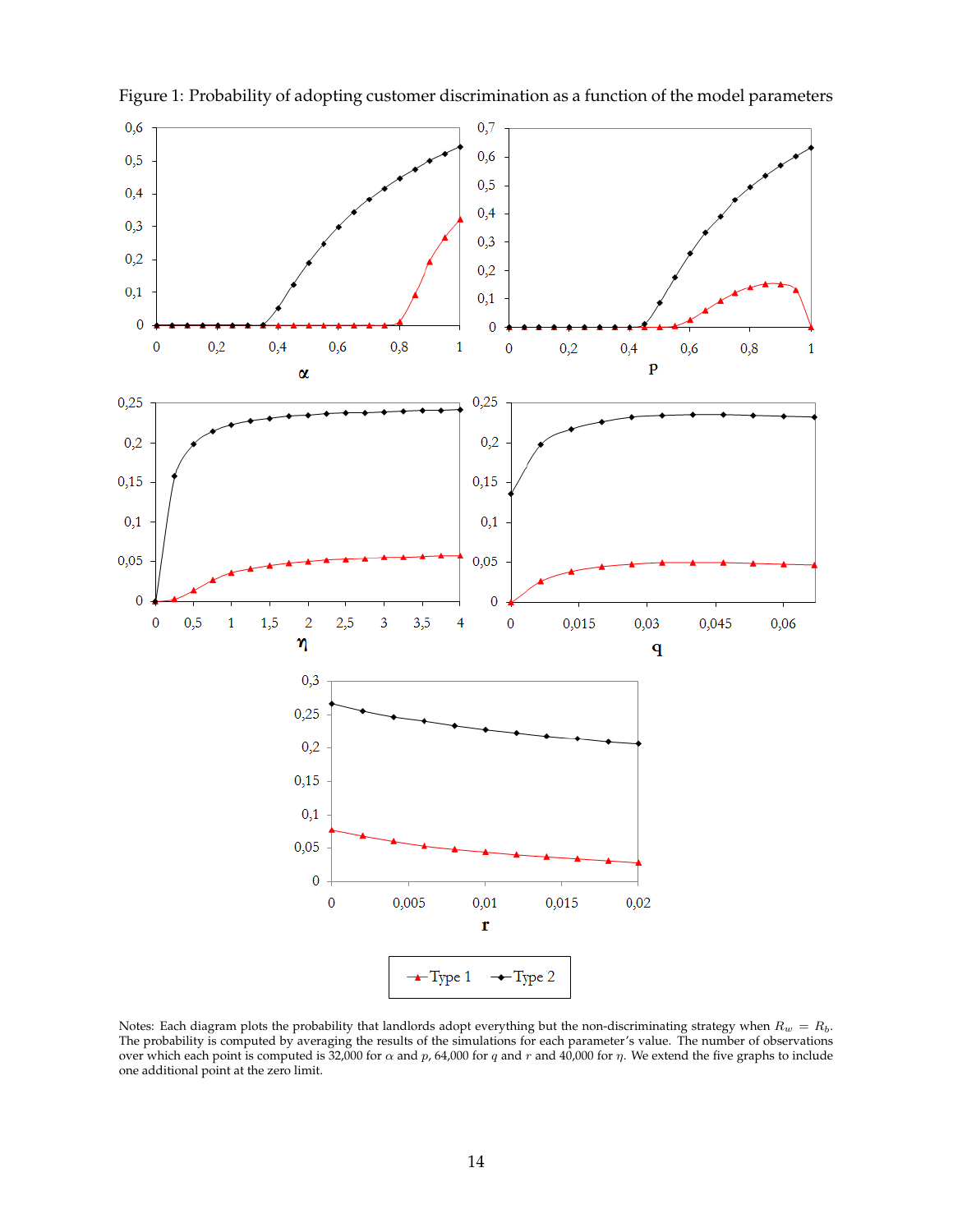Figure 1: Probability of adopting customer discrimination as a function of the model parameters

Notes: Each diagram plots the probability that landlords adopt everything but the non-discriminating strategy when $R_w = R_b$. The probability is computed by averaging the results of the simulations for each parameter's value. The number of observations over which each point is computed is 32,000 for $\alpha$ and $p$, 64,000 for $q$ and $r$ and 40,000 for $\eta$. We extend the five graphs to include one additional point at the zero limit.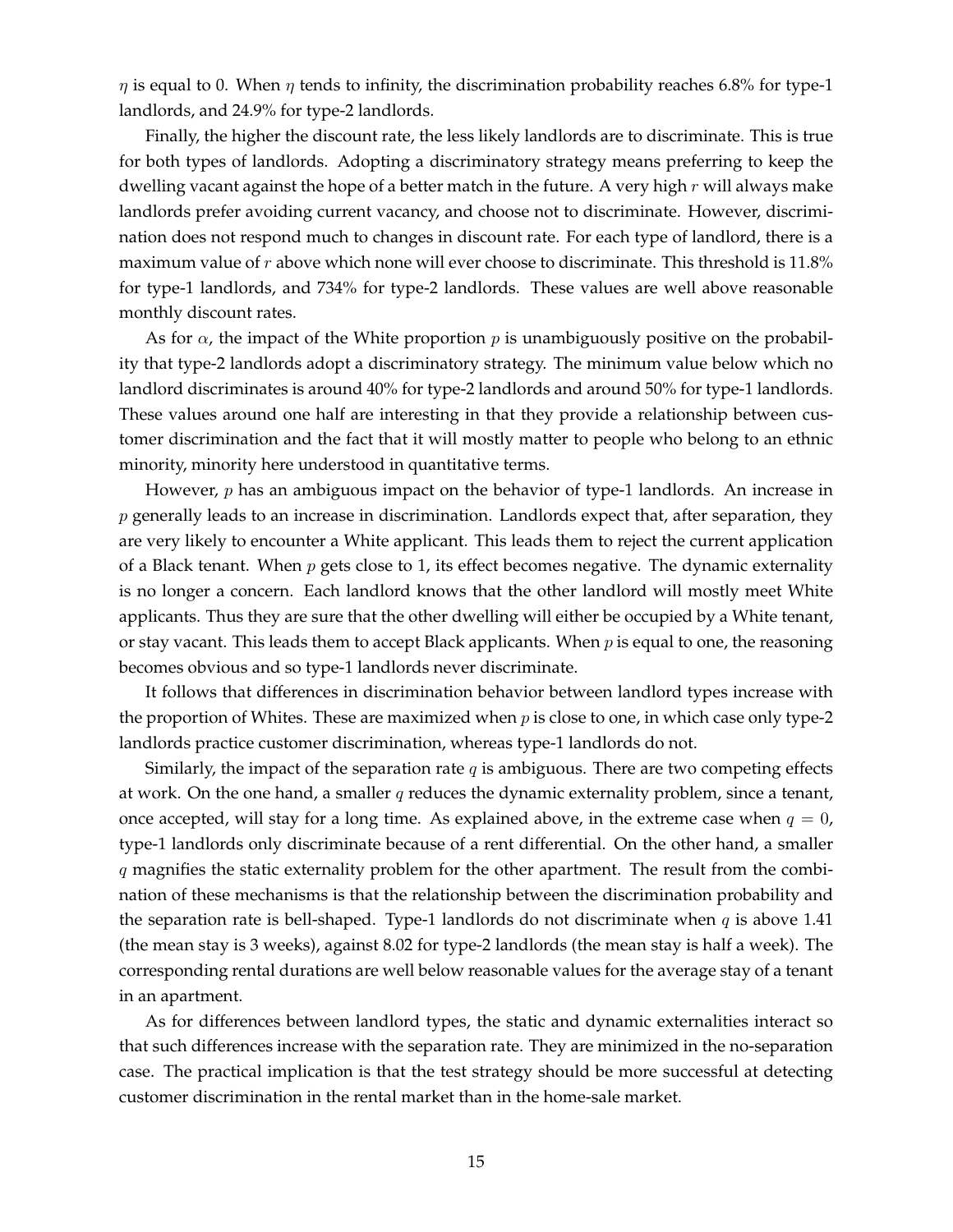$\eta$ is equal to 0. When $\eta$ tends to infinity, the discrimination probability reaches 6.8% for type-1 landlords, and 24.9% for type-2 landlords.

Finally, the higher the discount rate, the less likely landlords are to discriminate. This is true for both types of landlords. Adopting a discriminatory strategy means preferring to keep the dwelling vacant against the hope of a better match in the future. A very high $r$ will always make landlords prefer avoiding current vacancy, and choose not to discriminate. However, discrimination does not respond much to changes in discount rate. For each type of landlord, there is a maximum value of $r$ above which none will ever choose to discriminate. This threshold is 11.8% for type-1 landlords, and 734% for type-2 landlords. These values are well above reasonable monthly discount rates.

As for $\alpha$, the impact of the White proportion $p$ is unambiguously positive on the probability that type-2 landlords adopt a discriminatory strategy. The minimum value below which no landlord discriminates is around 40% for type-2 landlords and around 50% for type-1 landlords. These values around one half are interesting in that they provide a relationship between customer discrimination and the fact that it will mostly matter to people who belong to an ethnic minority, minority here understood in quantitative terms.

However, $p$ has an ambiguous impact on the behavior of type-1 landlords. An increase in $p$ generally leads to an increase in discrimination. Landlords expect that, after separation, they are very likely to encounter a White applicant. This leads them to reject the current application of a Black tenant. When $p$ gets close to 1, its effect becomes negative. The dynamic externality is no longer a concern. Each landlord knows that the other landlord will mostly meet White applicants. Thus they are sure that the other dwelling will either be occupied by a White tenant, or stay vacant. This leads them to accept Black applicants. When $p$ is equal to one, the reasoning becomes obvious and so type-1 landlords never discriminate.

It follows that differences in discrimination behavior between landlord types increase with the proportion of Whites. These are maximized when $p$ is close to one, in which case only type-2 landlords practice customer discrimination, whereas type-1 landlords do not.

Similarly, the impact of the separation rate $q$ is ambiguous. There are two competing effects at work. On the one hand, a smaller $q$ reduces the dynamic externality problem, since a tenant, once accepted, will stay for a long time. As explained above, in the extreme case when $q = 0$, type-1 landlords only discriminate because of a rent differential. On the other hand, a smaller $q$ magnifies the static externality problem for the other apartment. The result from the combination of these mechanisms is that the relationship between the discrimination probability and the separation rate is bell-shaped. Type-1 landlords do not discriminate when $q$ is above 1.41 (the mean stay is 3 weeks), against 8.02 for type-2 landlords (the mean stay is half a week). The corresponding rental durations are well below reasonable values for the average stay of a tenant in an apartment.

As for differences between landlord types, the static and dynamic externalities interact so that such differences increase with the separation rate. They are minimized in the no-separation case. The practical implication is that the test strategy should be more successful at detecting customer discrimination in the rental market than in the home-sale market.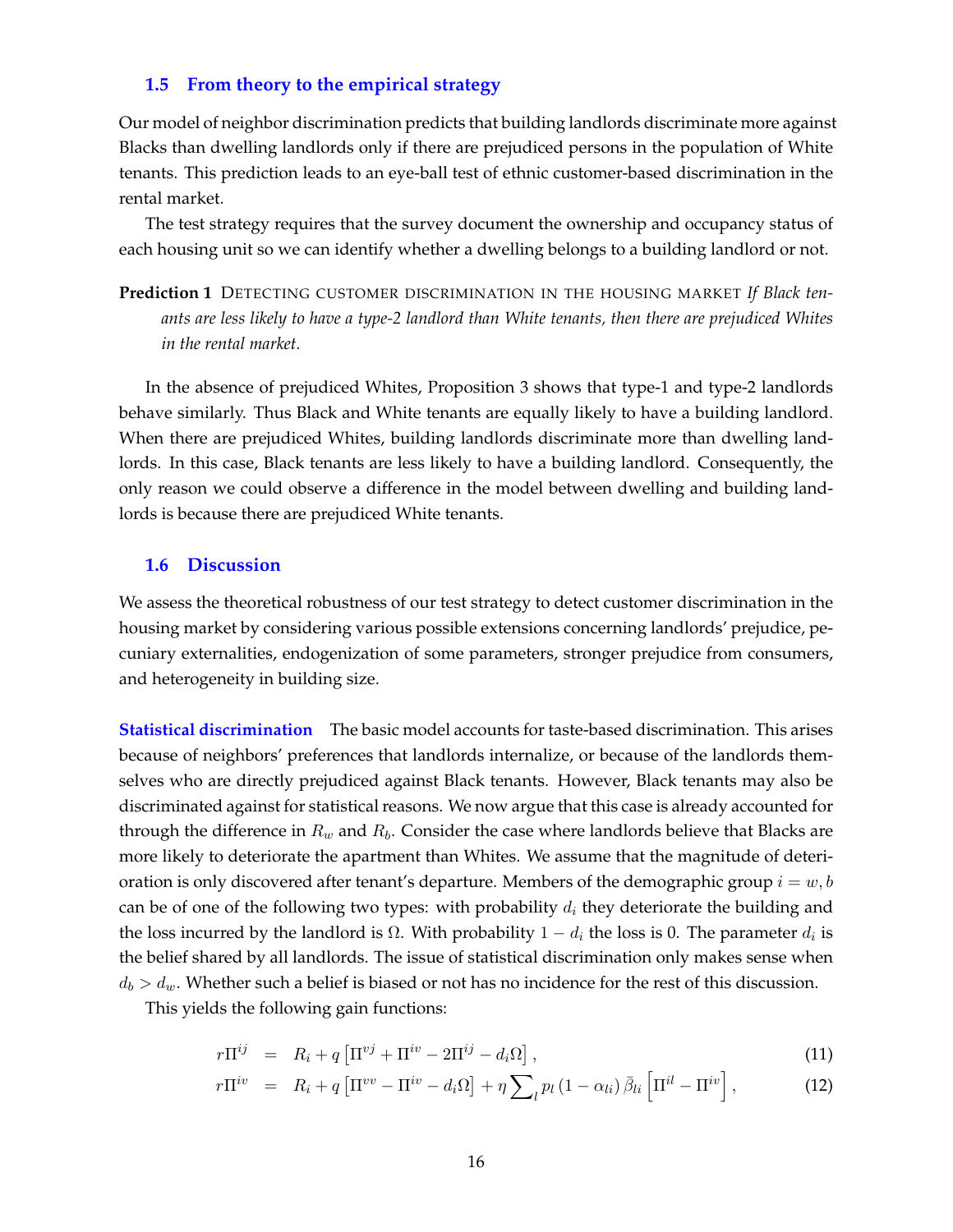### 1.5 From theory to the empirical strategy

Our model of neighbor discrimination predicts that building landlords discriminate more against Blacks than dwelling landlords only if there are prejudiced persons in the population of White tenants. This prediction leads to an eye-ball test of ethnic customer-based discrimination in the rental market.

The test strategy requires that the survey document the ownership and occupancy status of each housing unit so we can identify whether a dwelling belongs to a building landlord or not.

**Prediction 1** DETECTING CUSTOMER DISCRIMINATION IN THE HOUSING MARKET *If Black tenants are less likely to have a type-2 landlord than White tenants, then there are prejudiced Whites in the rental market.*

In the absence of prejudiced Whites, Proposition 3 shows that type-1 and type-2 landlords behave similarly. Thus Black and White tenants are equally likely to have a building landlord. When there are prejudiced Whites, building landlords discriminate more than dwelling landlords. In this case, Black tenants are less likely to have a building landlord. Consequently, the only reason we could observe a difference in the model between dwelling and building landlords is because there are prejudiced White tenants.

### 1.6 Discussion

We assess the theoretical robustness of our test strategy to detect customer discrimination in the housing market by considering various possible extensions concerning landlords' prejudice, pecuniary externalities, endogenization of some parameters, stronger prejudice from consumers, and heterogeneity in building size.

**Statistical discrimination** The basic model accounts for taste-based discrimination. This arises because of neighbors' preferences that landlords internalize, or because of the landlords themselves who are directly prejudiced against Black tenants. However, Black tenants may also be discriminated against for statistical reasons. We now argue that this case is already accounted for through the difference in $R_w$ and $R_b$. Consider the case where landlords believe that Blacks are more likely to deteriorate the apartment than Whites. We assume that the magnitude of deterioration is only discovered after tenant's departure. Members of the demographic group $i = w, b$ can be of one of the following two types: with probability $d_i$ they deteriorate the building and the loss incurred by the landlord is $\Omega$. With probability $1 - d_i$ the loss is 0. The parameter $d_i$ is the belief shared by all landlords. The issue of statistical discrimination only makes sense when $d_b > d_w$. Whether such a belief is biased or not has no incidence for the rest of this discussion.

This yields the following gain functions:

$$r\Pi^{ij} = R_i + q\left[\Pi^{vj} + \Pi^{iv} - 2\Pi^{ij} - d_i\Omega\right], \tag{11}$$

$$r\Pi^{iv} = R_i + q\left[\Pi^{vv} - \Pi^{iv} - d_i\Omega\right] + \eta \sum_l p_l \left(1 - \alpha_{li}\right)\bar{\beta}_{li}\left[\Pi^{il} - \Pi^{iv}\right], \tag{12}$$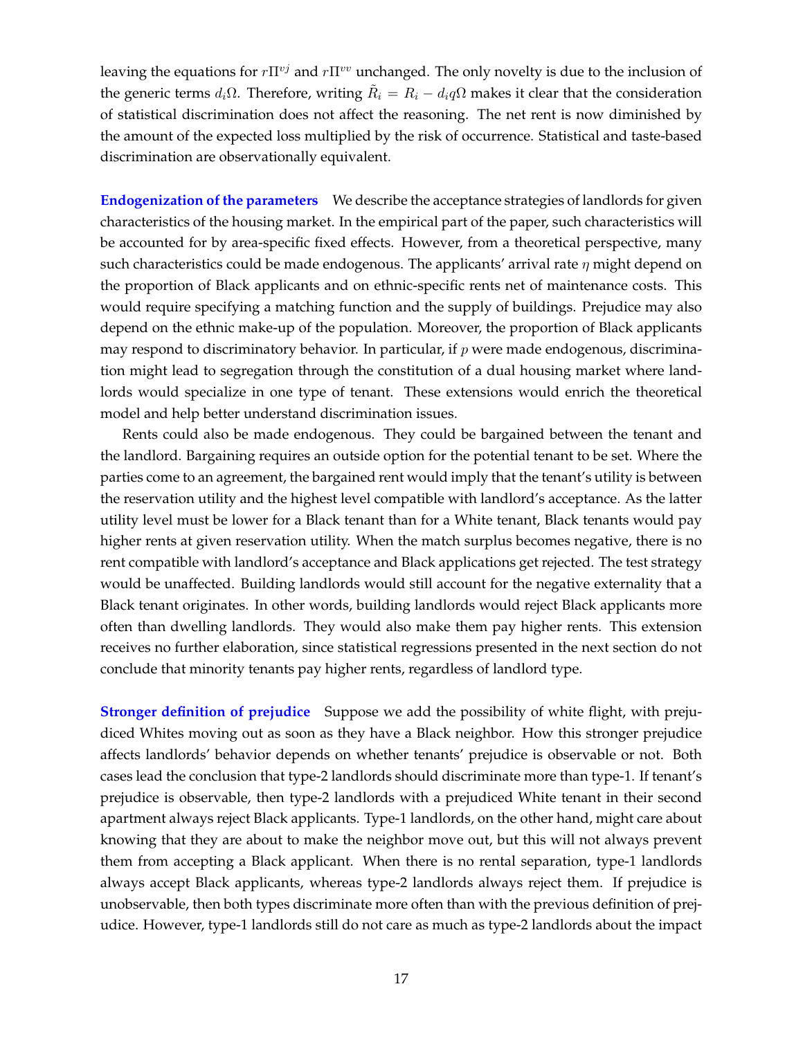leaving the equations for $r\Pi^{vj}$ and $r\Pi^{vv}$ unchanged. The only novelty is due to the inclusion of the generic terms $d_i\Omega$. Therefore, writing $\tilde{R}_i = R_i - d_i q\Omega$ makes it clear that the consideration of statistical discrimination does not affect the reasoning. The net rent is now diminished by the amount of the expected loss multiplied by the risk of occurrence. Statistical and taste-based discrimination are observationally equivalent.

**Endogenization of the parameters** We describe the acceptance strategies of landlords for given characteristics of the housing market. In the empirical part of the paper, such characteristics will be accounted for by area-specific fixed effects. However, from a theoretical perspective, many such characteristics could be made endogenous. The applicants' arrival rate $\eta$ might depend on the proportion of Black applicants and on ethnic-specific rents net of maintenance costs. This would require specifying a matching function and the supply of buildings. Prejudice may also depend on the ethnic make-up of the population. Moreover, the proportion of Black applicants may respond to discriminatory behavior. In particular, if $p$ were made endogenous, discrimination might lead to segregation through the constitution of a dual housing market where landlords would specialize in one type of tenant. These extensions would enrich the theoretical model and help better understand discrimination issues.

Rents could also be made endogenous. They could be bargained between the tenant and the landlord. Bargaining requires an outside option for the potential tenant to be set. Where the parties come to an agreement, the bargained rent would imply that the tenant's utility is between the reservation utility and the highest level compatible with landlord's acceptance. As the latter utility level must be lower for a Black tenant than for a White tenant, Black tenants would pay higher rents at given reservation utility. When the match surplus becomes negative, there is no rent compatible with landlord's acceptance and Black applications get rejected. The test strategy would be unaffected. Building landlords would still account for the negative externality that a Black tenant originates. In other words, building landlords would reject Black applicants more often than dwelling landlords. They would also make them pay higher rents. This extension receives no further elaboration, since statistical regressions presented in the next section do not conclude that minority tenants pay higher rents, regardless of landlord type.

**Stronger definition of prejudice** Suppose we add the possibility of white flight, with prejudiced Whites moving out as soon as they have a Black neighbor. How this stronger prejudice affects landlords' behavior depends on whether tenants' prejudice is observable or not. Both cases lead the conclusion that type-2 landlords should discriminate more than type-1. If tenant's prejudice is observable, then type-2 landlords with a prejudiced White tenant in their second apartment always reject Black applicants. Type-1 landlords, on the other hand, might care about knowing that they are about to make the neighbor move out, but this will not always prevent them from accepting a Black applicant. When there is no rental separation, type-1 landlords always accept Black applicants, whereas type-2 landlords always reject them. If prejudice is unobservable, then both types discriminate more often than with the previous definition of prejudice. However, type-1 landlords still do not care as much as type-2 landlords about the impact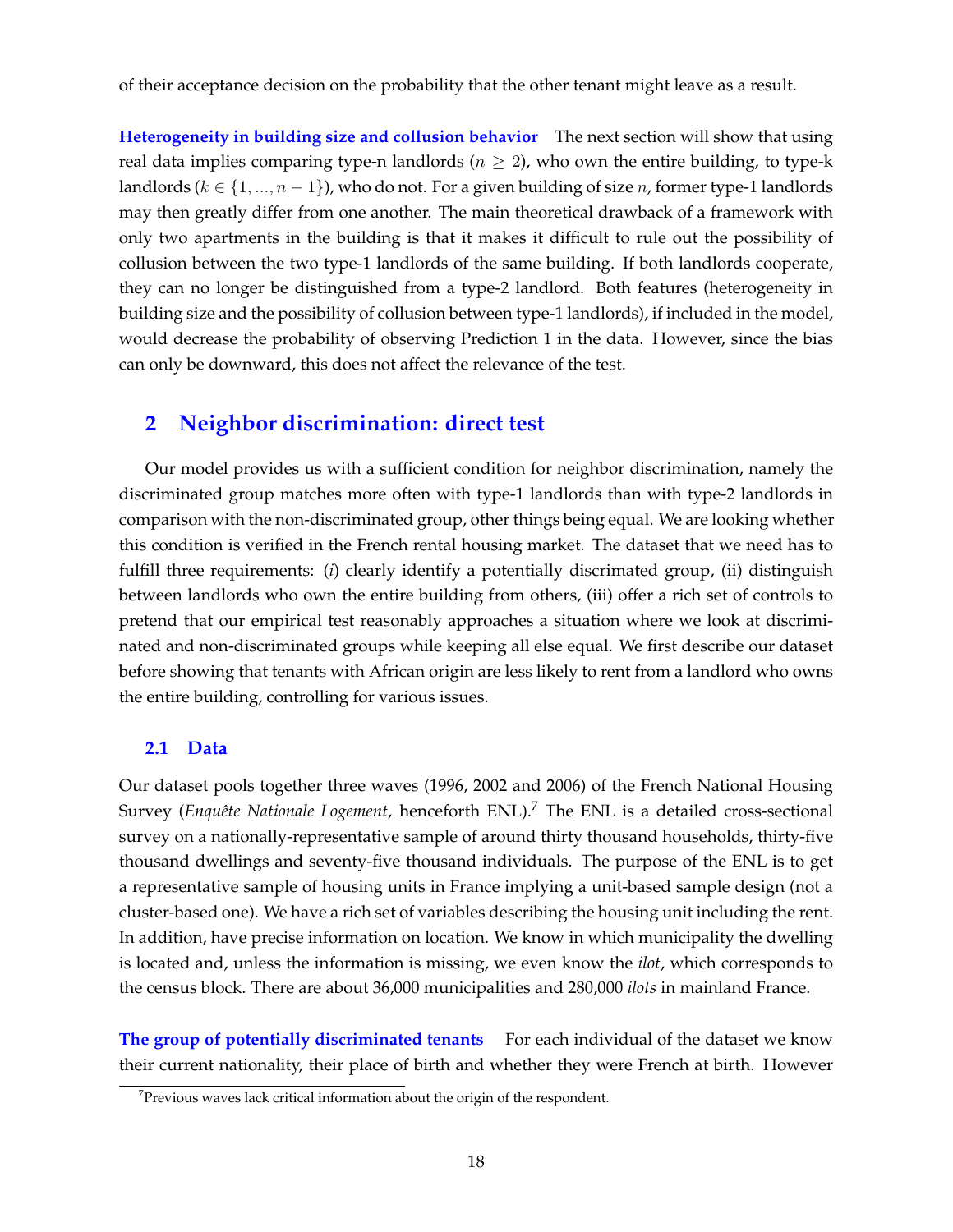of their acceptance decision on the probability that the other tenant might leave as a result.

**Heterogeneity in building size and collusion behavior** The next section will show that using real data implies comparing type-n landlords ($n \geq 2$), who own the entire building, to type-k landlords ($k \in \{1, ..., n-1\}$), who do not. For a given building of size $n$, former type-1 landlords may then greatly differ from one another. The main theoretical drawback of a framework with only two apartments in the building is that it makes it difficult to rule out the possibility of collusion between the two type-1 landlords of the same building. If both landlords cooperate, they can no longer be distinguished from a type-2 landlord. Both features (heterogeneity in building size and the possibility of collusion between type-1 landlords), if included in the model, would decrease the probability of observing Prediction 1 in the data. However, since the bias can only be downward, this does not affect the relevance of the test.

## 2 Neighbor discrimination: direct test

Our model provides us with a sufficient condition for neighbor discrimination, namely the discriminated group matches more often with type-1 landlords than with type-2 landlords in comparison with the non-discriminated group, other things being equal. We are looking whether this condition is verified in the French rental housing market. The dataset that we need has to fulfill three requirements: (*i*) clearly identify a potentially discrimated group, (ii) distinguish between landlords who own the entire building from others, (iii) offer a rich set of controls to pretend that our empirical test reasonably approaches a situation where we look at discriminated and non-discriminated groups while keeping all else equal. We first describe our dataset before showing that tenants with African origin are less likely to rent from a landlord who owns the entire building, controlling for various issues.

### 2.1 Data

Our dataset pools together three waves (1996, 2002 and 2006) of the French National Housing Survey (*Enquête Nationale Logement*, henceforth ENL).[7] The ENL is a detailed cross-sectional survey on a nationally-representative sample of around thirty thousand households, thirty-five thousand dwellings and seventy-five thousand individuals. The purpose of the ENL is to get a representative sample of housing units in France implying a unit-based sample design (not a cluster-based one). We have a rich set of variables describing the housing unit including the rent. In addition, have precise information on location. We know in which municipality the dwelling is located and, unless the information is missing, we even know the *ilot*, which corresponds to the census block. There are about 36,000 municipalities and 280,000 *ilots* in mainland France.

**The group of potentially discriminated tenants** For each individual of the dataset we know their current nationality, their place of birth and whether they were French at birth. However

[7]Previous waves lack critical information about the origin of the respondent.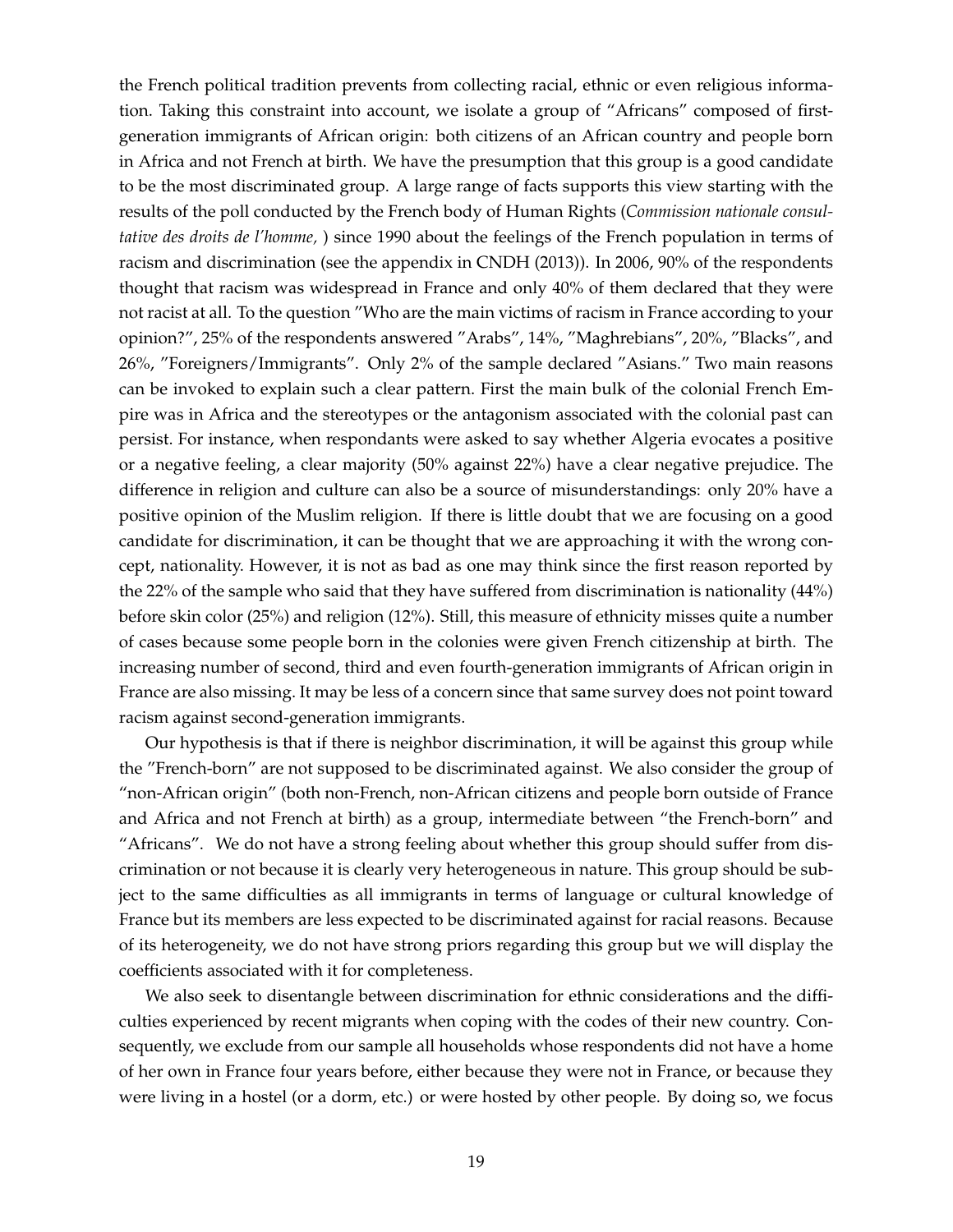the French political tradition prevents from collecting racial, ethnic or even religious information. Taking this constraint into account, we isolate a group of "Africans" composed of first-generation immigrants of African origin: both citizens of an African country and people born in Africa and not French at birth. We have the presumption that this group is a good candidate to be the most discriminated group. A large range of facts supports this view starting with the results of the poll conducted by the French body of Human Rights (*Commission nationale consultative des droits de l'homme,* ) since 1990 about the feelings of the French population in terms of racism and discrimination (see the appendix in CNDH (2013)). In 2006, 90% of the respondents thought that racism was widespread in France and only 40% of them declared that they were not racist at all. To the question "Who are the main victims of racism in France according to your opinion?", 25% of the respondents answered "Arabs", 14%, "Maghrebians", 20%, "Blacks", and 26%, "Foreigners/Immigrants". Only 2% of the sample declared "Asians." Two main reasons can be invoked to explain such a clear pattern. First the main bulk of the colonial French Empire was in Africa and the stereotypes or the antagonism associated with the colonial past can persist. For instance, when respondants were asked to say whether Algeria evocates a positive or a negative feeling, a clear majority (50% against 22%) have a clear negative prejudice. The difference in religion and culture can also be a source of misunderstandings: only 20% have a positive opinion of the Muslim religion. If there is little doubt that we are focusing on a good candidate for discrimination, it can be thought that we are approaching it with the wrong concept, nationality. However, it is not as bad as one may think since the first reason reported by the 22% of the sample who said that they have suffered from discrimination is nationality (44%) before skin color (25%) and religion (12%). Still, this measure of ethnicity misses quite a number of cases because some people born in the colonies were given French citizenship at birth. The increasing number of second, third and even fourth-generation immigrants of African origin in France are also missing. It may be less of a concern since that same survey does not point toward racism against second-generation immigrants.

Our hypothesis is that if there is neighbor discrimination, it will be against this group while the "French-born" are not supposed to be discriminated against. We also consider the group of "non-African origin" (both non-French, non-African citizens and people born outside of France and Africa and not French at birth) as a group, intermediate between "the French-born" and "Africans". We do not have a strong feeling about whether this group should suffer from discrimination or not because it is clearly very heterogeneous in nature. This group should be subject to the same difficulties as all immigrants in terms of language or cultural knowledge of France but its members are less expected to be discriminated against for racial reasons. Because of its heterogeneity, we do not have strong priors regarding this group but we will display the coefficients associated with it for completeness.

We also seek to disentangle between discrimination for ethnic considerations and the difficulties experienced by recent migrants when coping with the codes of their new country. Consequently, we exclude from our sample all households whose respondents did not have a home of her own in France four years before, either because they were not in France, or because they were living in a hostel (or a dorm, etc.) or were hosted by other people. By doing so, we focus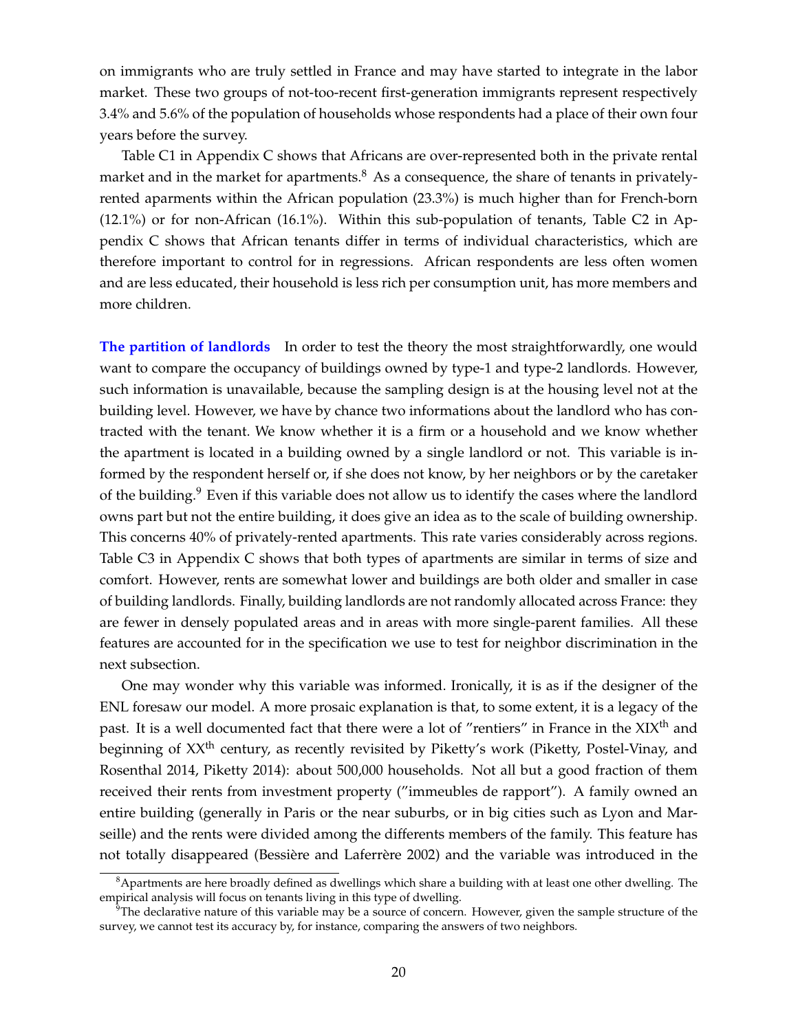on immigrants who are truly settled in France and may have started to integrate in the labor market. These two groups of not-too-recent first-generation immigrants represent respectively 3.4% and 5.6% of the population of households whose respondents had a place of their own four years before the survey.

Table C1 in Appendix C shows that Africans are over-represented both in the private rental market and in the market for apartments.[8] As a consequence, the share of tenants in privately-rented aparments within the African population (23.3%) is much higher than for French-born (12.1%) or for non-African (16.1%). Within this sub-population of tenants, Table C2 in Appendix C shows that African tenants differ in terms of individual characteristics, which are therefore important to control for in regressions. African respondents are less often women and are less educated, their household is less rich per consumption unit, has more members and more children.

**The partition of landlords** In order to test the theory the most straightforwardly, one would want to compare the occupancy of buildings owned by type-1 and type-2 landlords. However, such information is unavailable, because the sampling design is at the housing level not at the building level. However, we have by chance two informations about the landlord who has contracted with the tenant. We know whether it is a firm or a household and we know whether the apartment is located in a building owned by a single landlord or not. This variable is informed by the respondent herself or, if she does not know, by her neighbors or by the caretaker of the building.[9] Even if this variable does not allow us to identify the cases where the landlord owns part but not the entire building, it does give an idea as to the scale of building ownership. This concerns 40% of privately-rented apartments. This rate varies considerably across regions. Table C3 in Appendix C shows that both types of apartments are similar in terms of size and comfort. However, rents are somewhat lower and buildings are both older and smaller in case of building landlords. Finally, building landlords are not randomly allocated across France: they are fewer in densely populated areas and in areas with more single-parent families. All these features are accounted for in the specification we use to test for neighbor discrimination in the next subsection.

One may wonder why this variable was informed. Ironically, it is as if the designer of the ENL foresaw our model. A more prosaic explanation is that, to some extent, it is a legacy of the past. It is a well documented fact that there were a lot of "rentiers" in France in the XIX$^{\text{th}}$ and beginning of XX$^{\text{th}}$ century, as recently revisited by Piketty's work (Piketty, Postel-Vinay, and Rosenthal 2014, Piketty 2014): about 500,000 households. Not all but a good fraction of them received their rents from investment property ("immeubles de rapport"). A family owned an entire building (generally in Paris or the near suburbs, or in big cities such as Lyon and Marseille) and the rents were divided among the differents members of the family. This feature has not totally disappeared (Bessière and Laferrère 2002) and the variable was introduced in the

[8] Apartments are here broadly defined as dwellings which share a building with at least one other dwelling. The empirical analysis will focus on tenants living in this type of dwelling.

[9] The declarative nature of this variable may be a source of concern. However, given the sample structure of the survey, we cannot test its accuracy by, for instance, comparing the answers of two neighbors.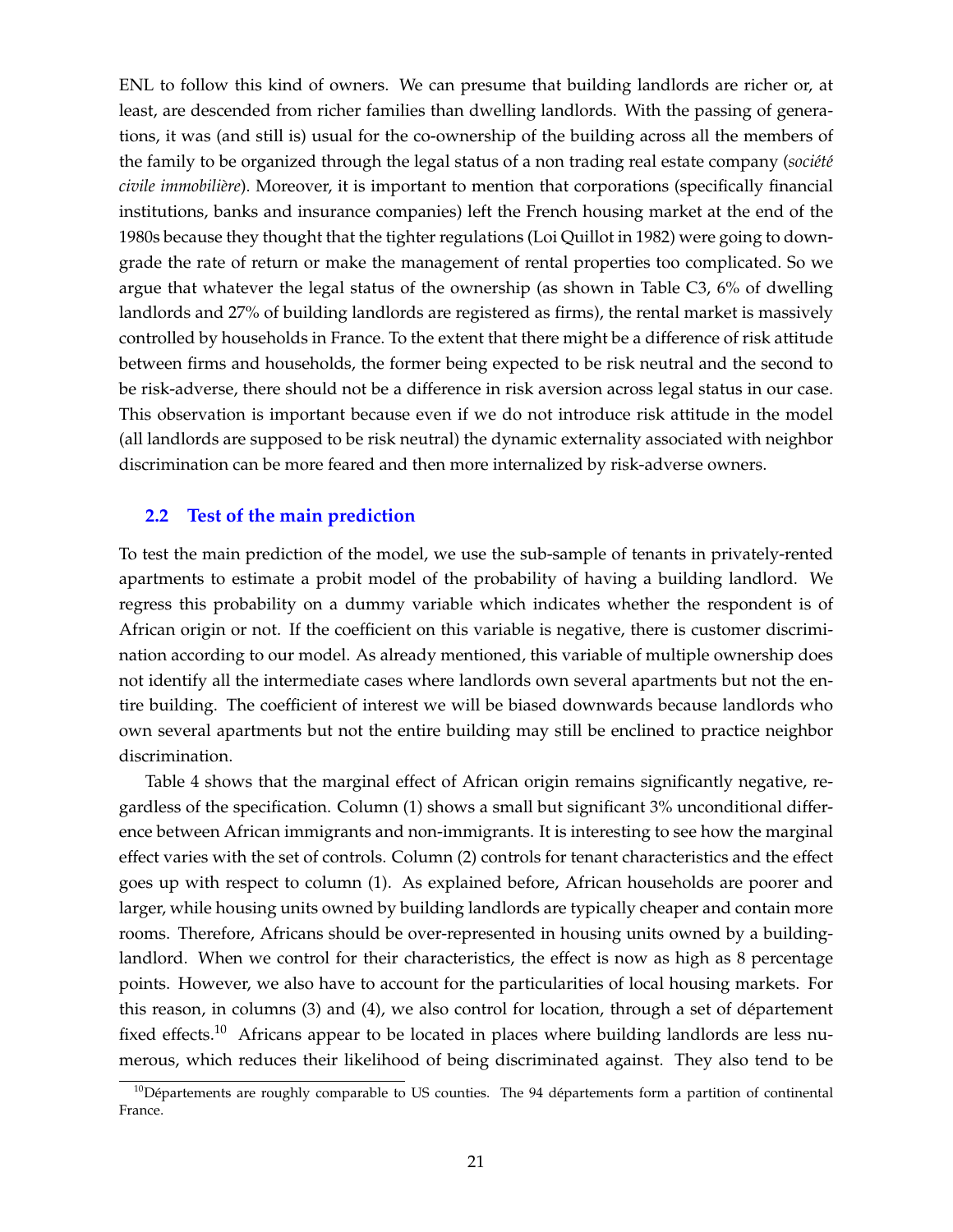ENL to follow this kind of owners. We can presume that building landlords are richer or, at least, are descended from richer families than dwelling landlords. With the passing of generations, it was (and still is) usual for the co-ownership of the building across all the members of the family to be organized through the legal status of a non trading real estate company (*société civile immobilière*). Moreover, it is important to mention that corporations (specifically financial institutions, banks and insurance companies) left the French housing market at the end of the 1980s because they thought that the tighter regulations (Loi Quillot in 1982) were going to downgrade the rate of return or make the management of rental properties too complicated. So we argue that whatever the legal status of the ownership (as shown in Table C3, 6% of dwelling landlords and 27% of building landlords are registered as firms), the rental market is massively controlled by households in France. To the extent that there might be a difference of risk attitude between firms and households, the former being expected to be risk neutral and the second to be risk-adverse, there should not be a difference in risk aversion across legal status in our case. This observation is important because even if we do not introduce risk attitude in the model (all landlords are supposed to be risk neutral) the dynamic externality associated with neighbor discrimination can be more feared and then more internalized by risk-adverse owners.

## 2.2 Test of the main prediction

To test the main prediction of the model, we use the sub-sample of tenants in privately-rented apartments to estimate a probit model of the probability of having a building landlord. We regress this probability on a dummy variable which indicates whether the respondent is of African origin or not. If the coefficient on this variable is negative, there is customer discrimination according to our model. As already mentioned, this variable of multiple ownership does not identify all the intermediate cases where landlords own several apartments but not the entire building. The coefficient of interest we will be biased downwards because landlords who own several apartments but not the entire building may still be enclined to practice neighbor discrimination.

Table 4 shows that the marginal effect of African origin remains significantly negative, regardless of the specification. Column (1) shows a small but significant 3% unconditional difference between African immigrants and non-immigrants. It is interesting to see how the marginal effect varies with the set of controls. Column (2) controls for tenant characteristics and the effect goes up with respect to column (1). As explained before, African households are poorer and larger, while housing units owned by building landlords are typically cheaper and contain more rooms. Therefore, Africans should be over-represented in housing units owned by a building-landlord. When we control for their characteristics, the effect is now as high as 8 percentage points. However, we also have to account for the particularities of local housing markets. For this reason, in columns (3) and (4), we also control for location, through a set of département fixed effects.[10] Africans appear to be located in places where building landlords are less numerous, which reduces their likelihood of being discriminated against. They also tend to be

[10] Départements are roughly comparable to US counties. The 94 départements form a partition of continental France.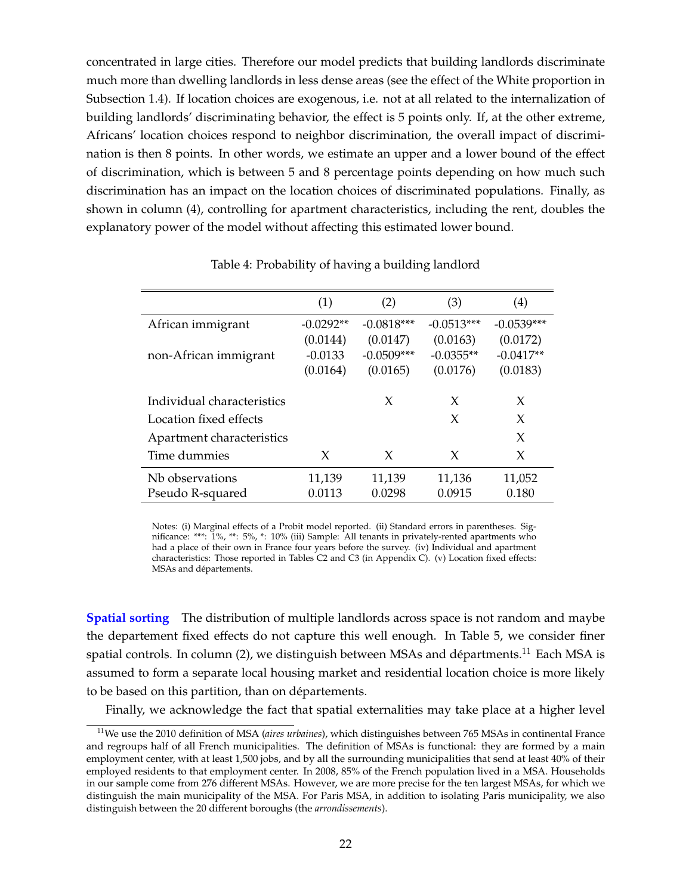concentrated in large cities. Therefore our model predicts that building landlords discriminate much more than dwelling landlords in less dense areas (see the effect of the White proportion in Subsection 1.4). If location choices are exogenous, i.e. not at all related to the internalization of building landlords' discriminating behavior, the effect is 5 points only. If, at the other extreme, Africans' location choices respond to neighbor discrimination, the overall impact of discrimination is then 8 points. In other words, we estimate an upper and a lower bound of the effect of discrimination, which is between 5 and 8 percentage points depending on how much such discrimination has an impact on the location choices of discriminated populations. Finally, as shown in column (4), controlling for apartment characteristics, including the rent, doubles the explanatory power of the model without affecting this estimated lower bound.

Table 4: Probability of having a building landlord

| | (1) | (2) | (3) | (4) |
|---|---|---|---|---|
| African immigrant | -0.0292** | -0.0818*** | -0.0513*** | -0.0539*** |
| | (0.0144) | (0.0147) | (0.0163) | (0.0172) |
| non-African immigrant | -0.0133 | -0.0509*** | -0.0355** | -0.0417** |
| | (0.0164) | (0.0165) | (0.0176) | (0.0183) |
| Individual characteristics | | X | X | X |
| Location fixed effects | | | X | X |
| Apartment characteristics | | | | X |
| Time dummies | X | X | X | X |
| Nb observations | 11,139 | 11,139 | 11,136 | 11,052 |
| Pseudo R-squared | 0.0113 | 0.0298 | 0.0915 | 0.180 |

Notes: (i) Marginal effects of a Probit model reported. (ii) Standard errors in parentheses. Significance: ***: 1%, **: 5%, *: 10% (iii) Sample: All tenants in privately-rented apartments who had a place of their own in France four years before the survey. (iv) Individual and apartment characteristics: Those reported in Tables C2 and C3 (in Appendix C). (v) Location fixed effects: MSAs and départements.

**Spatial sorting** The distribution of multiple landlords across space is not random and maybe the departement fixed effects do not capture this well enough. In Table 5, we consider finer spatial controls. In column (2), we distinguish between MSAs and départments.[11] Each MSA is assumed to form a separate local housing market and residential location choice is more likely to be based on this partition, than on départements.

Finally, we acknowledge the fact that spatial externalities may take place at a higher level

[11] We use the 2010 definition of MSA (*aires urbaines*), which distinguishes between 765 MSAs in continental France and regroups half of all French municipalities. The definition of MSAs is functional: they are formed by a main employment center, with at least 1,500 jobs, and by all the surrounding municipalities that send at least 40% of their employed residents to that employment center. In 2008, 85% of the French population lived in a MSA. Households in our sample come from 276 different MSAs. However, we are more precise for the ten largest MSAs, for which we distinguish the main municipality of the MSA. For Paris MSA, in addition to isolating Paris municipality, we also distinguish between the 20 different boroughs (the *arrondissements*).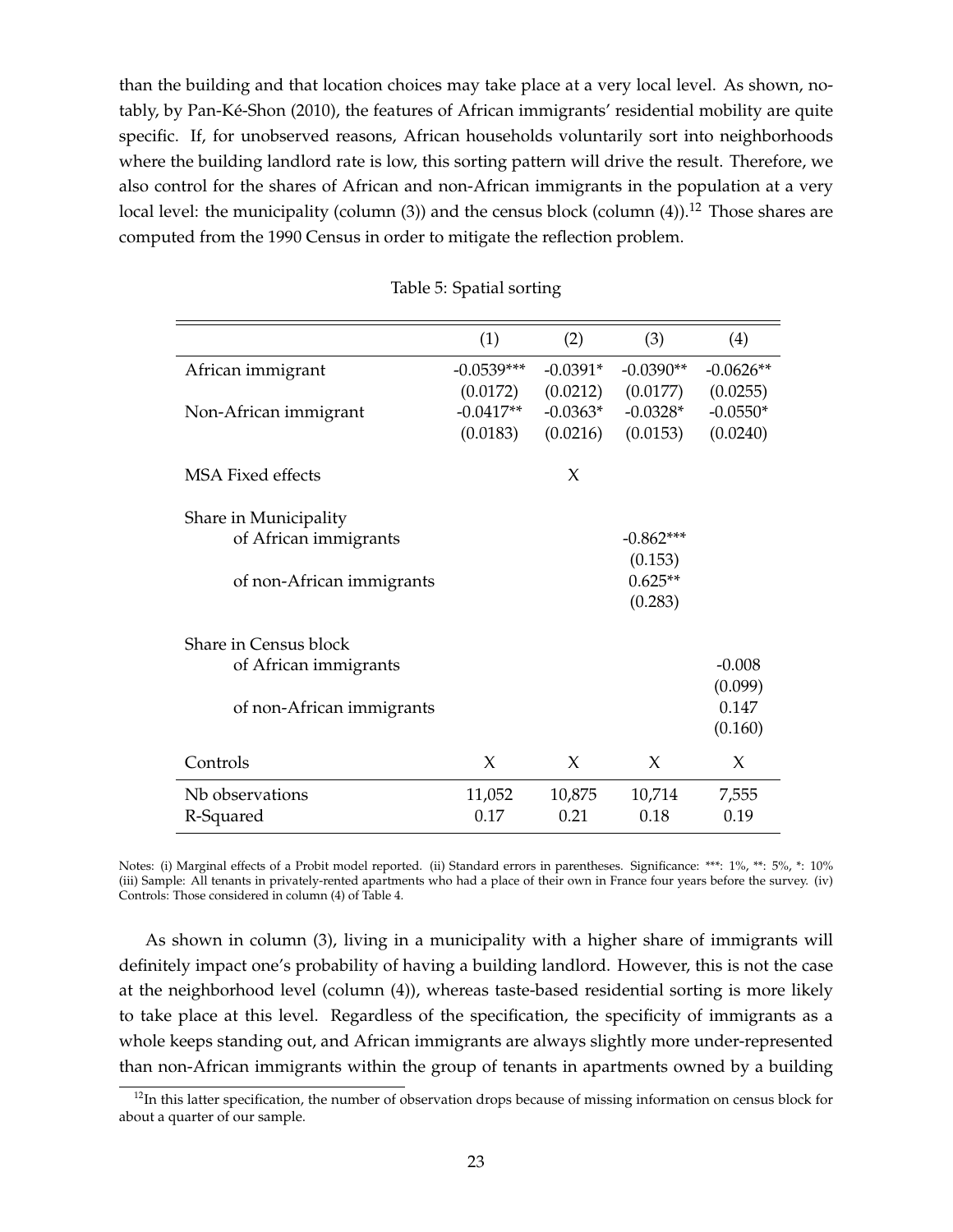than the building and that location choices may take place at a very local level. As shown, notably, by Pan-Ké-Shon (2010), the features of African immigrants' residential mobility are quite specific. If, for unobserved reasons, African households voluntarily sort into neighborhoods where the building landlord rate is low, this sorting pattern will drive the result. Therefore, we also control for the shares of African and non-African immigrants in the population at a very local level: the municipality (column (3)) and the census block (column (4)).[12] Those shares are computed from the 1990 Census in order to mitigate the reflection problem.

Table 5: Spatial sorting

| | (1) | (2) | (3) | (4) |
|---|---|---|---|---|
| African immigrant | -0.0539*** | -0.0391* | -0.0390** | -0.0626** |
| | (0.0172) | (0.0212) | (0.0177) | (0.0255) |
| Non-African immigrant | -0.0417** | -0.0363* | -0.0328* | -0.0550* |
| | (0.0183) | (0.0216) | (0.0153) | (0.0240) |
| MSA Fixed effects | | X | | |
| Share in Municipality | | | | |
| of African immigrants | | | -0.862*** | |
| | | | (0.153) | |
| of non-African immigrants | | | 0.625** | |
| | | | (0.283) | |
| Share in Census block | | | | |
| of African immigrants | | | | -0.008 |
| | | | | (0.099) |
| of non-African immigrants | | | | 0.147 |
| | | | | (0.160) |
| Controls | X | X | X | X |
| Nb observations | 11,052 | 10,875 | 10,714 | 7,555 |
| R-Squared | 0.17 | 0.21 | 0.18 | 0.19 |

Notes: (i) Marginal effects of a Probit model reported. (ii) Standard errors in parentheses. Significance: ***: 1%, **: 5%, *: 10% (iii) Sample: All tenants in privately-rented apartments who had a place of their own in France four years before the survey. (iv) Controls: Those considered in column (4) of Table 4.

As shown in column (3), living in a municipality with a higher share of immigrants will definitely impact one's probability of having a building landlord. However, this is not the case at the neighborhood level (column (4)), whereas taste-based residential sorting is more likely to take place at this level. Regardless of the specification, the specificity of immigrants as a whole keeps standing out, and African immigrants are always slightly more under-represented than non-African immigrants within the group of tenants in apartments owned by a building

[12] In this latter specification, the number of observation drops because of missing information on census block for about a quarter of our sample.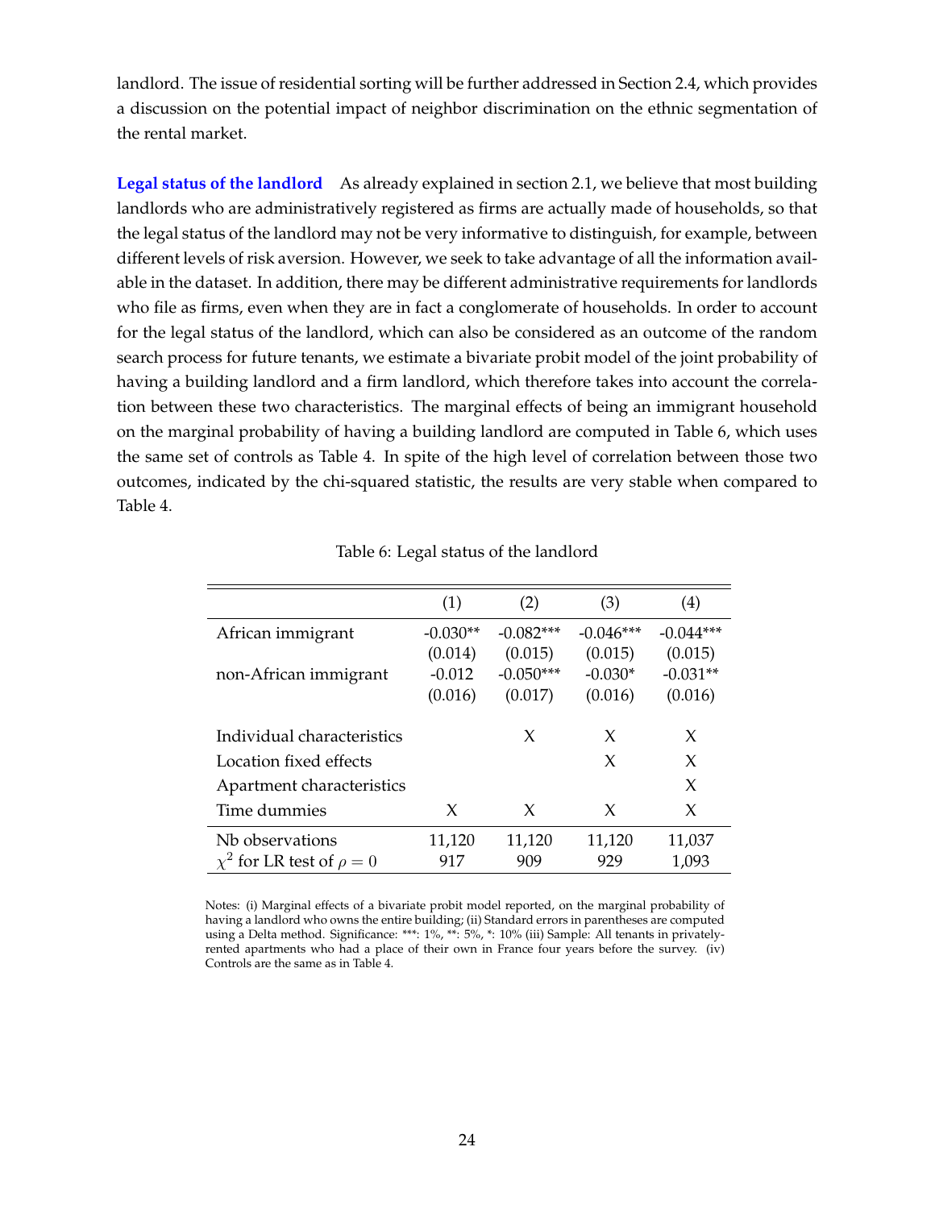landlord. The issue of residential sorting will be further addressed in Section 2.4, which provides a discussion on the potential impact of neighbor discrimination on the ethnic segmentation of the rental market.

**Legal status of the landlord** As already explained in section 2.1, we believe that most building landlords who are administratively registered as firms are actually made of households, so that the legal status of the landlord may not be very informative to distinguish, for example, between different levels of risk aversion. However, we seek to take advantage of all the information available in the dataset. In addition, there may be different administrative requirements for landlords who file as firms, even when they are in fact a conglomerate of households. In order to account for the legal status of the landlord, which can also be considered as an outcome of the random search process for future tenants, we estimate a bivariate probit model of the joint probability of having a building landlord and a firm landlord, which therefore takes into account the correlation between these two characteristics. The marginal effects of being an immigrant household on the marginal probability of having a building landlord are computed in Table 6, which uses the same set of controls as Table 4. In spite of the high level of correlation between those two outcomes, indicated by the chi-squared statistic, the results are very stable when compared to Table 4.

Table 6: Legal status of the landlord

| | (1) | (2) | (3) | (4) |
|---|---|---|---|---|
| African immigrant | -0.030** | -0.082*** | -0.046*** | -0.044*** |
| | (0.014) | (0.015) | (0.015) | (0.015) |
| non-African immigrant | -0.012 | -0.050*** | -0.030* | -0.031** |
| | (0.016) | (0.017) | (0.016) | (0.016) |
| Individual characteristics | | X | X | X |
| Location fixed effects | | | X | X |
| Apartment characteristics | | | | X |
| Time dummies | X | X | X | X |
| Nb observations | 11,120 | 11,120 | 11,120 | 11,037 |
| $\chi^2$ for LR test of $\rho = 0$ | 917 | 909 | 929 | 1,093 |

Notes: (i) Marginal effects of a bivariate probit model reported, on the marginal probability of having a landlord who owns the entire building; (ii) Standard errors in parentheses are computed using a Delta method. Significance: ***: 1%, **: 5%, *: 10% (iii) Sample: All tenants in privately-rented apartments who had a place of their own in France four years before the survey. (iv) Controls are the same as in Table 4.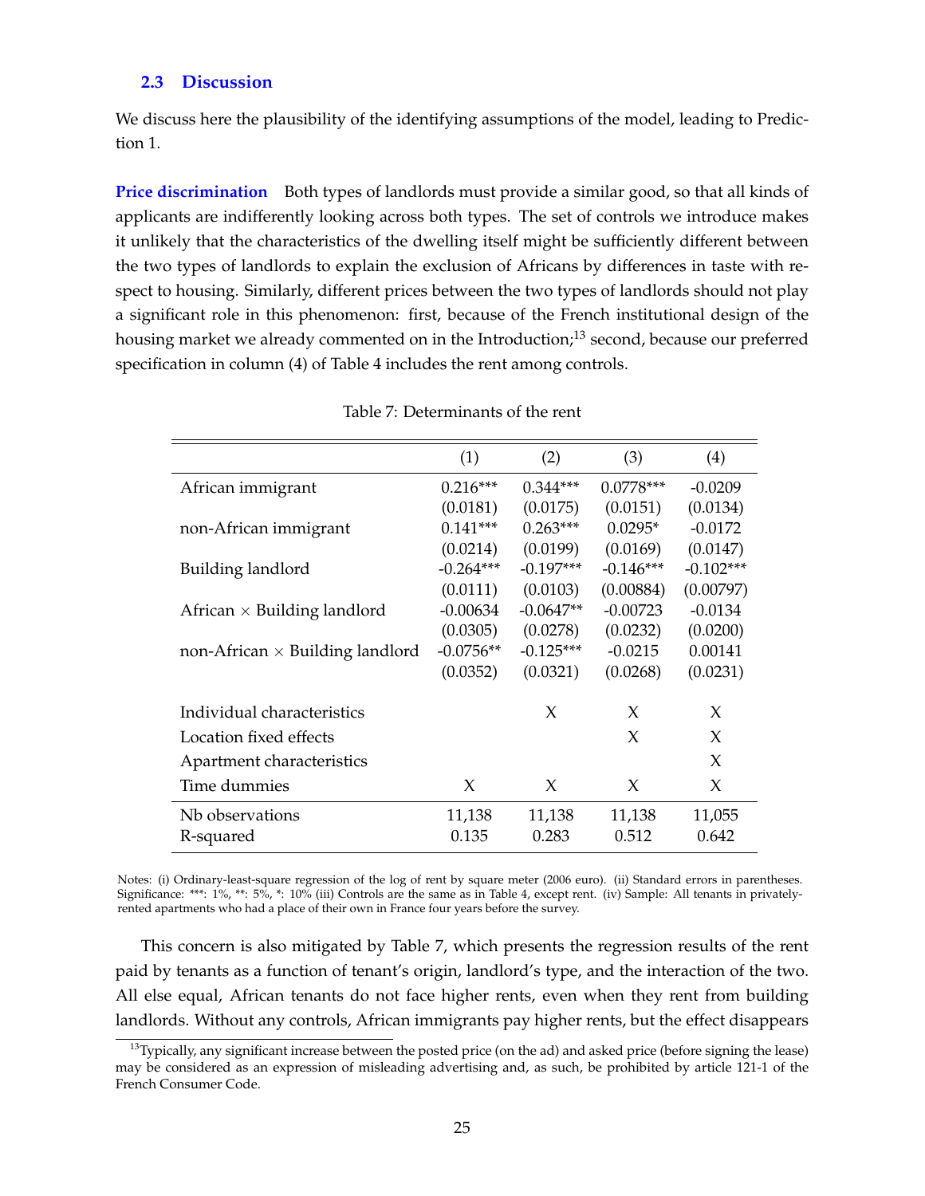### 2.3 Discussion

We discuss here the plausibility of the identifying assumptions of the model, leading to Prediction 1.

**Price discrimination** Both types of landlords must provide a similar good, so that all kinds of applicants are indifferently looking across both types. The set of controls we introduce makes it unlikely that the characteristics of the dwelling itself might be sufficiently different between the two types of landlords to explain the exclusion of Africans by differences in taste with respect to housing. Similarly, different prices between the two types of landlords should not play a significant role in this phenomenon: first, because of the French institutional design of the housing market we already commented on in the Introduction;[13] second, because our preferred specification in column (4) of Table 4 includes the rent among controls.

Table 7: Determinants of the rent

| | (1) | (2) | (3) | (4) |
|---|---|---|---|---|
| African immigrant | 0.216*** | 0.344*** | 0.0778*** | -0.0209 |
| | (0.0181) | (0.0175) | (0.0151) | (0.0134) |
| non-African immigrant | 0.141*** | 0.263*** | 0.0295* | -0.0172 |
| | (0.0214) | (0.0199) | (0.0169) | (0.0147) |
| Building landlord | -0.264*** | -0.197*** | -0.146*** | -0.102*** |
| | (0.0111) | (0.0103) | (0.00884) | (0.00797) |
| African × Building landlord | -0.00634 | -0.0647** | -0.00723 | -0.0134 |
| | (0.0305) | (0.0278) | (0.0232) | (0.0200) |
| non-African × Building landlord | -0.0756** | -0.125*** | -0.0215 | 0.00141 |
| | (0.0352) | (0.0321) | (0.0268) | (0.0231) |
| Individual characteristics | | X | X | X |
| Location fixed effects | | | X | X |
| Apartment characteristics | | | | X |
| Time dummies | X | X | X | X |
| Nb observations | 11,138 | 11,138 | 11,138 | 11,055 |
| R-squared | 0.135 | 0.283 | 0.512 | 0.642 |

Notes: (i) Ordinary-least-square regression of the log of rent by square meter (2006 euro). (ii) Standard errors in parentheses. Significance: ***: 1%, **: 5%, *: 10% (iii) Controls are the same as in Table 4, except rent. (iv) Sample: All tenants in privately-rented apartments who had a place of their own in France four years before the survey.

This concern is also mitigated by Table 7, which presents the regression results of the rent paid by tenants as a function of tenant's origin, landlord's type, and the interaction of the two. All else equal, African tenants do not face higher rents, even when they rent from building landlords. Without any controls, African immigrants pay higher rents, but the effect disappears

[13] Typically, any significant increase between the posted price (on the ad) and asked price (before signing the lease) may be considered as an expression of misleading advertising and, as such, be prohibited by article 121-1 of the French Consumer Code.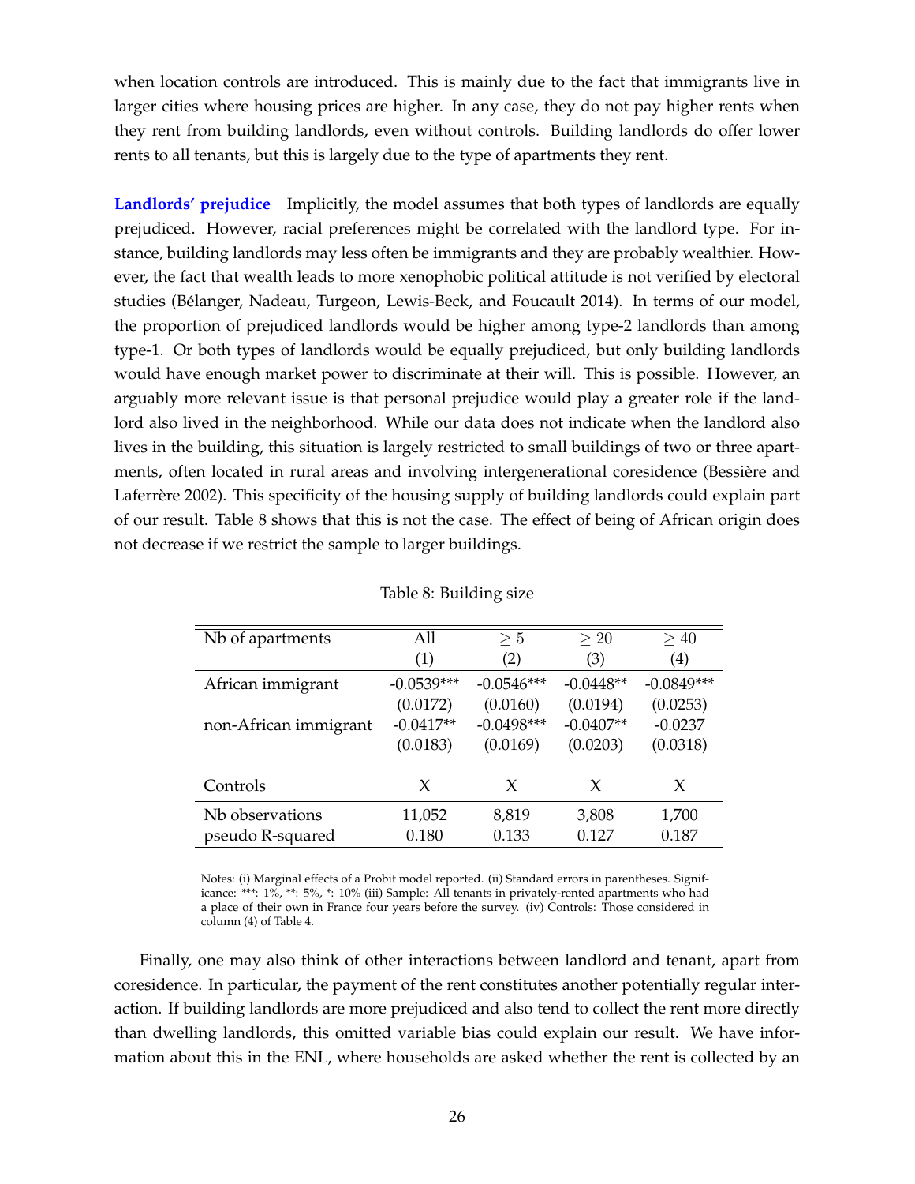when location controls are introduced. This is mainly due to the fact that immigrants live in larger cities where housing prices are higher. In any case, they do not pay higher rents when they rent from building landlords, even without controls. Building landlords do offer lower rents to all tenants, but this is largely due to the type of apartments they rent.

**Landlords' prejudice** Implicitly, the model assumes that both types of landlords are equally prejudiced. However, racial preferences might be correlated with the landlord type. For instance, building landlords may less often be immigrants and they are probably wealthier. However, the fact that wealth leads to more xenophobic political attitude is not verified by electoral studies (Bélanger, Nadeau, Turgeon, Lewis-Beck, and Foucault 2014). In terms of our model, the proportion of prejudiced landlords would be higher among type-2 landlords than among type-1. Or both types of landlords would be equally prejudiced, but only building landlords would have enough market power to discriminate at their will. This is possible. However, an arguably more relevant issue is that personal prejudice would play a greater role if the landlord also lived in the neighborhood. While our data does not indicate when the landlord also lives in the building, this situation is largely restricted to small buildings of two or three apartments, often located in rural areas and involving intergenerational coresidence (Bessière and Laferrère 2002). This specificity of the housing supply of building landlords could explain part of our result. Table 8 shows that this is not the case. The effect of being of African origin does not decrease if we restrict the sample to larger buildings.

Table 8: Building size

| Nb of apartments | All<br>(1) | $\geq 5$<br>(2) | $\geq 20$<br>(3) | $\geq 40$<br>(4) |
|---|---|---|---|---|
| African immigrant | -0.0539*** | -0.0546*** | -0.0448** | -0.0849*** |
| | (0.0172) | (0.0160) | (0.0194) | (0.0253) |
| non-African immigrant | -0.0417** | -0.0498*** | -0.0407** | -0.0237 |
| | (0.0183) | (0.0169) | (0.0203) | (0.0318) |
| Controls | X | X | X | X |
| Nb observations | 11,052 | 8,819 | 3,808 | 1,700 |
| pseudo R-squared | 0.180 | 0.133 | 0.127 | 0.187 |

Notes: (i) Marginal effects of a Probit model reported. (ii) Standard errors in parentheses. Significance: ***: 1%, **: 5%, *: 10% (iii) Sample: All tenants in privately-rented apartments who had a place of their own in France four years before the survey. (iv) Controls: Those considered in column (4) of Table 4.

Finally, one may also think of other interactions between landlord and tenant, apart from coresidence. In particular, the payment of the rent constitutes another potentially regular interaction. If building landlords are more prejudiced and also tend to collect the rent more directly than dwelling landlords, this omitted variable bias could explain our result. We have information about this in the ENL, where households are asked whether the rent is collected by an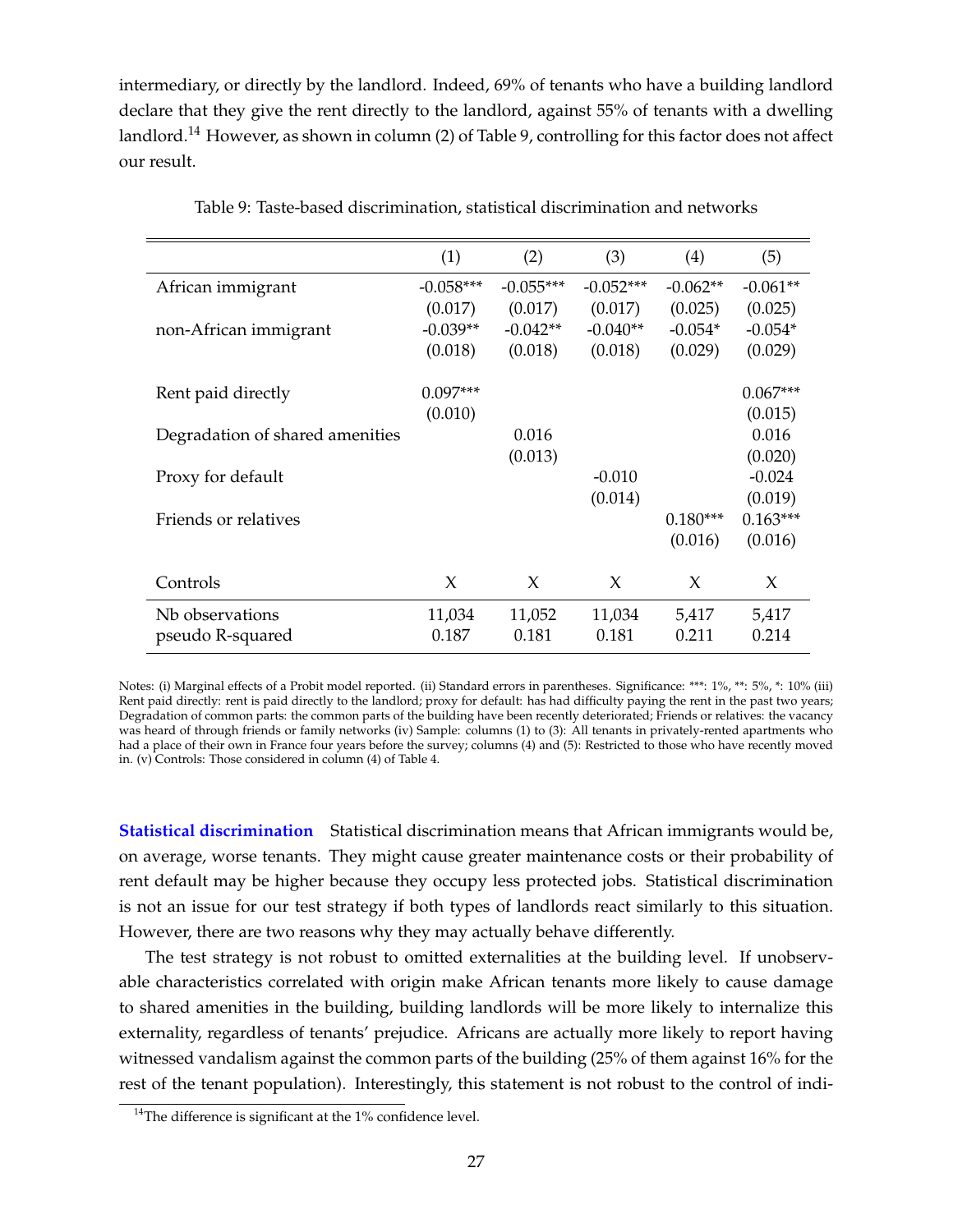intermediary, or directly by the landlord. Indeed, 69% of tenants who have a building landlord declare that they give the rent directly to the landlord, against 55% of tenants with a dwelling landlord.[14] However, as shown in column (2) of Table 9, controlling for this factor does not affect our result.

Table 9: Taste-based discrimination, statistical discrimination and networks

| | (1) | (2) | (3) | (4) | (5) |
|---|---|---|---|---|---|
| African immigrant | -0.058*** | -0.055*** | -0.052*** | -0.062** | -0.061** |
| | (0.017) | (0.017) | (0.017) | (0.025) | (0.025) |
| non-African immigrant | -0.039** | -0.042** | -0.040** | -0.054* | -0.054* |
| | (0.018) | (0.018) | (0.018) | (0.029) | (0.029) |
| Rent paid directly | 0.097*** | | | | 0.067*** |
| | (0.010) | | | | (0.015) |
| Degradation of shared amenities | | 0.016 | | | 0.016 |
| | | (0.013) | | | (0.020) |
| Proxy for default | | | -0.010 | | -0.024 |
| | | | (0.014) | | (0.019) |
| Friends or relatives | | | | 0.180*** | 0.163*** |
| | | | | (0.016) | (0.016) |
| Controls | X | X | X | X | X |
| Nb observations | 11,034 | 11,052 | 11,034 | 5,417 | 5,417 |
| pseudo R-squared | 0.187 | 0.181 | 0.181 | 0.211 | 0.214 |

Notes: (i) Marginal effects of a Probit model reported. (ii) Standard errors in parentheses. Significance: ***: 1%, **: 5%, *: 10% (iii) Rent paid directly: rent is paid directly to the landlord; proxy for default: has had difficulty paying the rent in the past two years; Degradation of common parts: the common parts of the building have been recently deteriorated; Friends or relatives: the vacancy was heard of through friends or family networks (iv) Sample: columns (1) to (3): All tenants in privately-rented apartments who had a place of their own in France four years before the survey; columns (4) and (5): Restricted to those who have recently moved in. (v) Controls: Those considered in column (4) of Table 4.

**Statistical discrimination** Statistical discrimination means that African immigrants would be, on average, worse tenants. They might cause greater maintenance costs or their probability of rent default may be higher because they occupy less protected jobs. Statistical discrimination is not an issue for our test strategy if both types of landlords react similarly to this situation. However, there are two reasons why they may actually behave differently.

The test strategy is not robust to omitted externalities at the building level. If unobservable characteristics correlated with origin make African tenants more likely to cause damage to shared amenities in the building, building landlords will be more likely to internalize this externality, regardless of tenants' prejudice. Africans are actually more likely to report having witnessed vandalism against the common parts of the building (25% of them against 16% for the rest of the tenant population). Interestingly, this statement is not robust to the control of indi-

[14]The difference is significant at the 1% confidence level.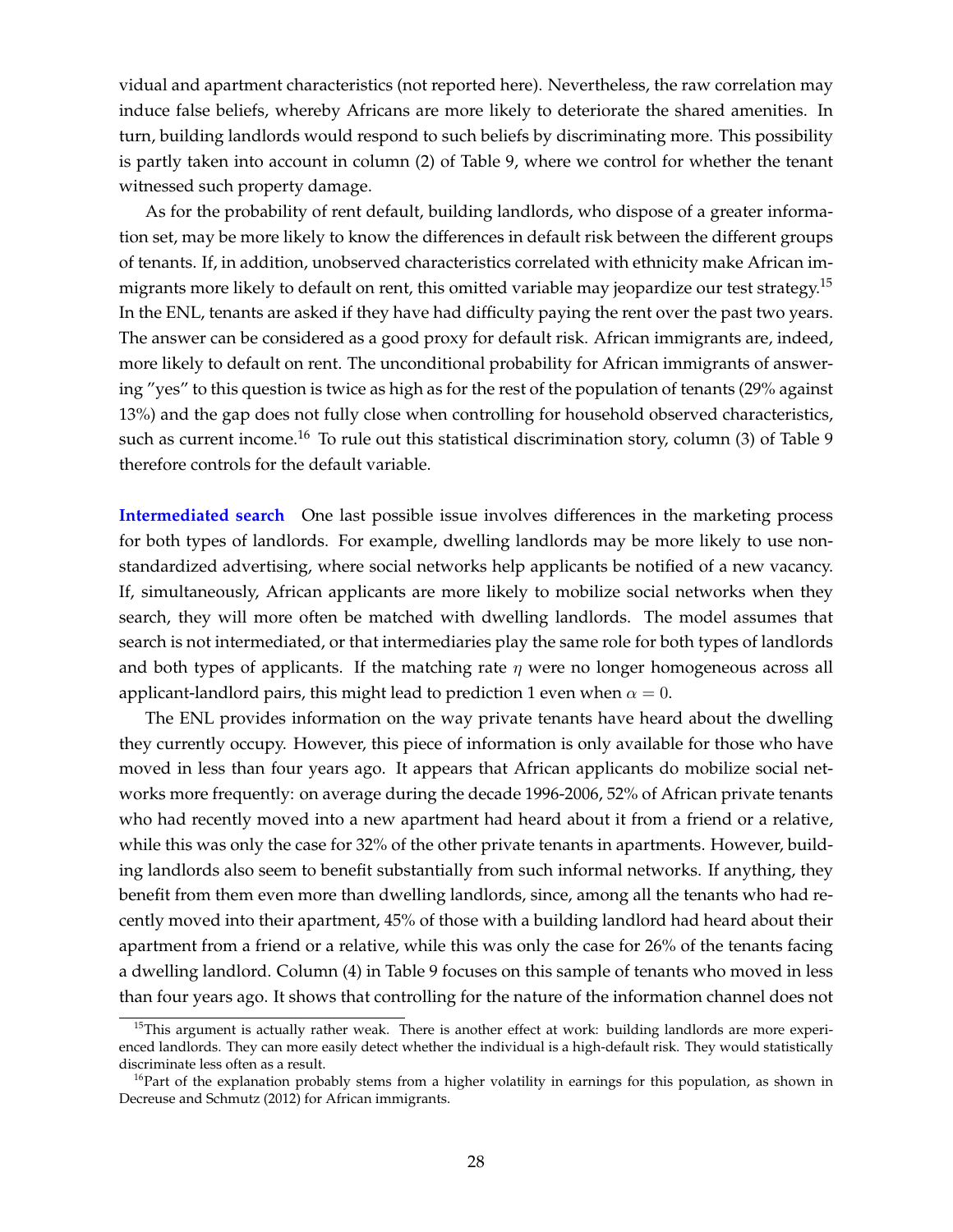vidual and apartment characteristics (not reported here). Nevertheless, the raw correlation may induce false beliefs, whereby Africans are more likely to deteriorate the shared amenities. In turn, building landlords would respond to such beliefs by discriminating more. This possibility is partly taken into account in column (2) of Table 9, where we control for whether the tenant witnessed such property damage.

As for the probability of rent default, building landlords, who dispose of a greater information set, may be more likely to know the differences in default risk between the different groups of tenants. If, in addition, unobserved characteristics correlated with ethnicity make African immigrants more likely to default on rent, this omitted variable may jeopardize our test strategy.[15] In the ENL, tenants are asked if they have had difficulty paying the rent over the past two years. The answer can be considered as a good proxy for default risk. African immigrants are, indeed, more likely to default on rent. The unconditional probability for African immigrants of answering "yes" to this question is twice as high as for the rest of the population of tenants (29% against 13%) and the gap does not fully close when controlling for household observed characteristics, such as current income.[16] To rule out this statistical discrimination story, column (3) of Table 9 therefore controls for the default variable.

**Intermediated search** One last possible issue involves differences in the marketing process for both types of landlords. For example, dwelling landlords may be more likely to use non-standardized advertising, where social networks help applicants be notified of a new vacancy. If, simultaneously, African applicants are more likely to mobilize social networks when they search, they will more often be matched with dwelling landlords. The model assumes that search is not intermediated, or that intermediaries play the same role for both types of landlords and both types of applicants. If the matching rate $\eta$ were no longer homogeneous across all applicant-landlord pairs, this might lead to prediction 1 even when $\alpha = 0$.

The ENL provides information on the way private tenants have heard about the dwelling they currently occupy. However, this piece of information is only available for those who have moved in less than four years ago. It appears that African applicants do mobilize social networks more frequently: on average during the decade 1996-2006, 52% of African private tenants who had recently moved into a new apartment had heard about it from a friend or a relative, while this was only the case for 32% of the other private tenants in apartments. However, building landlords also seem to benefit substantially from such informal networks. If anything, they benefit from them even more than dwelling landlords, since, among all the tenants who had recently moved into their apartment, 45% of those with a building landlord had heard about their apartment from a friend or a relative, while this was only the case for 26% of the tenants facing a dwelling landlord. Column (4) in Table 9 focuses on this sample of tenants who moved in less than four years ago. It shows that controlling for the nature of the information channel does not

[15]This argument is actually rather weak. There is another effect at work: building landlords are more experienced landlords. They can more easily detect whether the individual is a high-default risk. They would statistically discriminate less often as a result.

[16]Part of the explanation probably stems from a higher volatility in earnings for this population, as shown in Decreuse and Schmutz (2012) for African immigrants.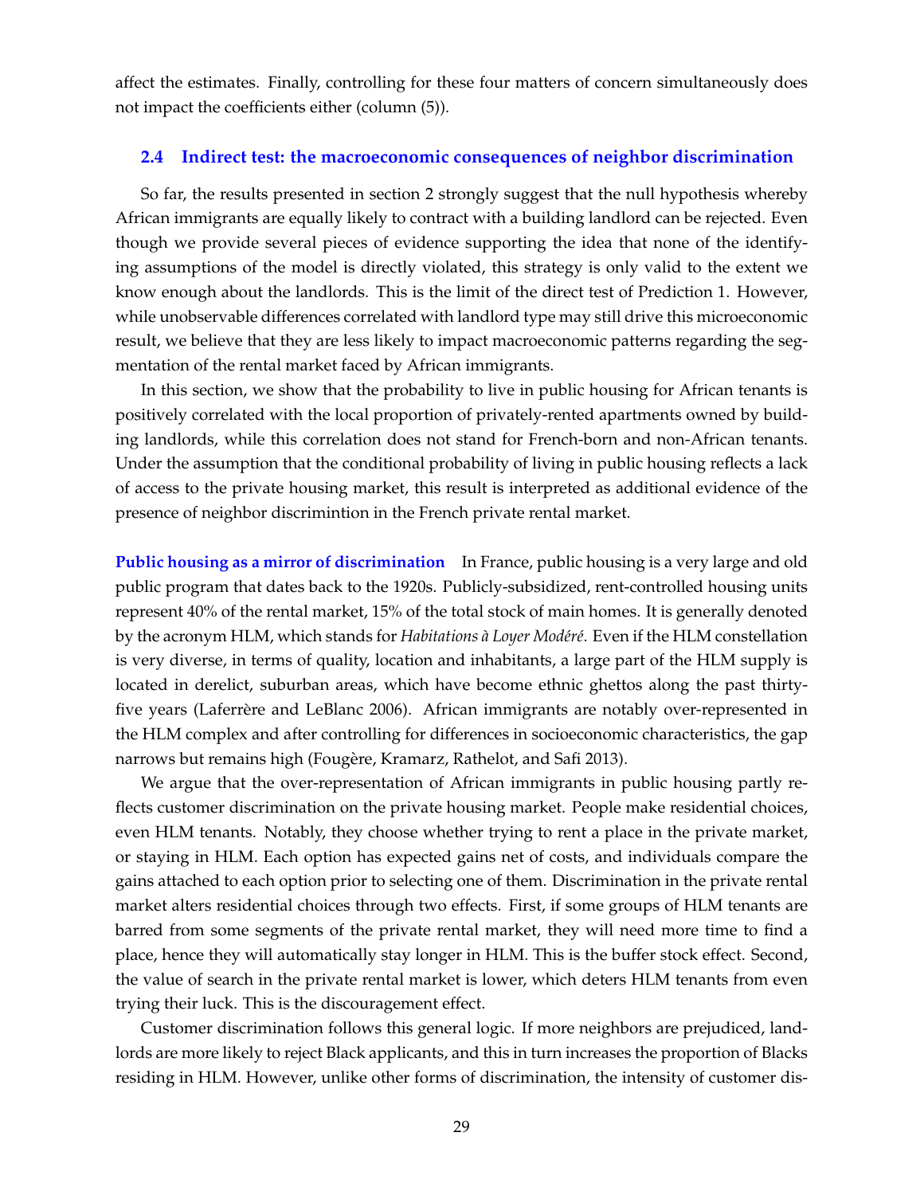affect the estimates. Finally, controlling for these four matters of concern simultaneously does not impact the coefficients either (column (5)).

## 2.4 Indirect test: the macroeconomic consequences of neighbor discrimination

So far, the results presented in section 2 strongly suggest that the null hypothesis whereby African immigrants are equally likely to contract with a building landlord can be rejected. Even though we provide several pieces of evidence supporting the idea that none of the identifying assumptions of the model is directly violated, this strategy is only valid to the extent we know enough about the landlords. This is the limit of the direct test of Prediction 1. However, while unobservable differences correlated with landlord type may still drive this microeconomic result, we believe that they are less likely to impact macroeconomic patterns regarding the segmentation of the rental market faced by African immigrants.

In this section, we show that the probability to live in public housing for African tenants is positively correlated with the local proportion of privately-rented apartments owned by building landlords, while this correlation does not stand for French-born and non-African tenants. Under the assumption that the conditional probability of living in public housing reflects a lack of access to the private housing market, this result is interpreted as additional evidence of the presence of neighbor discrimintion in the French private rental market.

**Public housing as a mirror of discrimination** In France, public housing is a very large and old public program that dates back to the 1920s. Publicly-subsidized, rent-controlled housing units represent 40% of the rental market, 15% of the total stock of main homes. It is generally denoted by the acronym HLM, which stands for *Habitations à Loyer Modéré*. Even if the HLM constellation is very diverse, in terms of quality, location and inhabitants, a large part of the HLM supply is located in derelict, suburban areas, which have become ethnic ghettos along the past thirty-five years (Laferrère and LeBlanc 2006). African immigrants are notably over-represented in the HLM complex and after controlling for differences in socioeconomic characteristics, the gap narrows but remains high (Fougère, Kramarz, Rathelot, and Safi 2013).

We argue that the over-representation of African immigrants in public housing partly reflects customer discrimination on the private housing market. People make residential choices, even HLM tenants. Notably, they choose whether trying to rent a place in the private market, or staying in HLM. Each option has expected gains net of costs, and individuals compare the gains attached to each option prior to selecting one of them. Discrimination in the private rental market alters residential choices through two effects. First, if some groups of HLM tenants are barred from some segments of the private rental market, they will need more time to find a place, hence they will automatically stay longer in HLM. This is the buffer stock effect. Second, the value of search in the private rental market is lower, which deters HLM tenants from even trying their luck. This is the discouragement effect.

Customer discrimination follows this general logic. If more neighbors are prejudiced, landlords are more likely to reject Black applicants, and this in turn increases the proportion of Blacks residing in HLM. However, unlike other forms of discrimination, the intensity of customer dis-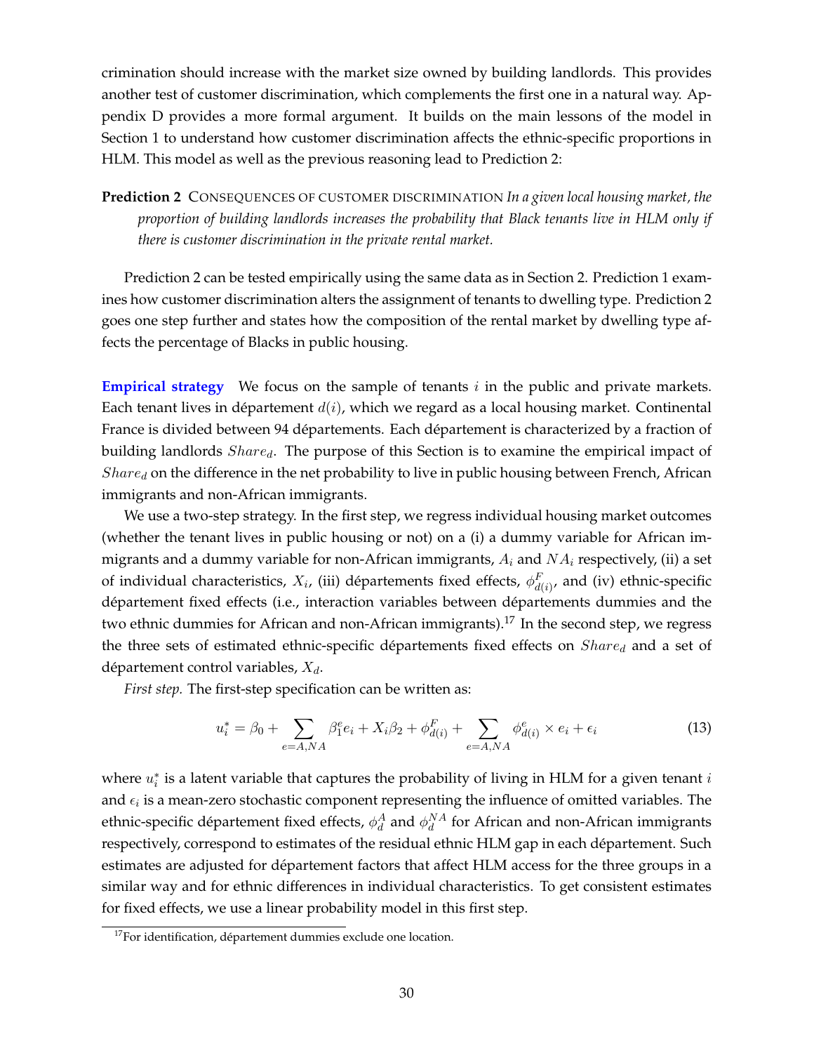crimination should increase with the market size owned by building landlords. This provides another test of customer discrimination, which complements the first one in a natural way. Appendix D provides a more formal argument. It builds on the main lessons of the model in Section 1 to understand how customer discrimination affects the ethnic-specific proportions in HLM. This model as well as the previous reasoning lead to Prediction 2:

**Prediction 2** CONSEQUENCES OF CUSTOMER DISCRIMINATION *In a given local housing market, the proportion of building landlords increases the probability that Black tenants live in HLM only if there is customer discrimination in the private rental market.*

Prediction 2 can be tested empirically using the same data as in Section 2. Prediction 1 examines how customer discrimination alters the assignment of tenants to dwelling type. Prediction 2 goes one step further and states how the composition of the rental market by dwelling type affects the percentage of Blacks in public housing.

**Empirical strategy** We focus on the sample of tenants $i$ in the public and private markets. Each tenant lives in département $d(i)$, which we regard as a local housing market. Continental France is divided between 94 départements. Each département is characterized by a fraction of building landlords $Share_d$. The purpose of this Section is to examine the empirical impact of $Share_d$ on the difference in the net probability to live in public housing between French, African immigrants and non-African immigrants.

We use a two-step strategy. In the first step, we regress individual housing market outcomes (whether the tenant lives in public housing or not) on a (i) a dummy variable for African immigrants and a dummy variable for non-African immigrants, $A_i$ and $NA_i$ respectively, (ii) a set of individual characteristics, $X_i$, (iii) départements fixed effects, $\phi^F_{d(i)}$, and (iv) ethnic-specific département fixed effects (i.e., interaction variables between départements dummies and the two ethnic dummies for African and non-African immigrants).[17] In the second step, we regress the three sets of estimated ethnic-specific départements fixed effects on $Share_d$ and a set of département control variables, $X_d$.

*First step.* The first-step specification can be written as:

$$u_i^* = \beta_0 + \sum_{e=A,NA} \beta_1^e e_i + X_i \beta_2 + \phi^F_{d(i)} + \sum_{e=A,NA} \phi^e_{d(i)} \times e_i + \epsilon_i \tag{13}$$

where $u_i^*$ is a latent variable that captures the probability of living in HLM for a given tenant $i$ and $\epsilon_i$ is a mean-zero stochastic component representing the influence of omitted variables. The ethnic-specific département fixed effects, $\phi^A_d$ and $\phi^{NA}_d$ for African and non-African immigrants respectively, correspond to estimates of the residual ethnic HLM gap in each département. Such estimates are adjusted for département factors that affect HLM access for the three groups in a similar way and for ethnic differences in individual characteristics. To get consistent estimates for fixed effects, we use a linear probability model in this first step.

[17] For identification, département dummies exclude one location.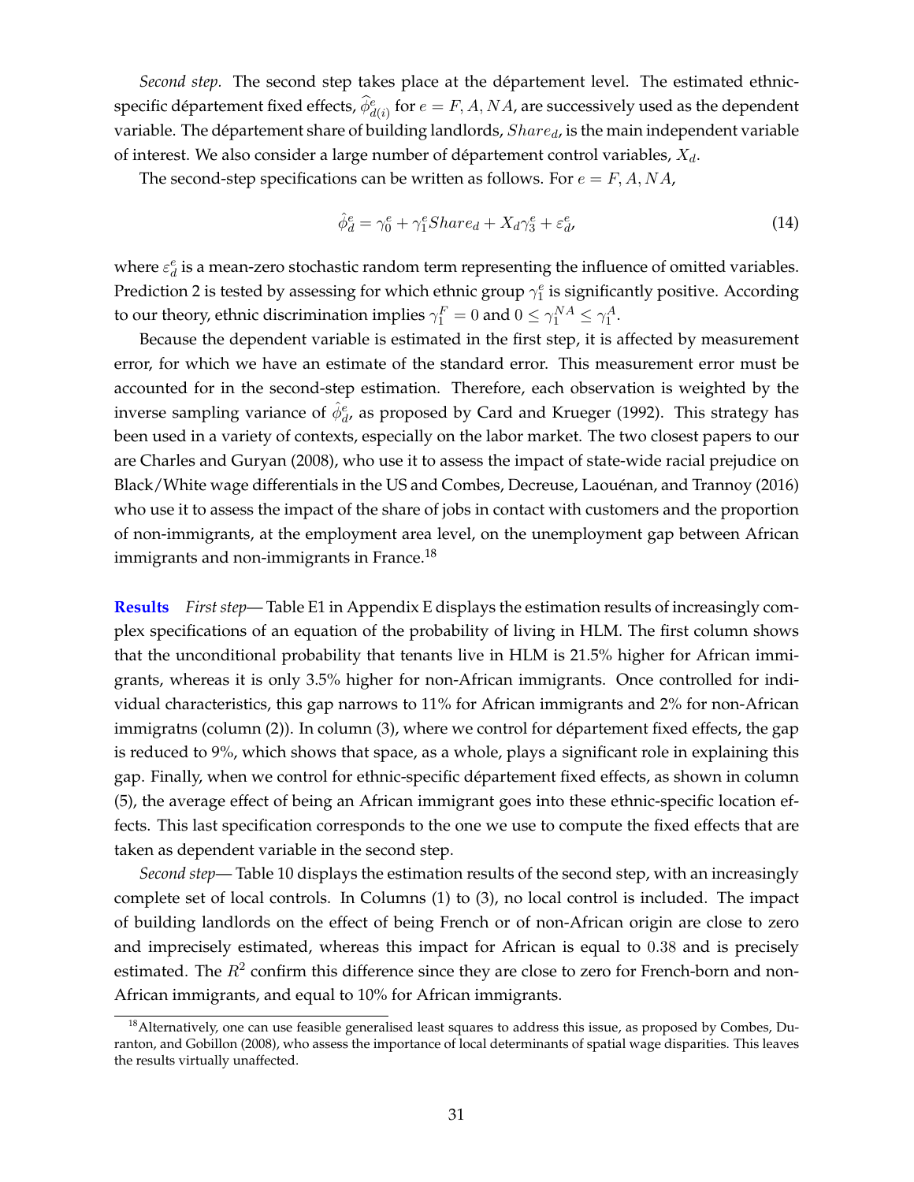*Second step.* The second step takes place at the département level. The estimated ethnic-specific département fixed effects, $\widehat{\phi}^e_{d(i)}$ for $e = F, A, NA$, are successively used as the dependent variable. The département share of building landlords, $Share_d$, is the main independent variable of interest. We also consider a large number of département control variables, $X_d$.

The second-step specifications can be written as follows. For $e = F, A, NA$,

$$\hat{\phi}^e_d = \gamma^e_0 + \gamma^e_1 Share_d + X_d \gamma^e_3 + \varepsilon^e_d, \tag{14}$$

where $\varepsilon^e_d$ is a mean-zero stochastic random term representing the influence of omitted variables. Prediction 2 is tested by assessing for which ethnic group $\gamma^e_1$ is significantly positive. According to our theory, ethnic discrimination implies $\gamma^F_1 = 0$ and $0 \leq \gamma^{NA}_1 \leq \gamma^A_1$.

Because the dependent variable is estimated in the first step, it is affected by measurement error, for which we have an estimate of the standard error. This measurement error must be accounted for in the second-step estimation. Therefore, each observation is weighted by the inverse sampling variance of $\hat{\phi}^e_d$, as proposed by Card and Krueger (1992). This strategy has been used in a variety of contexts, especially on the labor market. The two closest papers to our are Charles and Guryan (2008), who use it to assess the impact of state-wide racial prejudice on Black/White wage differentials in the US and Combes, Decreuse, Laouénan, and Trannoy (2016) who use it to assess the impact of the share of jobs in contact with customers and the proportion of non-immigrants, at the employment area level, on the unemployment gap between African immigrants and non-immigrants in France.[18]

**Results** *First step*— Table E1 in Appendix E displays the estimation results of increasingly complex specifications of an equation of the probability of living in HLM. The first column shows that the unconditional probability that tenants live in HLM is 21.5% higher for African immigrants, whereas it is only 3.5% higher for non-African immigrants. Once controlled for individual characteristics, this gap narrows to 11% for African immigrants and 2% for non-African immigratns (column (2)). In column (3), where we control for département fixed effects, the gap is reduced to 9%, which shows that space, as a whole, plays a significant role in explaining this gap. Finally, when we control for ethnic-specific département fixed effects, as shown in column (5), the average effect of being an African immigrant goes into these ethnic-specific location effects. This last specification corresponds to the one we use to compute the fixed effects that are taken as dependent variable in the second step.

*Second step*— Table 10 displays the estimation results of the second step, with an increasingly complete set of local controls. In Columns (1) to (3), no local control is included. The impact of building landlords on the effect of being French or of non-African origin are close to zero and imprecisely estimated, whereas this impact for African is equal to 0.38 and is precisely estimated. The $R^2$ confirm this difference since they are close to zero for French-born and non-African immigrants, and equal to 10% for African immigrants.

[18] Alternatively, one can use feasible generalised least squares to address this issue, as proposed by Combes, Duranton, and Gobillon (2008), who assess the importance of local determinants of spatial wage disparities. This leaves the results virtually unaffected.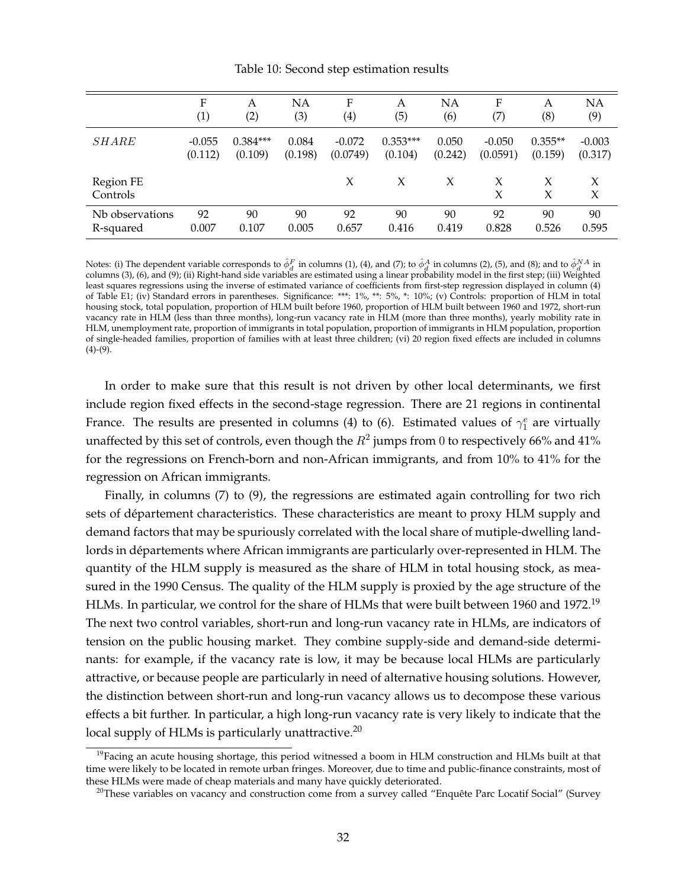Table 10: Second step estimation results

| | F (1) | A (2) | NA (3) | F (4) | A (5) | NA (6) | F (7) | A (8) | NA (9) |
|---|---|---|---|---|---|---|---|---|---|
| $SHARE$ | -0.055 | 0.384*** | 0.084 | -0.072 | 0.353*** | 0.050 | -0.050 | 0.355** | -0.003 |
| | (0.112) | (0.109) | (0.198) | (0.0749) | (0.104) | (0.242) | (0.0591) | (0.159) | (0.317) |
| Region FE | | | | X | X | X | X | X | X |
| Controls | | | | | | | X | X | X |
| Nb observations | 92 | 90 | 90 | 92 | 90 | 90 | 92 | 90 | 90 |
| R-squared | 0.007 | 0.107 | 0.005 | 0.657 | 0.416 | 0.419 | 0.828 | 0.526 | 0.595 |

Notes: (i) The dependent variable corresponds to $\hat{\phi}_d^F$ in columns (1), (4), and (7); to $\hat{\phi}_d^A$ in columns (2), (5), and (8); and to $\hat{\phi}_d^{NA}$ in columns (3), (6), and (9); (ii) Right-hand side variables are estimated using a linear probability model in the first step; (iii) Weighted least squares regressions using the inverse of estimated variance of coefficients from first-step regression displayed in column (4) of Table E1; (iv) Standard errors in parentheses. Significance: ***: 1%, **: 5%, *: 10%; (v) Controls: proportion of HLM in total housing stock, total population, proportion of HLM built before 1960, proportion of HLM built between 1960 and 1972, short-run vacancy rate in HLM (less than three months), long-run vacancy rate in HLM (more than three months), yearly mobility rate in HLM, unemployment rate, proportion of immigrants in total population, proportion of immigrants in HLM population, proportion of single-headed families, proportion of families with at least three children; (vi) 20 region fixed effects are included in columns (4)-(9).

In order to make sure that this result is not driven by other local determinants, we first include region fixed effects in the second-stage regression. There are 21 regions in continental France. The results are presented in columns (4) to (6). Estimated values of $\gamma_1^e$ are virtually unaffected by this set of controls, even though the $R^2$ jumps from 0 to respectively 66% and 41% for the regressions on French-born and non-African immigrants, and from 10% to 41% for the regression on African immigrants.

Finally, in columns (7) to (9), the regressions are estimated again controlling for two rich sets of département characteristics. These characteristics are meant to proxy HLM supply and demand factors that may be spuriously correlated with the local share of mutiple-dwelling landlords in départements where African immigrants are particularly over-represented in HLM. The quantity of the HLM supply is measured as the share of HLM in total housing stock, as measured in the 1990 Census. The quality of the HLM supply is proxied by the age structure of the HLMs. In particular, we control for the share of HLMs that were built between 1960 and 1972.[19] The next two control variables, short-run and long-run vacancy rate in HLMs, are indicators of tension on the public housing market. They combine supply-side and demand-side determinants: for example, if the vacancy rate is low, it may be because local HLMs are particularly attractive, or because people are particularly in need of alternative housing solutions. However, the distinction between short-run and long-run vacancy allows us to decompose these various effects a bit further. In particular, a high long-run vacancy rate is very likely to indicate that the local supply of HLMs is particularly unattractive.[20]

[19] Facing an acute housing shortage, this period witnessed a boom in HLM construction and HLMs built at that time were likely to be located in remote urban fringes. Moreover, due to time and public-finance constraints, most of these HLMs were made of cheap materials and many have quickly deteriorated.

[20] These variables on vacancy and construction come from a survey called "Enquête Parc Locatif Social" (Survey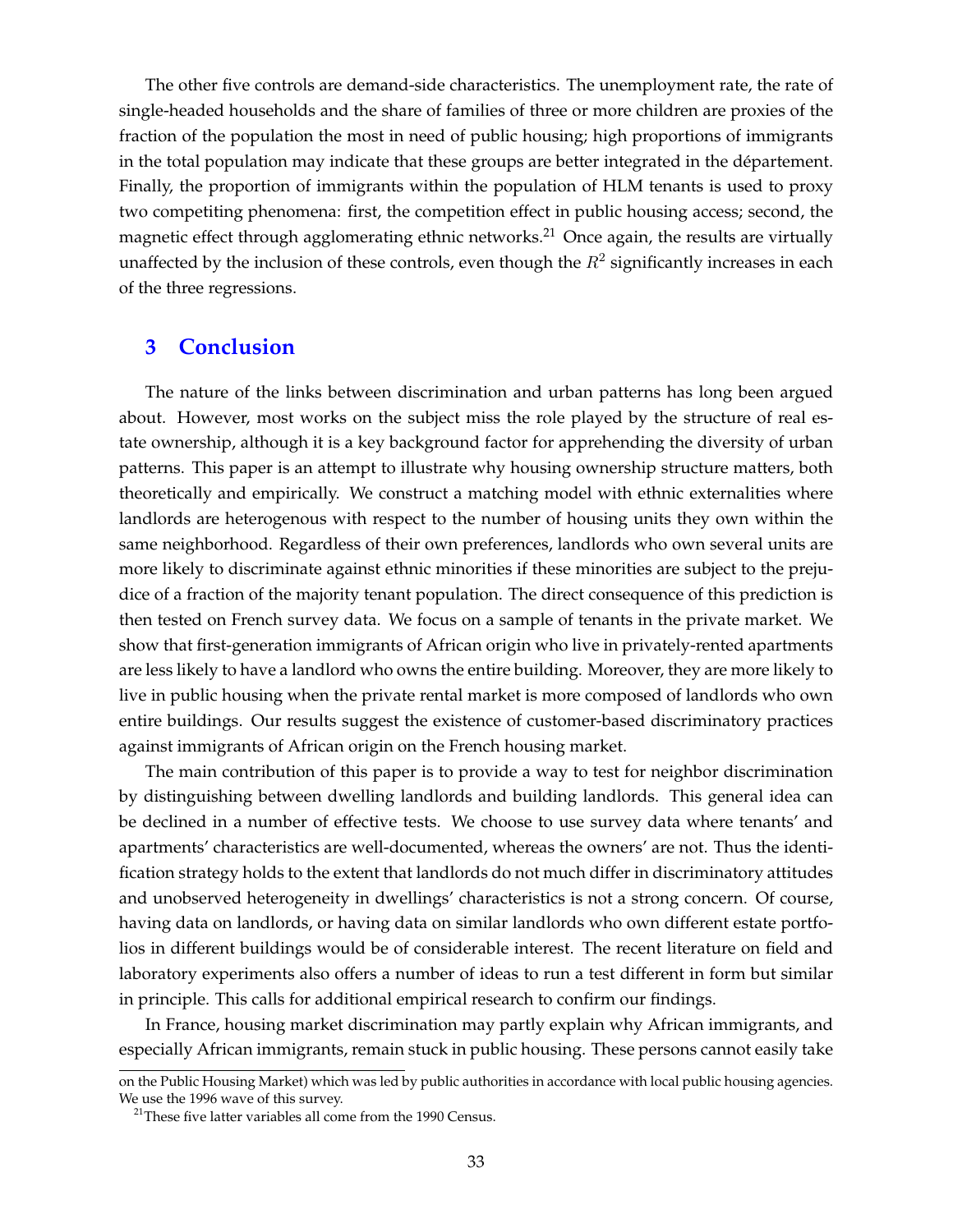The other five controls are demand-side characteristics. The unemployment rate, the rate of single-headed households and the share of families of three or more children are proxies of the fraction of the population the most in need of public housing; high proportions of immigrants in the total population may indicate that these groups are better integrated in the département. Finally, the proportion of immigrants within the population of HLM tenants is used to proxy two competiting phenomena: first, the competition effect in public housing access; second, the magnetic effect through agglomerating ethnic networks.[21] Once again, the results are virtually unaffected by the inclusion of these controls, even though the $R^2$ significantly increases in each of the three regressions.

# 3 Conclusion

The nature of the links between discrimination and urban patterns has long been argued about. However, most works on the subject miss the role played by the structure of real estate ownership, although it is a key background factor for apprehending the diversity of urban patterns. This paper is an attempt to illustrate why housing ownership structure matters, both theoretically and empirically. We construct a matching model with ethnic externalities where landlords are heterogenous with respect to the number of housing units they own within the same neighborhood. Regardless of their own preferences, landlords who own several units are more likely to discriminate against ethnic minorities if these minorities are subject to the prejudice of a fraction of the majority tenant population. The direct consequence of this prediction is then tested on French survey data. We focus on a sample of tenants in the private market. We show that first-generation immigrants of African origin who live in privately-rented apartments are less likely to have a landlord who owns the entire building. Moreover, they are more likely to live in public housing when the private rental market is more composed of landlords who own entire buildings. Our results suggest the existence of customer-based discriminatory practices against immigrants of African origin on the French housing market.

The main contribution of this paper is to provide a way to test for neighbor discrimination by distinguishing between dwelling landlords and building landlords. This general idea can be declined in a number of effective tests. We choose to use survey data where tenants' and apartments' characteristics are well-documented, whereas the owners' are not. Thus the identification strategy holds to the extent that landlords do not much differ in discriminatory attitudes and unobserved heterogeneity in dwellings' characteristics is not a strong concern. Of course, having data on landlords, or having data on similar landlords who own different estate portfolios in different buildings would be of considerable interest. The recent literature on field and laboratory experiments also offers a number of ideas to run a test different in form but similar in principle. This calls for additional empirical research to confirm our findings.

In France, housing market discrimination may partly explain why African immigrants, and especially African immigrants, remain stuck in public housing. These persons cannot easily take

on the Public Housing Market) which was led by public authorities in accordance with local public housing agencies. We use the 1996 wave of this survey.

[21] These five latter variables all come from the 1990 Census.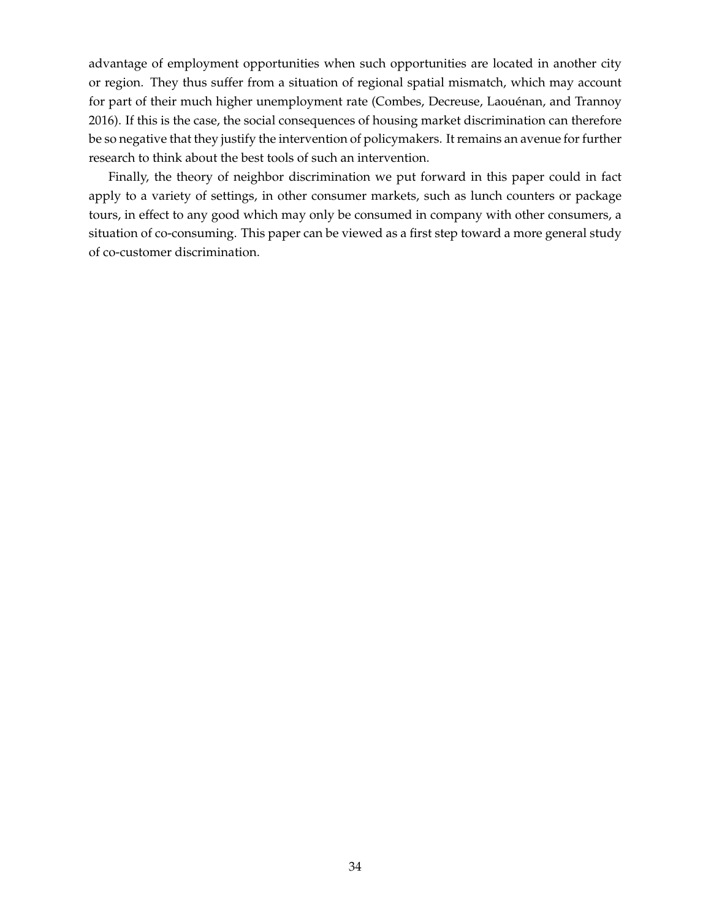advantage of employment opportunities when such opportunities are located in another city or region. They thus suffer from a situation of regional spatial mismatch, which may account for part of their much higher unemployment rate (Combes, Decreuse, Laouénan, and Trannoy 2016). If this is the case, the social consequences of housing market discrimination can therefore be so negative that they justify the intervention of policymakers. It remains an avenue for further research to think about the best tools of such an intervention.

Finally, the theory of neighbor discrimination we put forward in this paper could in fact apply to a variety of settings, in other consumer markets, such as lunch counters or package tours, in effect to any good which may only be consumed in company with other consumers, a situation of co-consuming. This paper can be viewed as a first step toward a more general study of co-customer discrimination.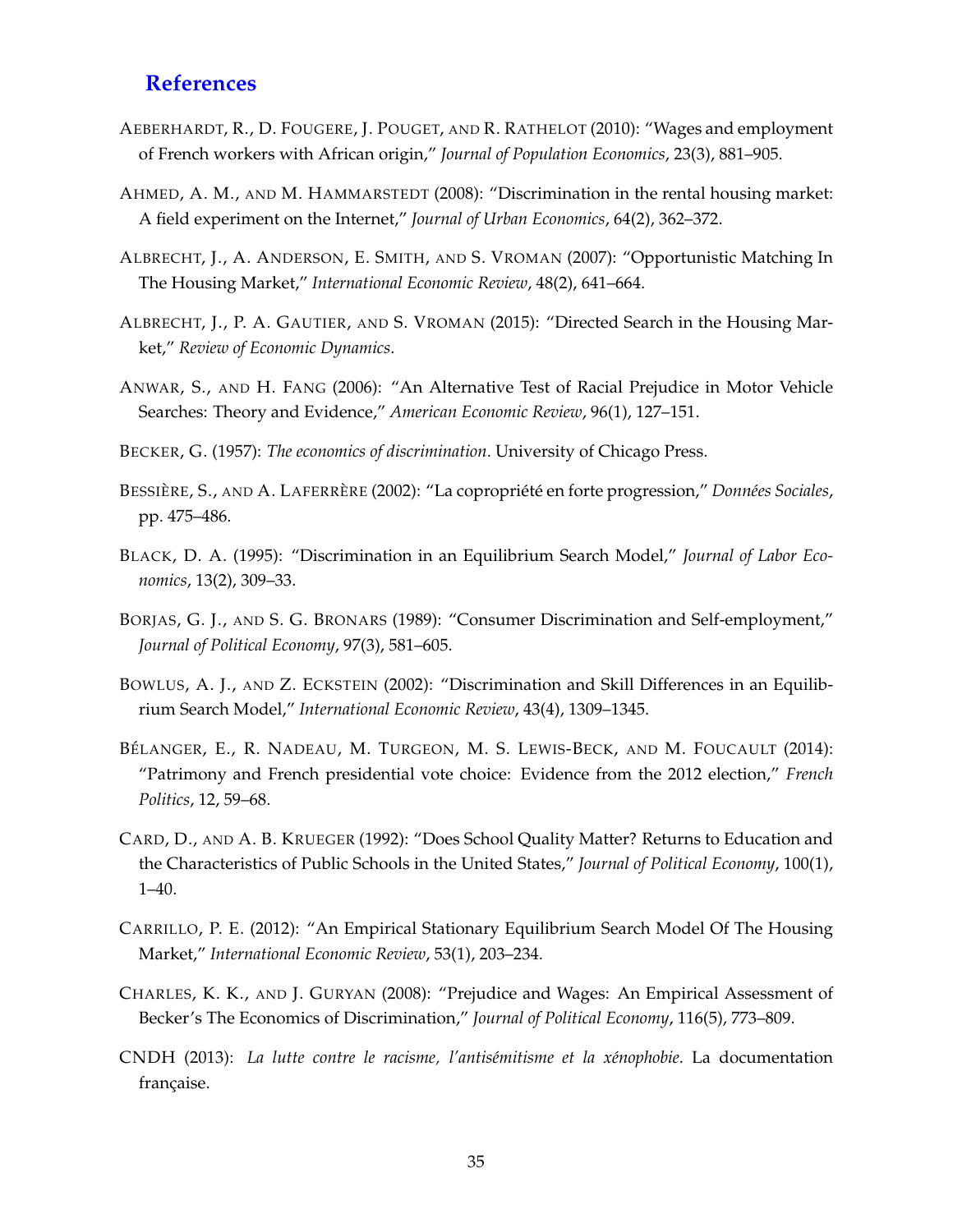## References

AEBERHARDT, R., D. FOUGERE, J. POUGET, AND R. RATHELOT (2010): "Wages and employment of French workers with African origin," *Journal of Population Economics*, 23(3), 881–905.

AHMED, A. M., AND M. HAMMARSTEDT (2008): "Discrimination in the rental housing market: A field experiment on the Internet," *Journal of Urban Economics*, 64(2), 362–372.

ALBRECHT, J., A. ANDERSON, E. SMITH, AND S. VROMAN (2007): "Opportunistic Matching In The Housing Market," *International Economic Review*, 48(2), 641–664.

ALBRECHT, J., P. A. GAUTIER, AND S. VROMAN (2015): "Directed Search in the Housing Market," *Review of Economic Dynamics*.

ANWAR, S., AND H. FANG (2006): "An Alternative Test of Racial Prejudice in Motor Vehicle Searches: Theory and Evidence," *American Economic Review*, 96(1), 127–151.

BECKER, G. (1957): *The economics of discrimination*. University of Chicago Press.

BESSIÈRE, S., AND A. LAFERRÈRE (2002): "La copropriété en forte progression," *Données Sociales*, pp. 475–486.

BLACK, D. A. (1995): "Discrimination in an Equilibrium Search Model," *Journal of Labor Economics*, 13(2), 309–33.

BORJAS, G. J., AND S. G. BRONARS (1989): "Consumer Discrimination and Self-employment," *Journal of Political Economy*, 97(3), 581–605.

BOWLUS, A. J., AND Z. ECKSTEIN (2002): "Discrimination and Skill Differences in an Equilibrium Search Model," *International Economic Review*, 43(4), 1309–1345.

BÉLANGER, E., R. NADEAU, M. TURGEON, M. S. LEWIS-BECK, AND M. FOUCAULT (2014): "Patrimony and French presidential vote choice: Evidence from the 2012 election," *French Politics*, 12, 59–68.

CARD, D., AND A. B. KRUEGER (1992): "Does School Quality Matter? Returns to Education and the Characteristics of Public Schools in the United States," *Journal of Political Economy*, 100(1), 1–40.

CARRILLO, P. E. (2012): "An Empirical Stationary Equilibrium Search Model Of The Housing Market," *International Economic Review*, 53(1), 203–234.

CHARLES, K. K., AND J. GURYAN (2008): "Prejudice and Wages: An Empirical Assessment of Becker's The Economics of Discrimination," *Journal of Political Economy*, 116(5), 773–809.

CNDH (2013): *La lutte contre le racisme, l'antisémitisme et la xénophobie*. La documentation française.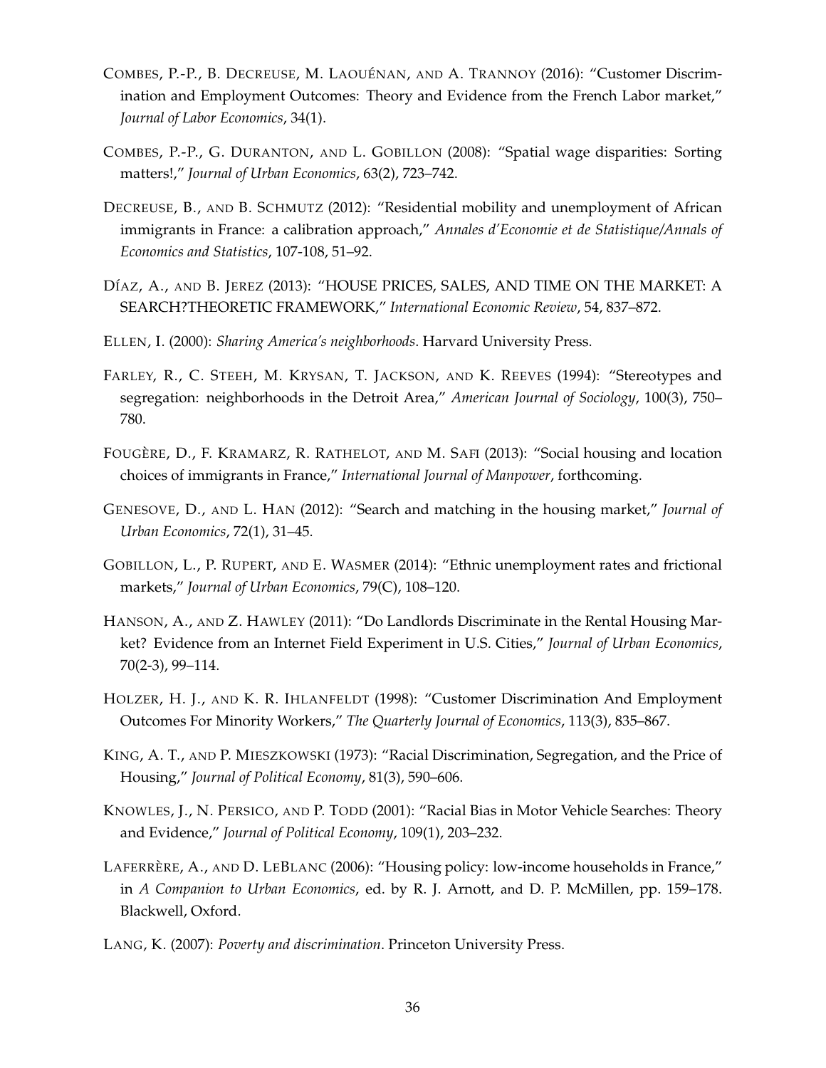COMBES, P.-P., B. DECREUSE, M. LAOUÉNAN, AND A. TRANNOY (2016): "Customer Discrimination and Employment Outcomes: Theory and Evidence from the French Labor market," *Journal of Labor Economics*, 34(1).

COMBES, P.-P., G. DURANTON, AND L. GOBILLON (2008): "Spatial wage disparities: Sorting matters!," *Journal of Urban Economics*, 63(2), 723–742.

DECREUSE, B., AND B. SCHMUTZ (2012): "Residential mobility and unemployment of African immigrants in France: a calibration approach," *Annales d'Economie et de Statistique/Annals of Economics and Statistics*, 107-108, 51–92.

DÍAZ, A., AND B. JEREZ (2013): "HOUSE PRICES, SALES, AND TIME ON THE MARKET: A SEARCH?THEORETIC FRAMEWORK," *International Economic Review*, 54, 837–872.

ELLEN, I. (2000): *Sharing America's neighborhoods*. Harvard University Press.

FARLEY, R., C. STEEH, M. KRYSAN, T. JACKSON, AND K. REEVES (1994): "Stereotypes and segregation: neighborhoods in the Detroit Area," *American Journal of Sociology*, 100(3), 750–780.

FOUGÈRE, D., F. KRAMARZ, R. RATHELOT, AND M. SAFI (2013): "Social housing and location choices of immigrants in France," *International Journal of Manpower*, forthcoming.

GENESOVE, D., AND L. HAN (2012): "Search and matching in the housing market," *Journal of Urban Economics*, 72(1), 31–45.

GOBILLON, L., P. RUPERT, AND E. WASMER (2014): "Ethnic unemployment rates and frictional markets," *Journal of Urban Economics*, 79(C), 108–120.

HANSON, A., AND Z. HAWLEY (2011): "Do Landlords Discriminate in the Rental Housing Market? Evidence from an Internet Field Experiment in U.S. Cities," *Journal of Urban Economics*, 70(2-3), 99–114.

HOLZER, H. J., AND K. R. IHLANFELDT (1998): "Customer Discrimination And Employment Outcomes For Minority Workers," *The Quarterly Journal of Economics*, 113(3), 835–867.

KING, A. T., AND P. MIESZKOWSKI (1973): "Racial Discrimination, Segregation, and the Price of Housing," *Journal of Political Economy*, 81(3), 590–606.

KNOWLES, J., N. PERSICO, AND P. TODD (2001): "Racial Bias in Motor Vehicle Searches: Theory and Evidence," *Journal of Political Economy*, 109(1), 203–232.

LAFERRÈRE, A., AND D. LEBLANC (2006): "Housing policy: low-income households in France," in *A Companion to Urban Economics*, ed. by R. J. Arnott, and D. P. McMillen, pp. 159–178. Blackwell, Oxford.

LANG, K. (2007): *Poverty and discrimination*. Princeton University Press.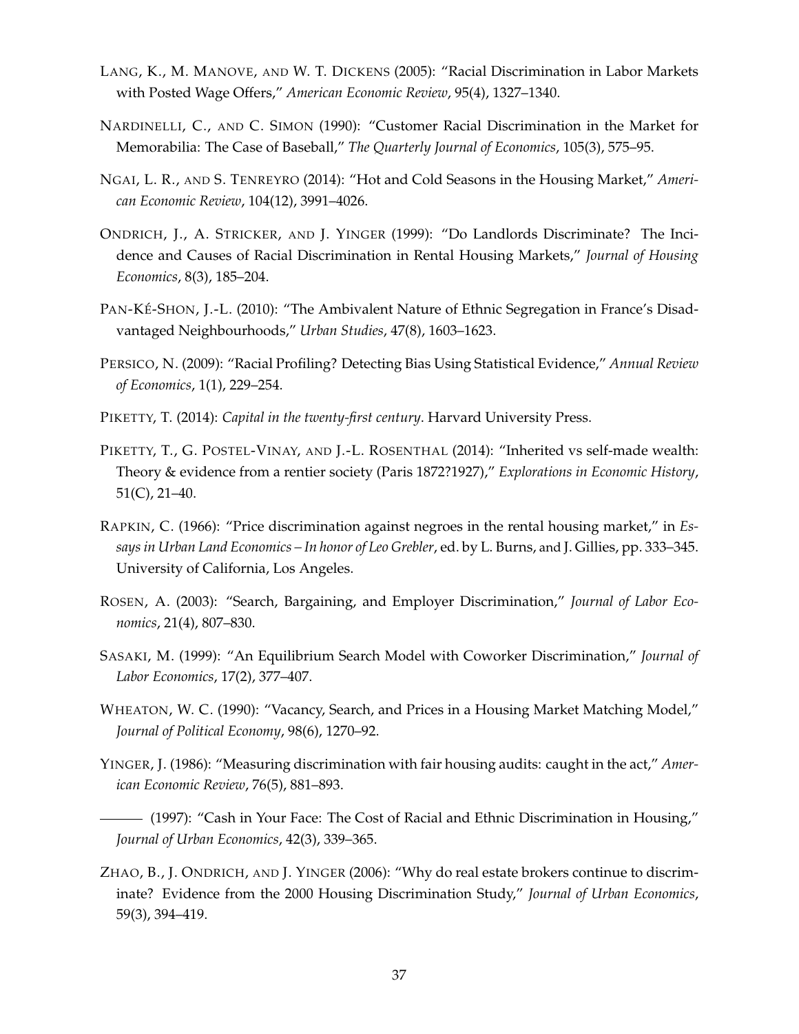Lang, K., M. Manove, and W. T. Dickens (2005): "Racial Discrimination in Labor Markets with Posted Wage Offers," *American Economic Review*, 95(4), 1327–1340.

Nardinelli, C., and C. Simon (1990): "Customer Racial Discrimination in the Market for Memorabilia: The Case of Baseball," *The Quarterly Journal of Economics*, 105(3), 575–95.

Ngai, L. R., and S. Tenreyro (2014): "Hot and Cold Seasons in the Housing Market," *American Economic Review*, 104(12), 3991–4026.

Ondrich, J., A. Stricker, and J. Yinger (1999): "Do Landlords Discriminate? The Incidence and Causes of Racial Discrimination in Rental Housing Markets," *Journal of Housing Economics*, 8(3), 185–204.

Pan-Ké-Shon, J.-L. (2010): "The Ambivalent Nature of Ethnic Segregation in France's Disadvantaged Neighbourhoods," *Urban Studies*, 47(8), 1603–1623.

Persico, N. (2009): "Racial Profiling? Detecting Bias Using Statistical Evidence," *Annual Review of Economics*, 1(1), 229–254.

Piketty, T. (2014): *Capital in the twenty-first century*. Harvard University Press.

Piketty, T., G. Postel-Vinay, and J.-L. Rosenthal (2014): "Inherited vs self-made wealth: Theory & evidence from a rentier society (Paris 1872?1927)," *Explorations in Economic History*, 51(C), 21–40.

Rapkin, C. (1966): "Price discrimination against negroes in the rental housing market," in *Essays in Urban Land Economics – In honor of Leo Grebler*, ed. by L. Burns, and J. Gillies, pp. 333–345. University of California, Los Angeles.

Rosen, A. (2003): "Search, Bargaining, and Employer Discrimination," *Journal of Labor Economics*, 21(4), 807–830.

Sasaki, M. (1999): "An Equilibrium Search Model with Coworker Discrimination," *Journal of Labor Economics*, 17(2), 377–407.

Wheaton, W. C. (1990): "Vacancy, Search, and Prices in a Housing Market Matching Model," *Journal of Political Economy*, 98(6), 1270–92.

Yinger, J. (1986): "Measuring discrimination with fair housing audits: caught in the act," *American Economic Review*, 76(5), 881–893.

——— (1997): "Cash in Your Face: The Cost of Racial and Ethnic Discrimination in Housing," *Journal of Urban Economics*, 42(3), 339–365.

Zhao, B., J. Ondrich, and J. Yinger (2006): "Why do real estate brokers continue to discriminate? Evidence from the 2000 Housing Discrimination Study," *Journal of Urban Economics*, 59(3), 394–419.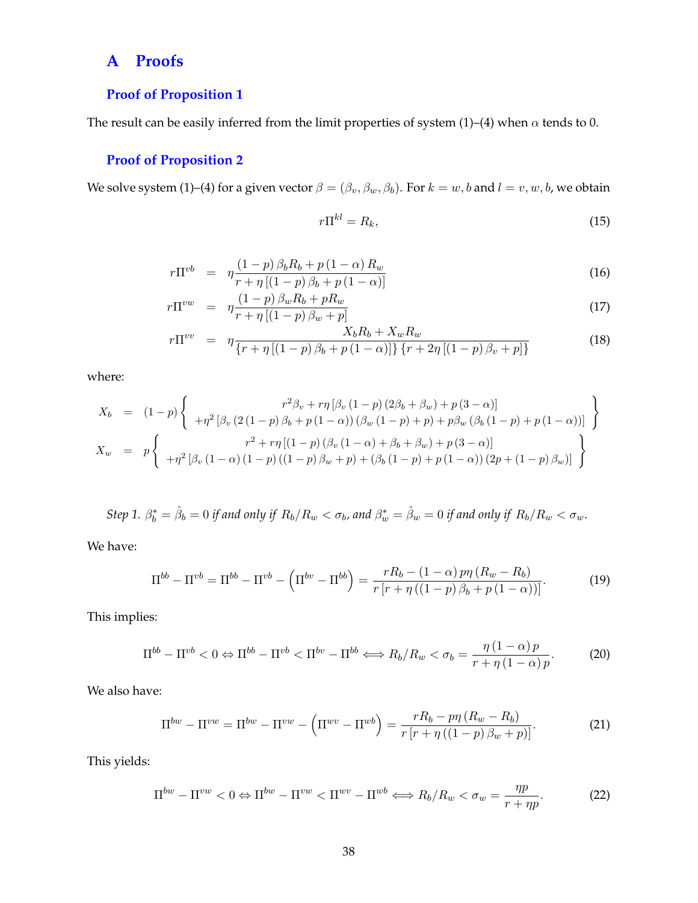# A Proofs

## Proof of Proposition 1

The result can be easily inferred from the limit properties of system (1)–(4) when $\alpha$ tends to 0.

## Proof of Proposition 2

We solve system (1)–(4) for a given vector $\beta = (\beta_v, \beta_w, \beta_b)$. For $k = w, b$ and $l = v, w, b$, we obtain

$$r\Pi^{kl} = R_k, \tag{15}$$

$$r\Pi^{vb} = \eta \frac{(1-p)\,\beta_b R_b + p\,(1-\alpha)\,R_w}{r + \eta\,[(1-p)\,\beta_b + p\,(1-\alpha)]} \tag{16}$$

$$r\Pi^{vw} = \eta \frac{(1-p)\,\beta_w R_b + p R_w}{r + \eta\,[(1-p)\,\beta_w + p]} \tag{17}$$

$$r\Pi^{vv} = \eta \frac{X_b R_b + X_w R_w}{\{r + \eta\,[(1-p)\,\beta_b + p\,(1-\alpha)]\}\,\{r + 2\eta\,[(1-p)\,\beta_v + p]\}} \tag{18}$$

where:

$$X_b = (1-p)\left\{ \begin{array}{c} r^2 \beta_v + r\eta\,[\beta_v\,(1-p)\,(2\beta_b + \beta_w) + p\,(3-\alpha)] \\ +\eta^2\,[\beta_v\,(2\,(1-p)\,\beta_b + p\,(1-\alpha))\,(\beta_w\,(1-p) + p) + p\beta_w\,(\beta_b\,(1-p) + p\,(1-\alpha))] \end{array} \right\}$$

$$X_w = p\left\{ \begin{array}{c} r^2 + r\eta\,[(1-p)\,(\beta_v\,(1-\alpha) + \beta_b + \beta_w) + p\,(3-\alpha)] \\ +\eta^2\,[\beta_v\,(1-\alpha)\,(1-p)\,((1-p)\,\beta_w + p) + (\beta_b\,(1-p) + p\,(1-\alpha))\,(2p + (1-p)\,\beta_w)] \end{array} \right\}$$

*Step 1.* $\beta_b^* = \hat{\beta}_b = 0$ *if and only if* $R_b/R_w < \sigma_b$*, and* $\beta_w^* = \hat{\beta}_w = 0$ *if and only if* $R_b/R_w < \sigma_w$*.*

We have:

$$\Pi^{bb} - \Pi^{vb} = \Pi^{bb} - \Pi^{vb} - \left(\Pi^{bv} - \Pi^{bb}\right) = \frac{rR_b - (1-\alpha)\,p\eta\,(R_w - R_b)}{r\,[r + \eta\,((1-p)\,\beta_b + p\,(1-\alpha))]}. \tag{19}$$

This implies:

$$\Pi^{bb} - \Pi^{vb} < 0 \Leftrightarrow \Pi^{bb} - \Pi^{vb} < \Pi^{bv} - \Pi^{bb} \Longleftrightarrow R_b/R_w < \sigma_b = \frac{\eta\,(1-\alpha)\,p}{r + \eta\,(1-\alpha)\,p}. \tag{20}$$

We also have:

$$\Pi^{bw} - \Pi^{vw} = \Pi^{bw} - \Pi^{vw} - \left(\Pi^{wv} - \Pi^{wb}\right) = \frac{rR_b - p\eta\,(R_w - R_b)}{r\,[r + \eta\,((1-p)\,\beta_w + p)]}. \tag{21}$$

This yields:

$$\Pi^{bw} - \Pi^{vw} < 0 \Leftrightarrow \Pi^{bw} - \Pi^{vw} < \Pi^{wv} - \Pi^{wb} \Longleftrightarrow R_b/R_w < \sigma_w = \frac{\eta p}{r + \eta p}. \tag{22}$$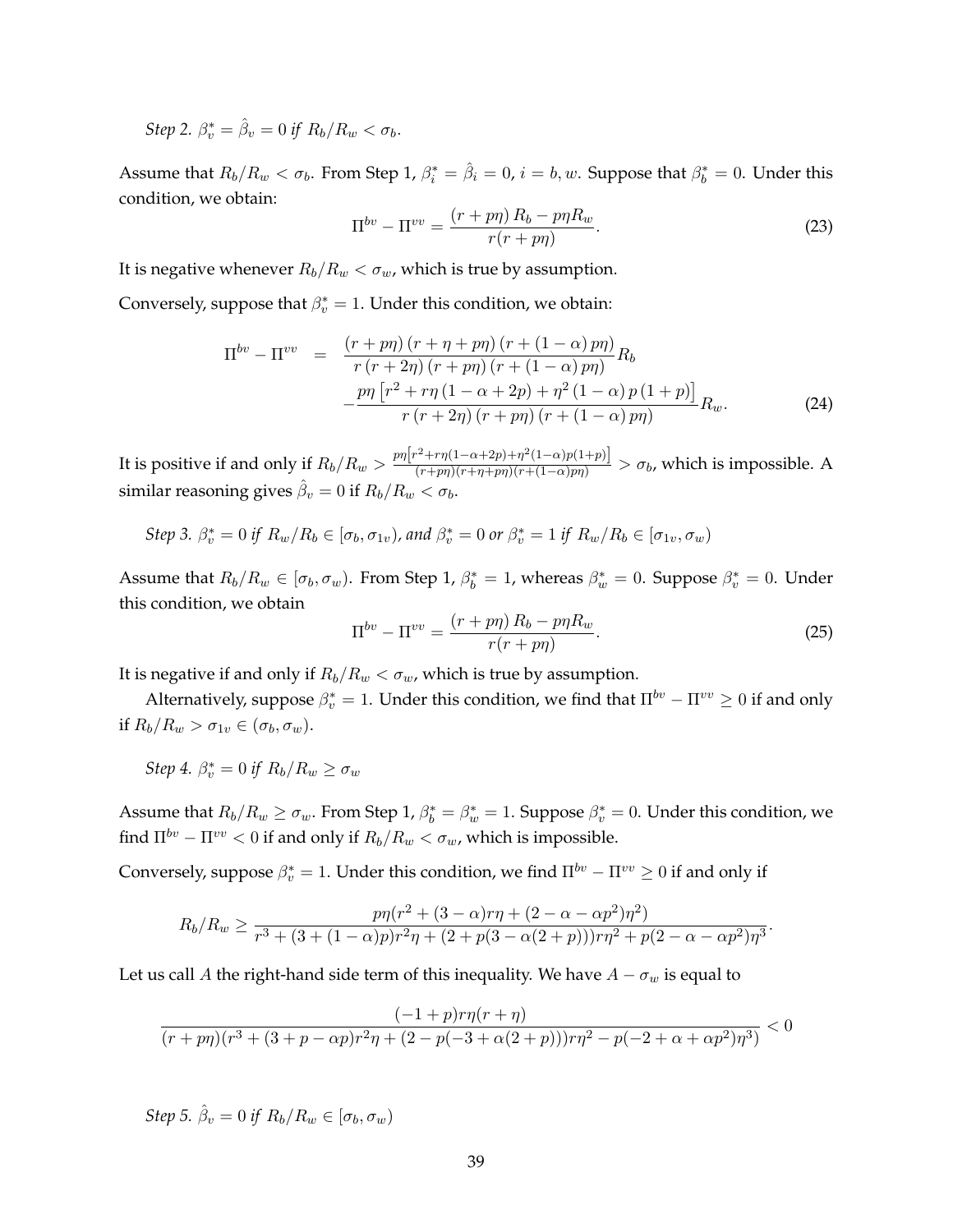*Step 2.* $\beta_v^* = \hat{\beta}_v = 0$ *if* $R_b/R_w < \sigma_b$.

Assume that $R_b/R_w < \sigma_b$. From Step 1, $\beta_i^* = \hat{\beta}_i = 0$, $i = b, w$. Suppose that $\beta_b^* = 0$. Under this condition, we obtain:

$$\Pi^{bv} - \Pi^{vv} = \frac{(r + p\eta) R_b - p\eta R_w}{r(r + p\eta)}. \tag{23}$$

It is negative whenever $R_b/R_w < \sigma_w$, which is true by assumption.

Conversely, suppose that $\beta_v^* = 1$. Under this condition, we obtain:

$$\begin{aligned} \Pi^{bv} - \Pi^{vv} &= \frac{(r + p\eta)(r + \eta + p\eta)(r + (1-\alpha)p\eta)}{r(r + 2\eta)(r + p\eta)(r + (1-\alpha)p\eta)} R_b \\ &\quad - \frac{p\eta\left[r^2 + r\eta(1 - \alpha + 2p) + \eta^2(1-\alpha)p(1+p)\right]}{r(r+2\eta)(r+p\eta)(r+(1-\alpha)p\eta)} R_w. \end{aligned} \tag{24}$$

It is positive if and only if $R_b/R_w > \frac{p\eta\left[r^2 + r\eta(1-\alpha+2p) + \eta^2(1-\alpha)p(1+p)\right]}{(r+p\eta)(r+\eta+p\eta)(r+(1-\alpha)p\eta)} > \sigma_b$, which is impossible. A similar reasoning gives $\hat{\beta}_v = 0$ if $R_b/R_w < \sigma_b$.

*Step 3.* $\beta_v^* = 0$ *if* $R_w/R_b \in [\sigma_b, \sigma_{1v})$, *and* $\beta_v^* = 0$ *or* $\beta_v^* = 1$ *if* $R_w/R_b \in [\sigma_{1v}, \sigma_w)$

Assume that $R_b/R_w \in [\sigma_b, \sigma_w)$. From Step 1, $\beta_b^* = 1$, whereas $\beta_w^* = 0$. Suppose $\beta_v^* = 0$. Under this condition, we obtain

$$\Pi^{bv} - \Pi^{vv} = \frac{(r + p\eta) R_b - p\eta R_w}{r(r + p\eta)}. \tag{25}$$

It is negative if and only if $R_b/R_w < \sigma_w$, which is true by assumption.

Alternatively, suppose $\beta_v^* = 1$. Under this condition, we find that $\Pi^{bv} - \Pi^{vv} \geq 0$ if and only if $R_b/R_w > \sigma_{1v} \in (\sigma_b, \sigma_w)$.

*Step 4.* $\beta_v^* = 0$ *if* $R_b/R_w \geq \sigma_w$

Assume that $R_b/R_w \geq \sigma_w$. From Step 1, $\beta_b^* = \beta_w^* = 1$. Suppose $\beta_v^* = 0$. Under this condition, we find $\Pi^{bv} - \Pi^{vv} < 0$ if and only if $R_b/R_w < \sigma_w$, which is impossible.

Conversely, suppose $\beta_v^* = 1$. Under this condition, we find $\Pi^{bv} - \Pi^{vv} \geq 0$ if and only if

$$R_b/R_w \geq \frac{p\eta(r^2 + (3-\alpha)r\eta + (2 - \alpha - \alpha p^2)\eta^2)}{r^3 + (3 + (1-\alpha)p)r^2\eta + (2 + p(3 - \alpha(2+p)))r\eta^2 + p(2 - \alpha - \alpha p^2)\eta^3}.$$

Let us call $A$ the right-hand side term of this inequality. We have $A - \sigma_w$ is equal to

$$\frac{(-1+p)r\eta(r+\eta)}{(r+p\eta)(r^3 + (3 + p - \alpha p)r^2\eta + (2 - p(-3 + \alpha(2+p)))r\eta^2 - p(-2 + \alpha + \alpha p^2)\eta^3)} < 0$$

*Step 5.* $\hat{\beta}_v = 0$ *if* $R_b/R_w \in [\sigma_b, \sigma_w)$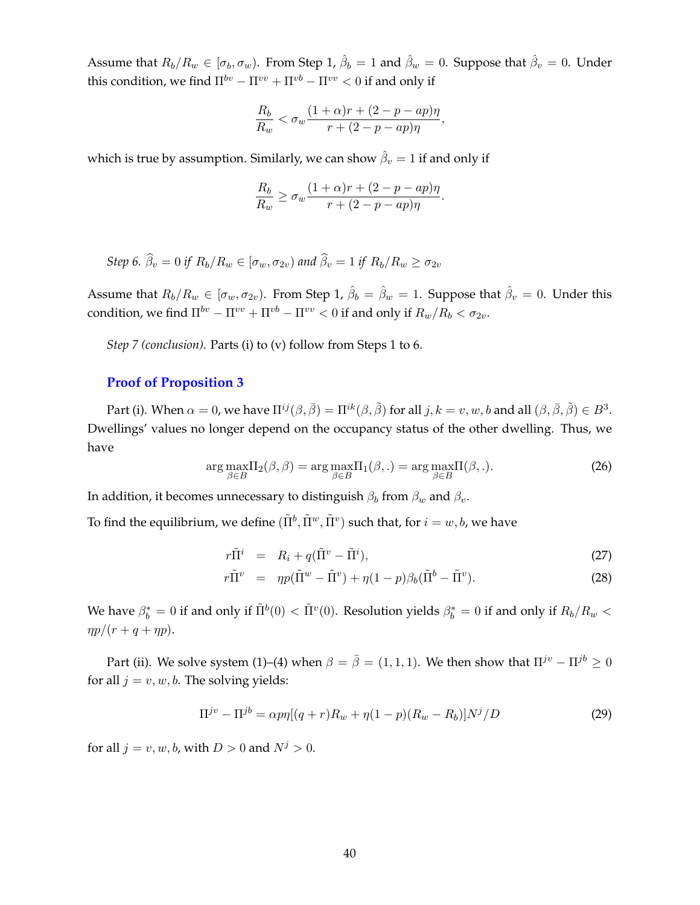Assume that $R_b/R_w \in [\sigma_b, \sigma_w)$. From Step 1, $\hat{\beta}_b = 1$ and $\hat{\beta}_w = 0$. Suppose that $\hat{\beta}_v = 0$. Under this condition, we find $\Pi^{bv} - \Pi^{vv} + \Pi^{vb} - \Pi^{vv} < 0$ if and only if

$$\frac{R_b}{R_w} < \sigma_w \frac{(1+\alpha)r + (2-p-ap)\eta}{r + (2-p-ap)\eta},$$

which is true by assumption. Similarly, we can show $\hat{\beta}_v = 1$ if and only if

$$\frac{R_b}{R_w} \geq \sigma_w \frac{(1+\alpha)r + (2-p-ap)\eta}{r + (2-p-ap)\eta}.$$

*Step 6. $\widehat{\beta}_v = 0$ if $R_b/R_w \in [\sigma_w, \sigma_{2v})$ and $\widehat{\beta}_v = 1$ if $R_b/R_w \geq \sigma_{2v}$*

Assume that $R_b/R_w \in [\sigma_w, \sigma_{2v})$. From Step 1, $\hat{\beta}_b = \hat{\beta}_w = 1$. Suppose that $\hat{\beta}_v = 0$. Under this condition, we find $\Pi^{bv} - \Pi^{vv} + \Pi^{vb} - \Pi^{vv} < 0$ if and only if $R_w/R_b < \sigma_{2v}$.

*Step 7 (conclusion).* Parts (i) to (v) follow from Steps 1 to 6.

### Proof of Proposition 3

Part (i). When $\alpha = 0$, we have $\Pi^{ij}(\beta, \bar{\beta}) = \Pi^{ik}(\beta, \tilde{\beta})$ for all $j, k = v, w, b$ and all $(\beta, \bar{\beta}, \tilde{\beta}) \in B^3$. Dwellings' values no longer depend on the occupancy status of the other dwelling. Thus, we have

$$\arg\max_{\beta \in B} \Pi_2(\beta, \beta) = \arg\max_{\beta \in B} \Pi_1(\beta, .) = \arg\max_{\beta \in B} \Pi(\beta, .). \tag{26}$$

In addition, it becomes unnecessary to distinguish $\beta_b$ from $\beta_w$ and $\beta_v$.

To find the equilibrium, we define $(\tilde{\Pi}^b, \tilde{\Pi}^w, \tilde{\Pi}^v)$ such that, for $i = w, b$, we have

$$\begin{aligned} r\tilde{\Pi}^i &= R_i + q(\tilde{\Pi}^v - \tilde{\Pi}^i), \quad (27) \\ r\tilde{\Pi}^v &= \eta p(\tilde{\Pi}^w - \tilde{\Pi}^v) + \eta(1-p)\beta_b(\tilde{\Pi}^b - \tilde{\Pi}^v). \quad (28) \end{aligned}$$

We have $\beta_b^* = 0$ if and only if $\tilde{\Pi}^b(0) < \tilde{\Pi}^v(0)$. Resolution yields $\beta_b^* = 0$ if and only if $R_b/R_w < \eta p/(r + q + \eta p)$.

Part (ii). We solve system (1)–(4) when $\beta = \bar{\beta} = (1, 1, 1)$. We then show that $\Pi^{jv} - \Pi^{jb} \geq 0$ for all $j = v, w, b$. The solving yields:

$$\Pi^{jv} - \Pi^{jb} = \alpha p\eta[(q+r)R_w + \eta(1-p)(R_w - R_b)]N^j/D \tag{29}$$

for all $j = v, w, b$, with $D > 0$ and $N^j > 0$.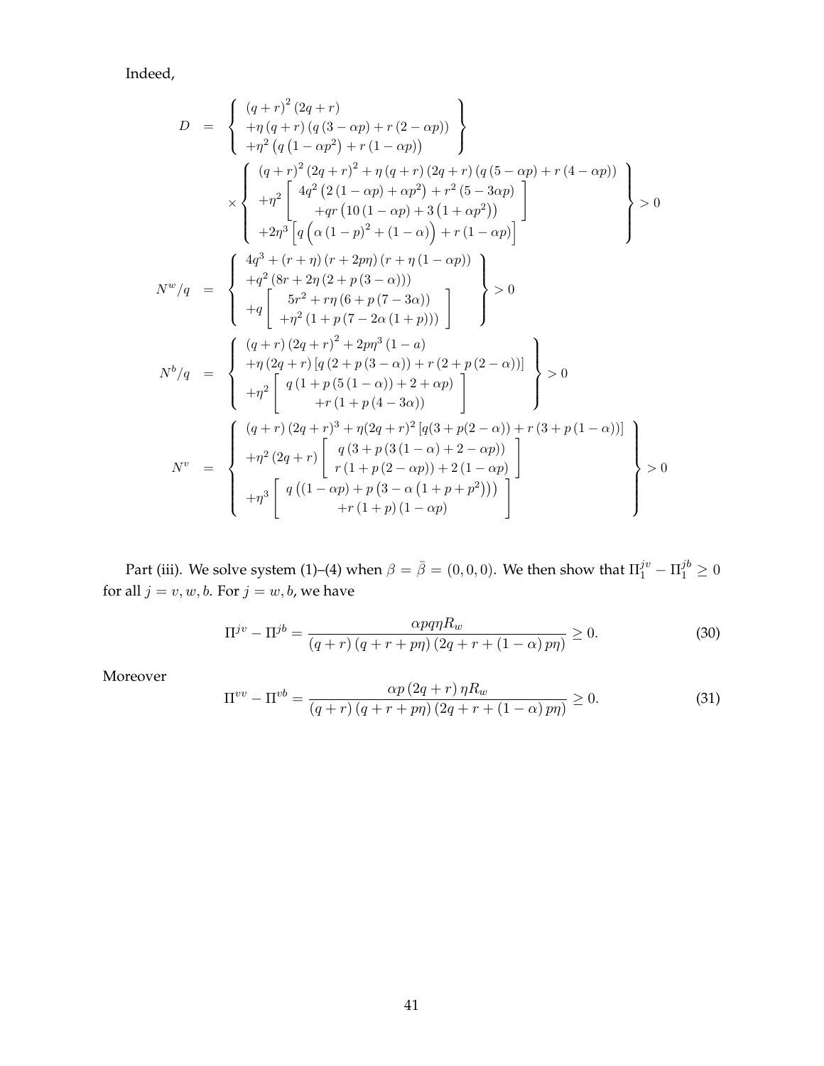Indeed,

$$
\begin{aligned}
D &= \left\{ \begin{array}{l} (q+r)^2 (2q+r) \\ +\eta (q+r) (q(3-\alpha p) + r(2-\alpha p)) \\ +\eta^2 \left(q\left(1-\alpha p^2\right) + r(1-\alpha p)\right) \end{array} \right\} \\
&\quad \times \left\{ \begin{array}{l} (q+r)^2 (2q+r)^2 + \eta (q+r)(2q+r)(q(5-\alpha p) + r(4-\alpha p)) \\ +\eta^2 \left[ \begin{array}{c} 4q^2\left(2(1-\alpha p) + \alpha p^2\right) + r^2 (5-3\alpha p) \\ +qr\left(10(1-\alpha p) + 3\left(1+\alpha p^2\right)\right) \end{array} \right] \\ +2\eta^3 \left[ q\left(\alpha (1-p)^2 + (1-\alpha)\right) + r(1-\alpha p) \right] \end{array} \right\} > 0 \\
N^w/q &= \left\{ \begin{array}{l} 4q^3 + (r+\eta)(r+2p\eta)(r+\eta(1-\alpha p)) \\ +q^2 (8r + 2\eta(2+p(3-\alpha))) \\ +q \left[ \begin{array}{c} 5r^2 + r\eta(6+p(7-3\alpha)) \\ +\eta^2 (1+p(7-2\alpha(1+p))) \end{array} \right] \end{array} \right\} > 0 \\
N^b/q &= \left\{ \begin{array}{l} (q+r)(2q+r)^2 + 2p\eta^3 (1-a) \\ +\eta(2q+r)\left[q(2+p(3-\alpha)) + r(2+p(2-\alpha))\right] \\ +\eta^2 \left[ \begin{array}{c} q(1+p(5(1-\alpha)) + 2 + \alpha p) \\ +r(1+p(4-3\alpha)) \end{array} \right] \end{array} \right\} > 0 \\
N^v &= \left\{ \begin{array}{l} (q+r)(2q+r)^3 + \eta(2q+r)^2 \left[q(3+p(2-\alpha)) + r(3+p(1-\alpha))\right] \\ +\eta^2 (2q+r) \left[ \begin{array}{c} q(3+p(3(1-\alpha)+2-\alpha p)) \\ r(1+p(2-\alpha p)) + 2(1-\alpha p) \end{array} \right] \\ +\eta^3 \left[ \begin{array}{c} q\left((1-\alpha p) + p\left(3-\alpha\left(1+p+p^2\right)\right)\right) \\ +r(1+p)(1-\alpha p) \end{array} \right] \end{array} \right\} > 0
\end{aligned}
$$

Part (iii). We solve system (1)–(4) when $\beta = \bar{\beta} = (0,0,0)$. We then show that $\Pi_1^{jv} - \Pi_1^{jb} \geq 0$ for all $j = v, w, b$. For $j = w, b$, we have

$$
\Pi^{jv} - \Pi^{jb} = \frac{\alpha p q \eta R_w}{(q+r)(q+r+p\eta)(2q+r+(1-\alpha)p\eta)} \geq 0. \tag{30}
$$

Moreover

$$
\Pi^{vv} - \Pi^{vb} = \frac{\alpha p (2q+r)\eta R_w}{(q+r)(q+r+p\eta)(2q+r+(1-\alpha)p\eta)} \geq 0. \tag{31}
$$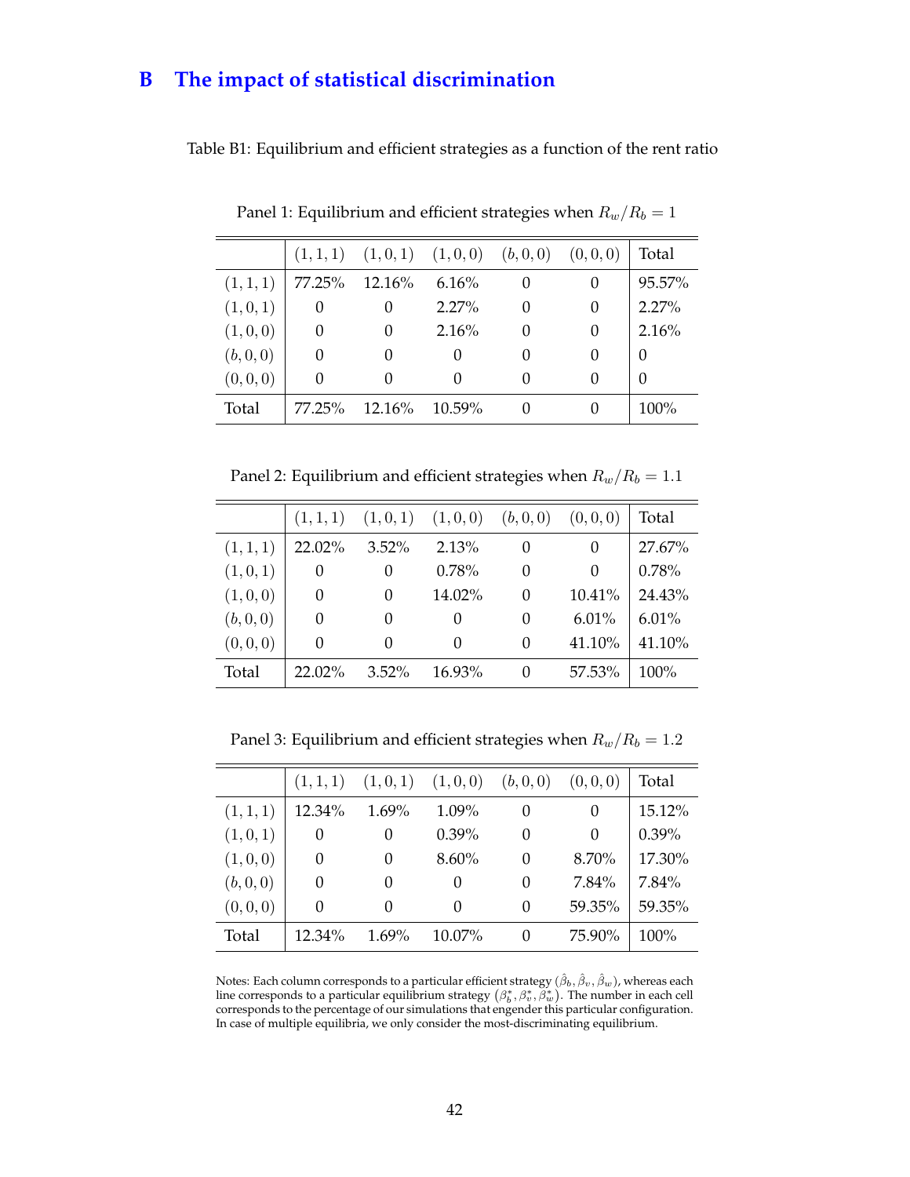# B The impact of statistical discrimination

Table B1: Equilibrium and efficient strategies as a function of the rent ratio

Panel 1: Equilibrium and efficient strategies when $R_w/R_b = 1$

| | $(1,1,1)$ | $(1,0,1)$ | $(1,0,0)$ | $(b,0,0)$ | $(0,0,0)$ | Total |
|---|---|---|---|---|---|---|
| $(1,1,1)$ | 77.25% | 12.16% | 6.16% | 0 | 0 | 95.57% |
| $(1,0,1)$ | 0 | 0 | 2.27% | 0 | 0 | 2.27% |
| $(1,0,0)$ | 0 | 0 | 2.16% | 0 | 0 | 2.16% |
| $(b,0,0)$ | 0 | 0 | 0 | 0 | 0 | 0 |
| $(0,0,0)$ | 0 | 0 | 0 | 0 | 0 | 0 |
| Total | 77.25% | 12.16% | 10.59% | 0 | 0 | 100% |

Panel 2: Equilibrium and efficient strategies when $R_w/R_b = 1.1$

| | $(1,1,1)$ | $(1,0,1)$ | $(1,0,0)$ | $(b,0,0)$ | $(0,0,0)$ | Total |
|---|---|---|---|---|---|---|
| $(1,1,1)$ | 22.02% | 3.52% | 2.13% | 0 | 0 | 27.67% |
| $(1,0,1)$ | 0 | 0 | 0.78% | 0 | 0 | 0.78% |
| $(1,0,0)$ | 0 | 0 | 14.02% | 0 | 10.41% | 24.43% |
| $(b,0,0)$ | 0 | 0 | 0 | 0 | 6.01% | 6.01% |
| $(0,0,0)$ | 0 | 0 | 0 | 0 | 41.10% | 41.10% |
| Total | 22.02% | 3.52% | 16.93% | 0 | 57.53% | 100% |

Panel 3: Equilibrium and efficient strategies when $R_w/R_b = 1.2$

| | $(1,1,1)$ | $(1,0,1)$ | $(1,0,0)$ | $(b,0,0)$ | $(0,0,0)$ | Total |
|---|---|---|---|---|---|---|
| $(1,1,1)$ | 12.34% | 1.69% | 1.09% | 0 | 0 | 15.12% |
| $(1,0,1)$ | 0 | 0 | 0.39% | 0 | 0 | 0.39% |
| $(1,0,0)$ | 0 | 0 | 8.60% | 0 | 8.70% | 17.30% |
| $(b,0,0)$ | 0 | 0 | 0 | 0 | 7.84% | 7.84% |
| $(0,0,0)$ | 0 | 0 | 0 | 0 | 59.35% | 59.35% |
| Total | 12.34% | 1.69% | 10.07% | 0 | 75.90% | 100% |

Notes: Each column corresponds to a particular efficient strategy $(\hat{\beta}_b, \hat{\beta}_v, \hat{\beta}_w)$, whereas each line corresponds to a particular equilibrium strategy $(\beta_b^*, \beta_v^*, \beta_w^*)$. The number in each cell corresponds to the percentage of our simulations that engender this particular configuration. In case of multiple equilibria, we only consider the most-discriminating equilibrium.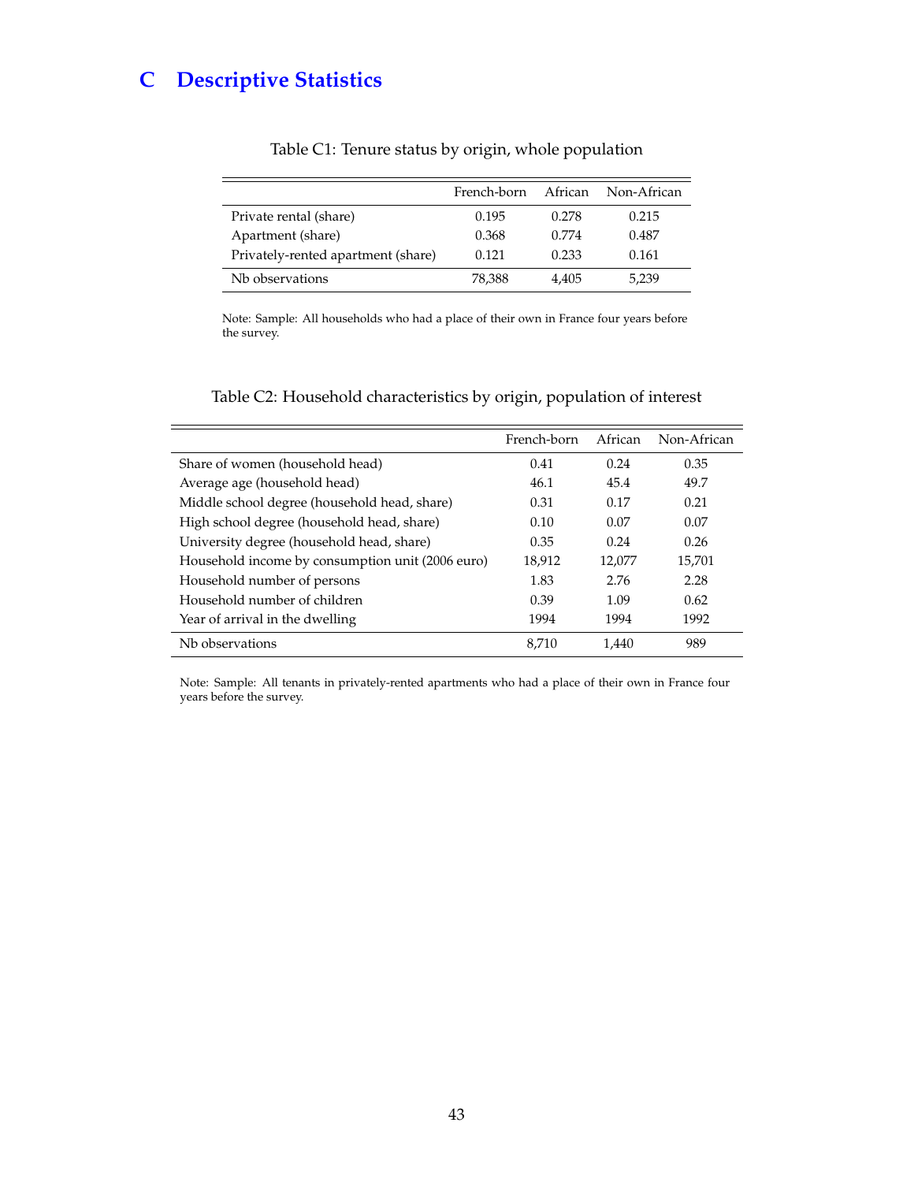# C Descriptive Statistics

Table C1: Tenure status by origin, whole population

| | French-born | African | Non-African |
|---|---|---|---|
| Private rental (share) | 0.195 | 0.278 | 0.215 |
| Apartment (share) | 0.368 | 0.774 | 0.487 |
| Privately-rented apartment (share) | 0.121 | 0.233 | 0.161 |
| Nb observations | 78,388 | 4,405 | 5,239 |

Note: Sample: All households who had a place of their own in France four years before the survey.

Table C2: Household characteristics by origin, population of interest

| | French-born | African | Non-African |
|---|---|---|---|
| Share of women (household head) | 0.41 | 0.24 | 0.35 |
| Average age (household head) | 46.1 | 45.4 | 49.7 |
| Middle school degree (household head, share) | 0.31 | 0.17 | 0.21 |
| High school degree (household head, share) | 0.10 | 0.07 | 0.07 |
| University degree (household head, share) | 0.35 | 0.24 | 0.26 |
| Household income by consumption unit (2006 euro) | 18,912 | 12,077 | 15,701 |
| Household number of persons | 1.83 | 2.76 | 2.28 |
| Household number of children | 0.39 | 1.09 | 0.62 |
| Year of arrival in the dwelling | 1994 | 1994 | 1992 |
| Nb observations | 8,710 | 1,440 | 989 |

Note: Sample: All tenants in privately-rented apartments who had a place of their own in France four years before the survey.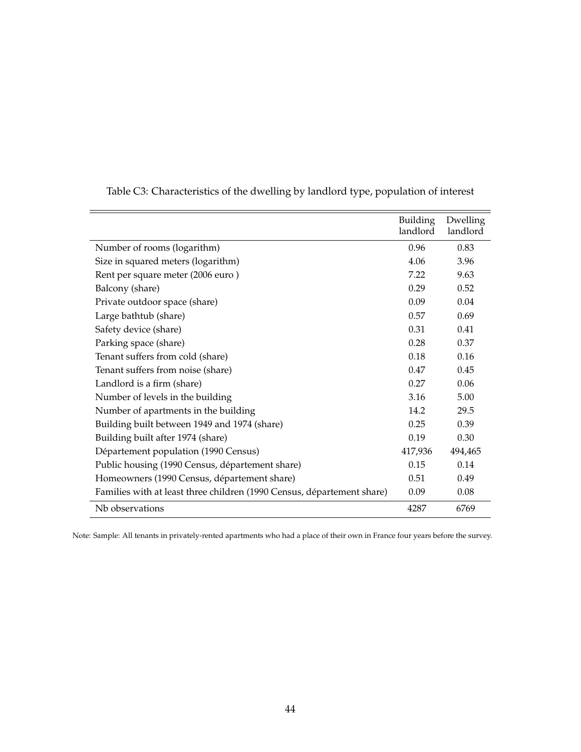Table C3: Characteristics of the dwelling by landlord type, population of interest

| | Building landlord | Dwelling landlord |
|---|---|---|
| Number of rooms (logarithm) | 0.96 | 0.83 |
| Size in squared meters (logarithm) | 4.06 | 3.96 |
| Rent per square meter (2006 euro ) | 7.22 | 9.63 |
| Balcony (share) | 0.29 | 0.52 |
| Private outdoor space (share) | 0.09 | 0.04 |
| Large bathtub (share) | 0.57 | 0.69 |
| Safety device (share) | 0.31 | 0.41 |
| Parking space (share) | 0.28 | 0.37 |
| Tenant suffers from cold (share) | 0.18 | 0.16 |
| Tenant suffers from noise (share) | 0.47 | 0.45 |
| Landlord is a firm (share) | 0.27 | 0.06 |
| Number of levels in the building | 3.16 | 5.00 |
| Number of apartments in the building | 14.2 | 29.5 |
| Building built between 1949 and 1974 (share) | 0.25 | 0.39 |
| Building built after 1974 (share) | 0.19 | 0.30 |
| Département population (1990 Census) | 417,936 | 494,465 |
| Public housing (1990 Census, département share) | 0.15 | 0.14 |
| Homeowners (1990 Census, département share) | 0.51 | 0.49 |
| Families with at least three children (1990 Census, département share) | 0.09 | 0.08 |
| Nb observations | 4287 | 6769 |

Note: Sample: All tenants in privately-rented apartments who had a place of their own in France four years before the survey.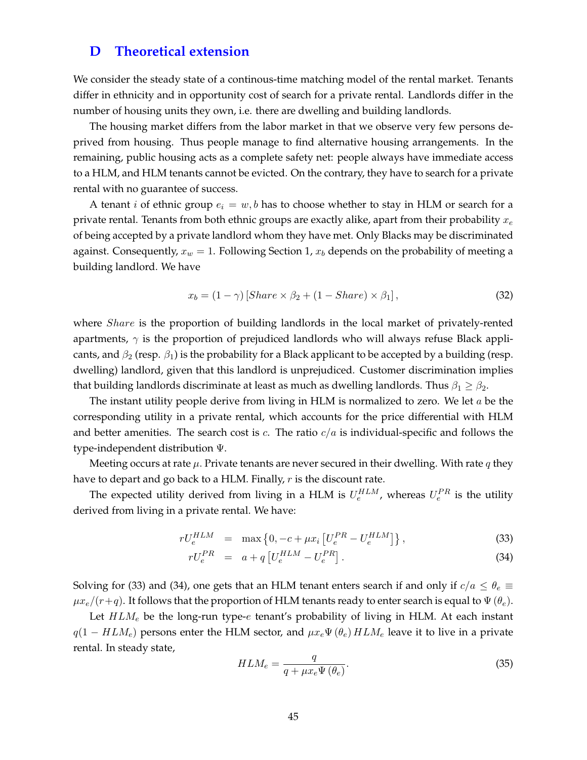# D Theoretical extension

We consider the steady state of a continous-time matching model of the rental market. Tenants differ in ethnicity and in opportunity cost of search for a private rental. Landlords differ in the number of housing units they own, i.e. there are dwelling and building landlords.

The housing market differs from the labor market in that we observe very few persons deprived from housing. Thus people manage to find alternative housing arrangements. In the remaining, public housing acts as a complete safety net: people always have immediate access to a HLM, and HLM tenants cannot be evicted. On the contrary, they have to search for a private rental with no guarantee of success.

A tenant $i$ of ethnic group $e_i = w, b$ has to choose whether to stay in HLM or search for a private rental. Tenants from both ethnic groups are exactly alike, apart from their probability $x_e$ of being accepted by a private landlord whom they have met. Only Blacks may be discriminated against. Consequently, $x_w = 1$. Following Section 1, $x_b$ depends on the probability of meeting a building landlord. We have

$$x_b = (1 - \gamma) \left[ Share \times \beta_2 + (1 - Share) \times \beta_1 \right], \tag{32}$$

where $Share$ is the proportion of building landlords in the local market of privately-rented apartments, $\gamma$ is the proportion of prejudiced landlords who will always refuse Black applicants, and $\beta_2$ (resp. $\beta_1$) is the probability for a Black applicant to be accepted by a building (resp. dwelling) landlord, given that this landlord is unprejudiced. Customer discrimination implies that building landlords discriminate at least as much as dwelling landlords. Thus $\beta_1 \geq \beta_2$.

The instant utility people derive from living in HLM is normalized to zero. We let $a$ be the corresponding utility in a private rental, which accounts for the price differential with HLM and better amenities. The search cost is $c$. The ratio $c/a$ is individual-specific and follows the type-independent distribution $\Psi$.

Meeting occurs at rate $\mu$. Private tenants are never secured in their dwelling. With rate $q$ they have to depart and go back to a HLM. Finally, $r$ is the discount rate.

The expected utility derived from living in a HLM is $U_e^{HLM}$, whereas $U_e^{PR}$ is the utility derived from living in a private rental. We have:

$$rU_e^{HLM} = \max\left\{0, -c + \mu x_i \left[U_e^{PR} - U_e^{HLM}\right]\right\}, \tag{33}$$

$$rU_e^{PR} = a + q\left[U_e^{HLM} - U_e^{PR}\right]. \tag{34}$$

Solving for (33) and (34), one gets that an HLM tenant enters search if and only if $c/a \leq \theta_e \equiv \mu x_e/(r+q)$. It follows that the proportion of HLM tenants ready to enter search is equal to $\Psi(\theta_e)$.

Let $HLM_e$ be the long-run type-$e$ tenant's probability of living in HLM. At each instant $q(1 - HLM_e)$ persons enter the HLM sector, and $\mu x_e \Psi(\theta_e) HLM_e$ leave it to live in a private rental. In steady state,

$$HLM_e = \frac{q}{q + \mu x_e \Psi(\theta_e)}. \tag{35}$$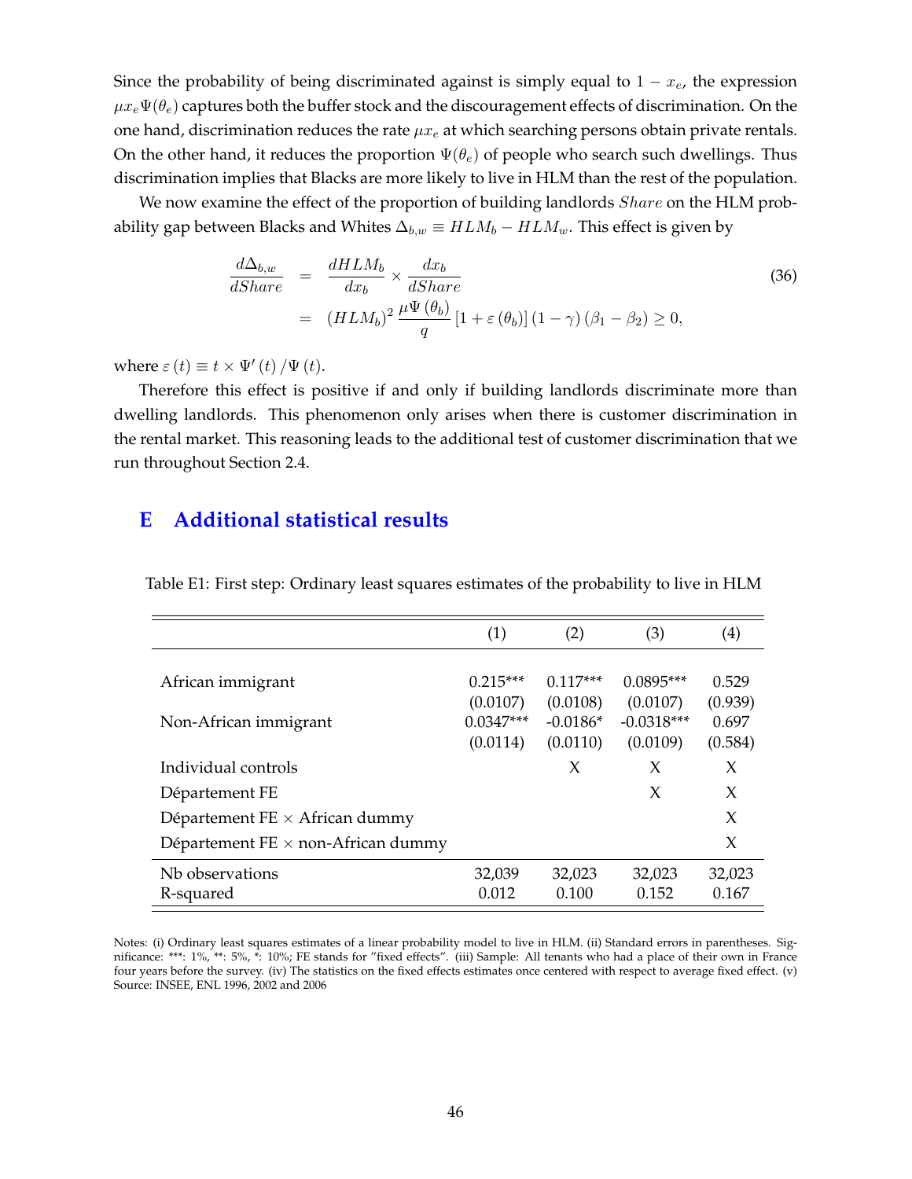Since the probability of being discriminated against is simply equal to $1 - x_e$, the expression $\mu x_e \Psi(\theta_e)$ captures both the buffer stock and the discouragement effects of discrimination. On the one hand, discrimination reduces the rate $\mu x_e$ at which searching persons obtain private rentals. On the other hand, it reduces the proportion $\Psi(\theta_e)$ of people who search such dwellings. Thus discrimination implies that Blacks are more likely to live in HLM than the rest of the population.

We now examine the effect of the proportion of building landlords $Share$ on the HLM probability gap between Blacks and Whites $\Delta_{b,w} \equiv HLM_b - HLM_w$. This effect is given by

$$
\begin{aligned}
\frac{d\Delta_{b,w}}{dShare} &= \frac{dHLM_b}{dx_b} \times \frac{dx_b}{dShare} \\
&= (HLM_b)^2 \frac{\mu \Psi(\theta_b)}{q} \left[1 + \varepsilon(\theta_b)\right](1-\gamma)(\beta_1 - \beta_2) \geq 0,
\end{aligned}
\tag{36}
$$

where $\varepsilon(t) \equiv t \times \Psi'(t) / \Psi(t)$.

Therefore this effect is positive if and only if building landlords discriminate more than dwelling landlords. This phenomenon only arises when there is customer discrimination in the rental market. This reasoning leads to the additional test of customer discrimination that we run throughout Section 2.4.

## E Additional statistical results

Table E1: First step: Ordinary least squares estimates of the probability to live in HLM

| | (1) | (2) | (3) | (4) |
|---|---|---|---|---|
| African immigrant | 0.215*** | 0.117*** | 0.0895*** | 0.529 |
| | (0.0107) | (0.0108) | (0.0107) | (0.939) |
| Non-African immigrant | 0.0347*** | -0.0186* | -0.0318*** | 0.697 |
| | (0.0114) | (0.0110) | (0.0109) | (0.584) |
| Individual controls | | X | X | X |
| Département FE | | | X | X |
| Département FE × African dummy | | | | X |
| Département FE × non-African dummy | | | | X |
| Nb observations | 32,039 | 32,023 | 32,023 | 32,023 |
| R-squared | 0.012 | 0.100 | 0.152 | 0.167 |

Notes: (i) Ordinary least squares estimates of a linear probability model to live in HLM. (ii) Standard errors in parentheses. Significance: ***: 1%, **: 5%, *: 10%; FE stands for "fixed effects". (iii) Sample: All tenants who had a place of their own in France four years before the survey. (iv) The statistics on the fixed effects estimates once centered with respect to average fixed effect. (v) Source: INSEE, ENL 1996, 2002 and 2006